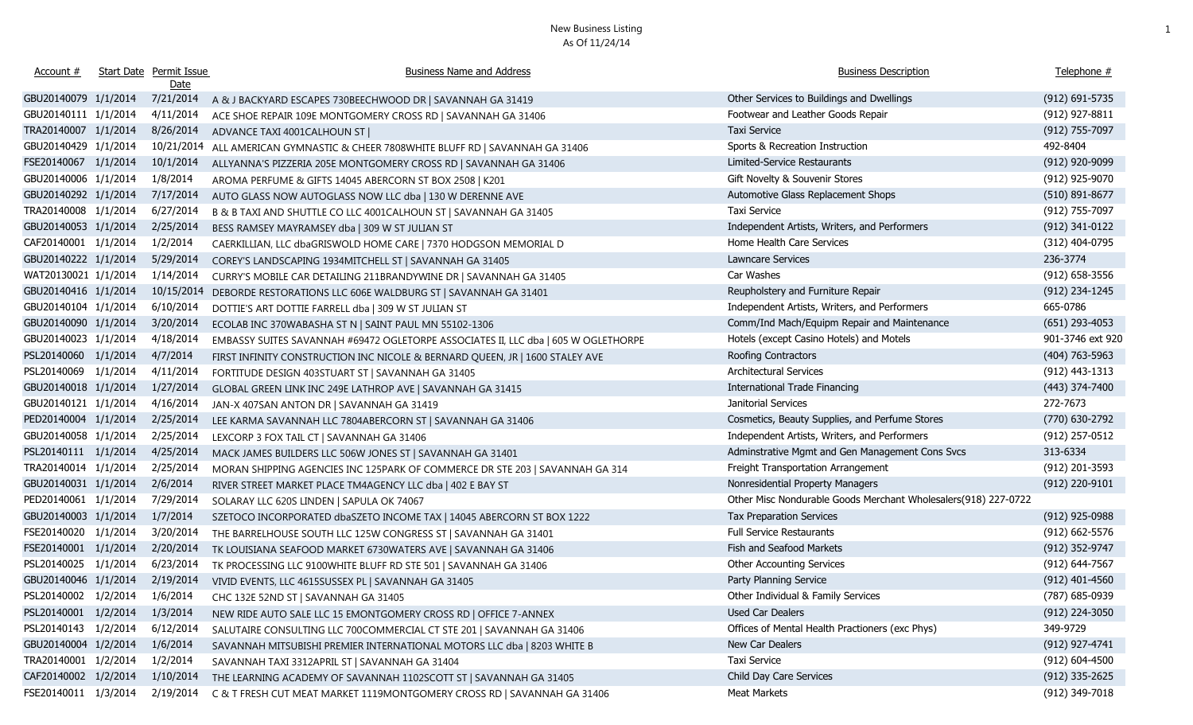# New Business Listing
As Of 11/24/14

| Account # | Start Date | Permit Issue Date | Business Name and Address | Business Description | Telephone # |
|---|---|---|---|---|---|
| GBU20140079 | 1/1/2014 | 7/21/2014 | A & J BACKYARD ESCAPES 730BEECHWOOD DR \| SAVANNAH GA 31419 | Other Services to Buildings and Dwellings | (912) 691-5735 |
| GBU20140111 | 1/1/2014 | 4/11/2014 | ACE SHOE REPAIR 109E MONTGOMERY CROSS RD \| SAVANNAH GA 31406 | Footwear and Leather Goods Repair | (912) 927-8811 |
| TRA20140007 | 1/1/2014 | 8/26/2014 | ADVANCE TAXI 4001CALHOUN ST \| | Taxi Service | (912) 755-7097 |
| GBU20140429 | 1/1/2014 | 10/21/2014 | ALL AMERICAN GYMNASTIC & CHEER 7808WHITE BLUFF RD \| SAVANNAH GA 31406 | Sports & Recreation Instruction | 492-8404 |
| FSE20140067 | 1/1/2014 | 10/1/2014 | ALLYANNA'S PIZZERIA 205E MONTGOMERY CROSS RD \| SAVANNAH GA 31406 | Limited-Service Restaurants | (912) 920-9099 |
| GBU20140006 | 1/1/2014 | 1/8/2014 | AROMA PERFUME & GIFTS 14045 ABERCORN ST BOX 2508 \| K201 | Gift Novelty & Souvenir Stores | (912) 925-9070 |
| GBU20140292 | 1/1/2014 | 7/17/2014 | AUTO GLASS NOW AUTOGLASS NOW LLC dba \| 130 W DERENNE AVE | Automotive Glass Replacement Shops | (510) 891-8677 |
| TRA20140008 | 1/1/2014 | 6/27/2014 | B & B TAXI AND SHUTTLE CO LLC 4001CALHOUN ST \| SAVANNAH GA 31405 | Taxi Service | (912) 755-7097 |
| GBU20140053 | 1/1/2014 | 2/25/2014 | BESS RAMSEY MAYRAMSEY dba \| 309 W ST JULIAN ST | Independent Artists, Writers, and Performers | (912) 341-0122 |
| CAF20140001 | 1/1/2014 | 1/2/2014 | CAERKILLIAN, LLC dbaGRISWOLD HOME CARE \| 7370 HODGSON MEMORIAL D | Home Health Care Services | (312) 404-0795 |
| GBU20140222 | 1/1/2014 | 5/29/2014 | COREY'S LANDSCAPING 1934MITCHELL ST \| SAVANNAH GA 31405 | Lawncare Services | 236-3774 |
| WAT20130021 | 1/1/2014 | 1/14/2014 | CURRY'S MOBILE CAR DETAILING 211BRANDYWINE DR \| SAVANNAH GA 31405 | Car Washes | (912) 658-3556 |
| GBU20140416 | 1/1/2014 | 10/15/2014 | DEBORDE RESTORATIONS LLC 606E WALDBURG ST \| SAVANNAH GA 31401 | Reupholstery and Furniture Repair | (912) 234-1245 |
| GBU20140104 | 1/1/2014 | 6/10/2014 | DOTTIE'S ART DOTTIE FARRELL dba \| 309 W ST JULIAN ST | Independent Artists, Writers, and Performers | 665-0786 |
| GBU20140090 | 1/1/2014 | 3/20/2014 | ECOLAB INC 370WABASHA ST N \| SAINT PAUL MN 55102-1306 | Comm/Ind Mach/Equipm Repair and Maintenance | (651) 293-4053 |
| GBU20140023 | 1/1/2014 | 4/18/2014 | EMBASSY SUITES SAVANNAH #69472 OGLETORPE ASSOCIATES II, LLC dba \| 605 W OGLETHORPE | Hotels (except Casino Hotels) and Motels | 901-3746 ext 920 |
| PSL20140060 | 1/1/2014 | 4/7/2014 | FIRST INFINITY CONSTRUCTION INC NICOLE & BERNARD QUEEN, JR \| 1600 STALEY AVE | Roofing Contractors | (404) 763-5963 |
| PSL20140069 | 1/1/2014 | 4/11/2014 | FORTITUDE DESIGN 403STUART ST \| SAVANNAH GA 31405 | Architectural Services | (912) 443-1313 |
| GBU20140018 | 1/1/2014 | 1/27/2014 | GLOBAL GREEN LINK INC 249E LATHROP AVE \| SAVANNAH GA 31415 | International Trade Financing | (443) 374-7400 |
| GBU20140121 | 1/1/2014 | 4/16/2014 | JAN-X 407SAN ANTON DR \| SAVANNAH GA 31419 | Janitorial Services | 272-7673 |
| PED20140004 | 1/1/2014 | 2/25/2014 | LEE KARMA SAVANNAH LLC 7804ABERCORN ST \| SAVANNAH GA 31406 | Cosmetics, Beauty Supplies, and Perfume Stores | (770) 630-2792 |
| GBU20140058 | 1/1/2014 | 2/25/2014 | LEXCORP 3 FOX TAIL CT \| SAVANNAH GA 31406 | Independent Artists, Writers, and Performers | (912) 257-0512 |
| PSL20140111 | 1/1/2014 | 4/25/2014 | MACK JAMES BUILDERS LLC 506W JONES ST \| SAVANNAH GA 31401 | Adminstrative Mgmt and Gen Management Cons Svcs | 313-6334 |
| TRA20140014 | 1/1/2014 | 2/25/2014 | MORAN SHIPPING AGENCIES INC 125PARK OF COMMERCE DR STE 203 \| SAVANNAH GA 314 | Freight Transportation Arrangement | (912) 201-3593 |
| GBU20140031 | 1/1/2014 | 2/6/2014 | RIVER STREET MARKET PLACE TM4AGENCY LLC dba \| 402 E BAY ST | Nonresidential Property Managers | (912) 220-9101 |
| PED20140061 | 1/1/2014 | 7/29/2014 | SOLARAY LLC 620S LINDEN \| SAPULA OK 74067 | Other Misc Nondurable Goods Merchant Wholesalers | (918) 227-0722 |
| GBU20140003 | 1/1/2014 | 1/7/2014 | SZETOCO INCORPORATED dbaSZETO INCOME TAX \| 14045 ABERCORN ST BOX 1222 | Tax Preparation Services | (912) 925-0988 |
| FSE20140020 | 1/1/2014 | 3/20/2014 | THE BARRELHOUSE SOUTH LLC 125W CONGRESS ST \| SAVANNAH GA 31401 | Full Service Restaurants | (912) 662-5576 |
| FSE20140001 | 1/1/2014 | 2/20/2014 | TK LOUISIANA SEAFOOD MARKET 6730WATERS AVE \| SAVANNAH GA 31406 | Fish and Seafood Markets | (912) 352-9747 |
| PSL20140025 | 1/1/2014 | 6/23/2014 | TK PROCESSING LLC 9100WHITE BLUFF RD STE 501 \| SAVANNAH GA 31406 | Other Accounting Services | (912) 644-7567 |
| GBU20140046 | 1/1/2014 | 2/19/2014 | VIVID EVENTS, LLC 4615SUSSEX PL \| SAVANNAH GA 31405 | Party Planning Service | (912) 401-4560 |
| PSL20140002 | 1/2/2014 | 1/6/2014 | CHC 132E 52ND ST \| SAVANNAH GA 31405 | Other Individual & Family Services | (787) 685-0939 |
| PSL20140001 | 1/2/2014 | 1/3/2014 | NEW RIDE AUTO SALE LLC 15 EMONTGOMERY CROSS RD \| OFFICE 7-ANNEX | Used Car Dealers | (912) 224-3050 |
| PSL20140143 | 1/2/2014 | 6/12/2014 | SALUTAIRE CONSULTING LLC 700COMMERCIAL CT STE 201 \| SAVANNAH GA 31406 | Offices of Mental Health Practioners (exc Phys) | 349-9729 |
| GBU20140004 | 1/2/2014 | 1/6/2014 | SAVANNAH MITSUBISHI PREMIER INTERNATIONAL MOTORS LLC dba \| 8203 WHITE B | New Car Dealers | (912) 927-4741 |
| TRA20140001 | 1/2/2014 | 1/2/2014 | SAVANNAH TAXI 3312APRIL ST \| SAVANNAH GA 31404 | Taxi Service | (912) 604-4500 |
| CAF20140002 | 1/2/2014 | 1/10/2014 | THE LEARNING ACADEMY OF SAVANNAH 1102SCOTT ST \| SAVANNAH GA 31405 | Child Day Care Services | (912) 335-2625 |
| FSE20140011 | 1/3/2014 | 2/19/2014 | C & T FRESH CUT MEAT MARKET 1119MONTGOMERY CROSS RD \| SAVANNAH GA 31406 | Meat Markets | (912) 349-7018 |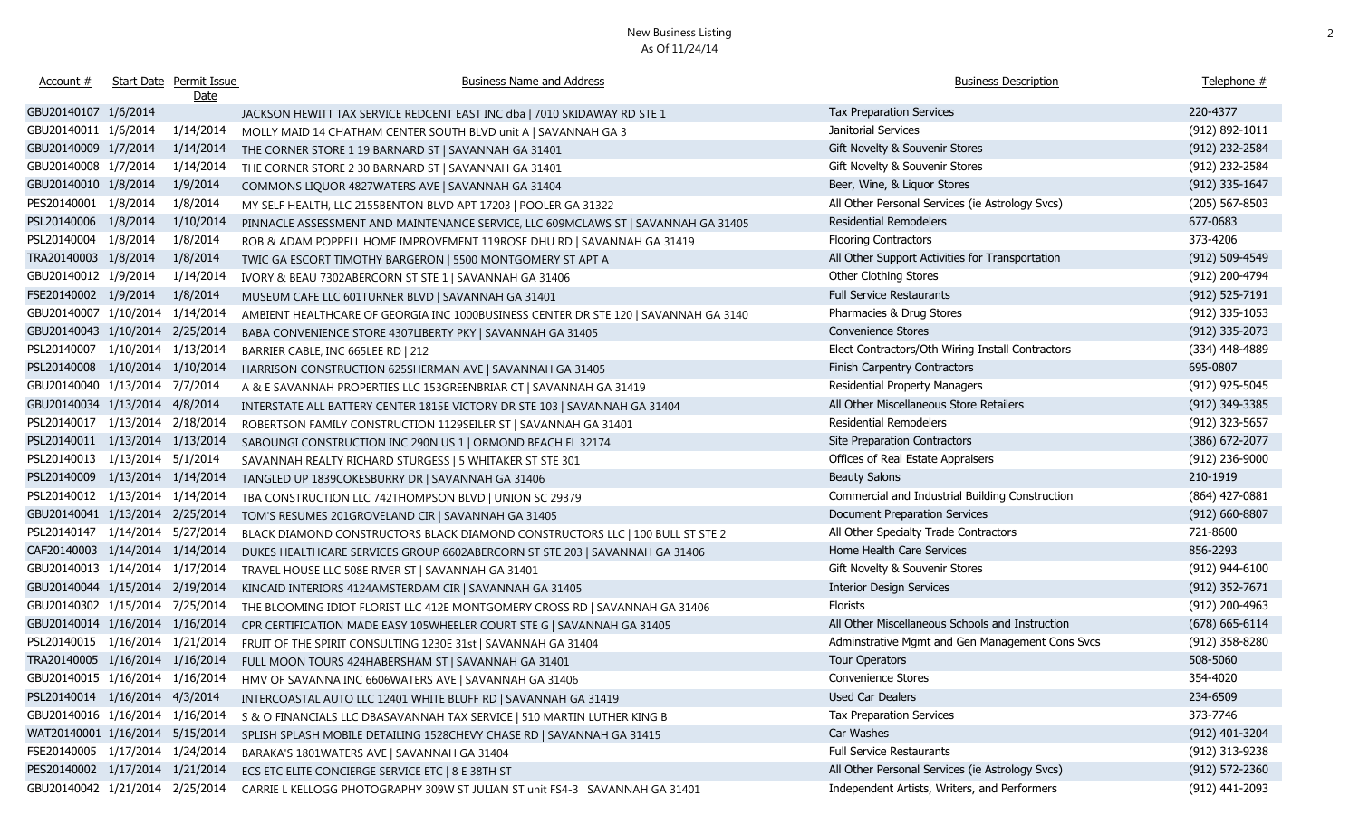# New Business Listing
As Of 11/24/14

| Account # | Start Date | Permit Issue Date | Business Name and Address | Business Description | Telephone # |
|---|---|---|---|---|---|
| GBU20140107 | 1/6/2014 | | JACKSON HEWITT TAX SERVICE REDCENT EAST INC dba \| 7010 SKIDAWAY RD STE 1 | Tax Preparation Services | 220-4377 |
| GBU20140011 | 1/6/2014 | 1/14/2014 | MOLLY MAID 14 CHATHAM CENTER SOUTH BLVD unit A \| SAVANNAH GA 3 | Janitorial Services | (912) 892-1011 |
| GBU20140009 | 1/7/2014 | 1/14/2014 | THE CORNER STORE 1 19 BARNARD ST \| SAVANNAH GA 31401 | Gift Novelty & Souvenir Stores | (912) 232-2584 |
| GBU20140008 | 1/7/2014 | 1/14/2014 | THE CORNER STORE 2 30 BARNARD ST \| SAVANNAH GA 31401 | Gift Novelty & Souvenir Stores | (912) 232-2584 |
| GBU20140010 | 1/8/2014 | 1/9/2014 | COMMONS LIQUOR 4827WATERS AVE \| SAVANNAH GA 31404 | Beer, Wine, & Liquor Stores | (912) 335-1647 |
| PES20140001 | 1/8/2014 | 1/8/2014 | MY SELF HEALTH, LLC 2155BENTON BLVD APT 17203 \| POOLER GA 31322 | All Other Personal Services (ie Astrology Svcs) | (205) 567-8503 |
| PSL20140006 | 1/8/2014 | 1/10/2014 | PINNACLE ASSESSMENT AND MAINTENANCE SERVICE, LLC 609MCLAWS ST \| SAVANNAH GA 31405 | Residential Remodelers | 677-0683 |
| PSL20140004 | 1/8/2014 | 1/8/2014 | ROB & ADAM POPPELL HOME IMPROVEMENT 119ROSE DHU RD \| SAVANNAH GA 31419 | Flooring Contractors | 373-4206 |
| TRA20140003 | 1/8/2014 | 1/8/2014 | TWIC GA ESCORT TIMOTHY BARGERON \| 5500 MONTGOMERY ST APT A | All Other Support Activities for Transportation | (912) 509-4549 |
| GBU20140012 | 1/9/2014 | 1/14/2014 | IVORY & BEAU 7302ABERCORN ST STE 1 \| SAVANNAH GA 31406 | Other Clothing Stores | (912) 200-4794 |
| FSE20140002 | 1/9/2014 | 1/8/2014 | MUSEUM CAFE LLC 601TURNER BLVD \| SAVANNAH GA 31401 | Full Service Restaurants | (912) 525-7191 |
| GBU20140007 | 1/10/2014 | 1/14/2014 | AMBIENT HEALTHCARE OF GEORGIA INC 1000BUSINESS CENTER DR STE 120 \| SAVANNAH GA 3140 | Pharmacies & Drug Stores | (912) 335-1053 |
| GBU20140043 | 1/10/2014 | 2/25/2014 | BABA CONVENIENCE STORE 4307LIBERTY PKY \| SAVANNAH GA 31405 | Convenience Stores | (912) 335-2073 |
| PSL20140007 | 1/10/2014 | 1/13/2014 | BARRIER CABLE, INC 665LEE RD \| 212 | Elect Contractors/Oth Wiring Install Contractors | (334) 448-4889 |
| PSL20140008 | 1/10/2014 | 1/10/2014 | HARRISON CONSTRUCTION 625SHERMAN AVE \| SAVANNAH GA 31405 | Finish Carpentry Contractors | 695-0807 |
| GBU20140040 | 1/13/2014 | 7/7/2014 | A & E SAVANNAH PROPERTIES LLC 153GREENBRIAR CT \| SAVANNAH GA 31419 | Residential Property Managers | (912) 925-5045 |
| GBU20140034 | 1/13/2014 | 4/8/2014 | INTERSTATE ALL BATTERY CENTER 1815E VICTORY DR STE 103 \| SAVANNAH GA 31404 | All Other Miscellaneous Store Retailers | (912) 349-3385 |
| PSL20140017 | 1/13/2014 | 2/18/2014 | ROBERTSON FAMILY CONSTRUCTION 1129SEILER ST \| SAVANNAH GA 31401 | Residential Remodelers | (912) 323-5657 |
| PSL20140011 | 1/13/2014 | 1/13/2014 | SABOUNGI CONSTRUCTION INC 290N US 1 \| ORMOND BEACH FL 32174 | Site Preparation Contractors | (386) 672-2077 |
| PSL20140013 | 1/13/2014 | 5/1/2014 | SAVANNAH REALTY RICHARD STURGESS \| 5 WHITAKER ST STE 301 | Offices of Real Estate Appraisers | (912) 236-9000 |
| PSL20140009 | 1/13/2014 | 1/14/2014 | TANGLED UP 1839COKESBURRY DR \| SAVANNAH GA 31406 | Beauty Salons | 210-1919 |
| PSL20140012 | 1/13/2014 | 1/14/2014 | TBA CONSTRUCTION LLC 742THOMPSON BLVD \| UNION SC 29379 | Commercial and Industrial Building Construction | (864) 427-0881 |
| GBU20140041 | 1/13/2014 | 2/25/2014 | TOM'S RESUMES 201GROVELAND CIR \| SAVANNAH GA 31405 | Document Preparation Services | (912) 660-8807 |
| PSL20140147 | 1/14/2014 | 5/27/2014 | BLACK DIAMOND CONSTRUCTORS BLACK DIAMOND CONSTRUCTORS LLC \| 100 BULL ST STE 2 | All Other Specialty Trade Contractors | 721-8600 |
| CAF20140003 | 1/14/2014 | 1/14/2014 | DUKES HEALTHCARE SERVICES GROUP 6602ABERCORN ST STE 203 \| SAVANNAH GA 31406 | Home Health Care Services | 856-2293 |
| GBU20140013 | 1/14/2014 | 1/17/2014 | TRAVEL HOUSE LLC 508E RIVER ST \| SAVANNAH GA 31401 | Gift Novelty & Souvenir Stores | (912) 944-6100 |
| GBU20140044 | 1/15/2014 | 2/19/2014 | KINCAID INTERIORS 4124AMSTERDAM CIR \| SAVANNAH GA 31405 | Interior Design Services | (912) 352-7671 |
| GBU20140302 | 1/15/2014 | 7/25/2014 | THE BLOOMING IDIOT FLORIST LLC 412E MONTGOMERY CROSS RD \| SAVANNAH GA 31406 | Florists | (912) 200-4963 |
| GBU20140014 | 1/16/2014 | 1/16/2014 | CPR CERTIFICATION MADE EASY 105WHEELER COURT STE G \| SAVANNAH GA 31405 | All Other Miscellaneous Schools and Instruction | (678) 665-6114 |
| PSL20140015 | 1/16/2014 | 1/21/2014 | FRUIT OF THE SPIRIT CONSULTING 1230E 31st \| SAVANNAH GA 31404 | Adminstrative Mgmt and Gen Management Cons Svcs | (912) 358-8280 |
| TRA20140005 | 1/16/2014 | 1/16/2014 | FULL MOON TOURS 424HABERSHAM ST \| SAVANNAH GA 31401 | Tour Operators | 508-5060 |
| GBU20140015 | 1/16/2014 | 1/16/2014 | HMV OF SAVANNA INC 6606WATERS AVE \| SAVANNAH GA 31406 | Convenience Stores | 354-4020 |
| PSL20140014 | 1/16/2014 | 4/3/2014 | INTERCOASTAL AUTO LLC 12401 WHITE BLUFF RD \| SAVANNAH GA 31419 | Used Car Dealers | 234-6509 |
| GBU20140016 | 1/16/2014 | 1/16/2014 | S & O FINANCIALS LLC DBASAVANNAH TAX SERVICE \| 510 MARTIN LUTHER KING B | Tax Preparation Services | 373-7746 |
| WAT20140001 | 1/16/2014 | 5/15/2014 | SPLISH SPLASH MOBILE DETAILING 1528CHEVY CHASE RD \| SAVANNAH GA 31415 | Car Washes | (912) 401-3204 |
| FSE20140005 | 1/17/2014 | 1/24/2014 | BARAKA'S 1801WATERS AVE \| SAVANNAH GA 31404 | Full Service Restaurants | (912) 313-9238 |
| PES20140002 | 1/17/2014 | 1/21/2014 | ECS ETC ELITE CONCIERGE SERVICE ETC \| 8 E 38TH ST | All Other Personal Services (ie Astrology Svcs) | (912) 572-2360 |
| GBU20140042 | 1/21/2014 | 2/25/2014 | CARRIE L KELLOGG PHOTOGRAPHY 309W ST JULIAN ST unit FS4-3 \| SAVANNAH GA 31401 | Independent Artists, Writers, and Performers | (912) 441-2093 |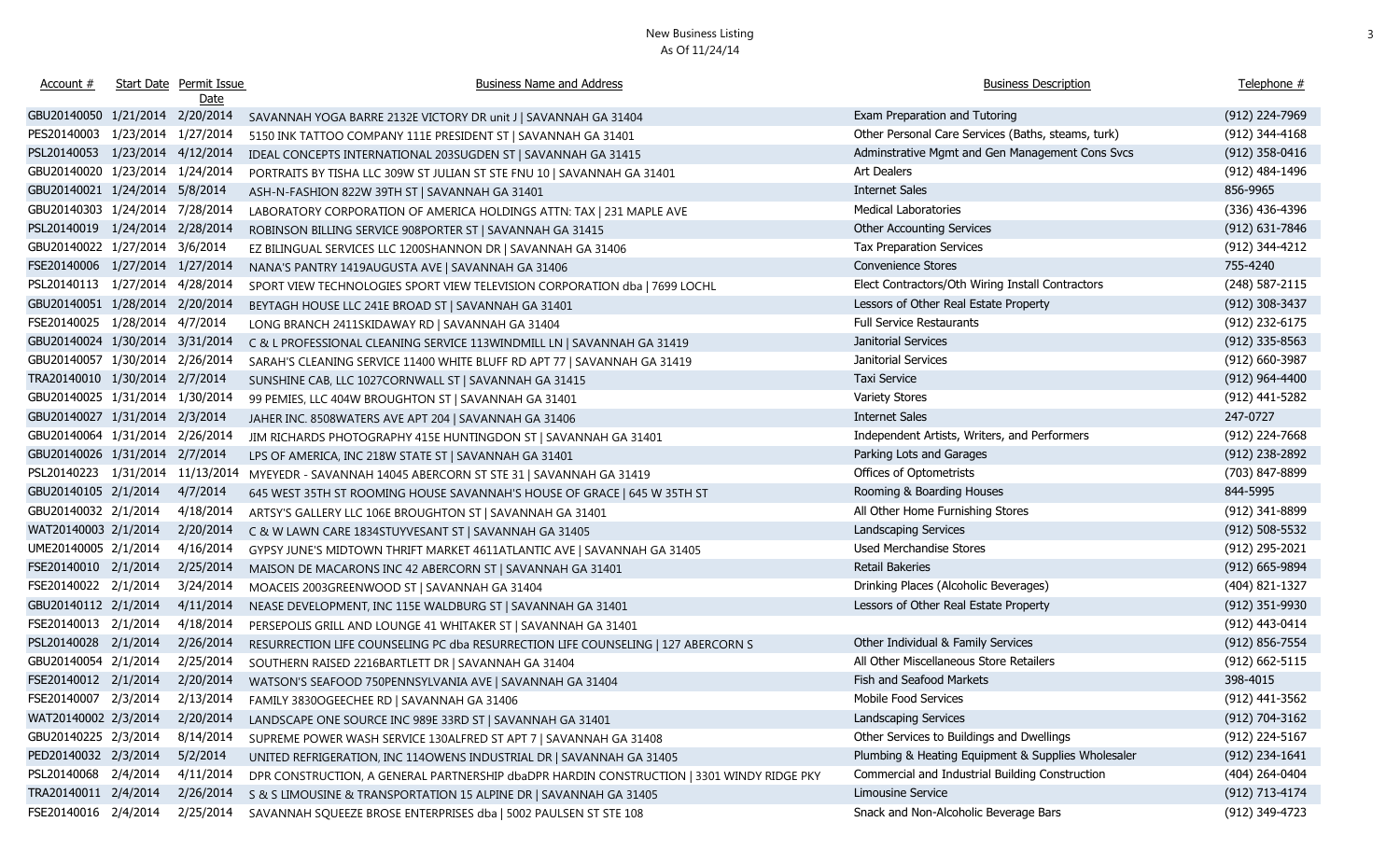# New Business Listing
As Of 11/24/14

| Account # | Start Date | Permit Issue Date | Business Name and Address | Business Description | Telephone # |
|---|---|---|---|---|---|
| GBU20140050 | 1/21/2014 | 2/20/2014 | SAVANNAH YOGA BARRE 2132E VICTORY DR unit J \| SAVANNAH GA 31404 | Exam Preparation and Tutoring | (912) 224-7969 |
| PES20140003 | 1/23/2014 | 1/27/2014 | 5150 INK TATTOO COMPANY 111E PRESIDENT ST \| SAVANNAH GA 31401 | Other Personal Care Services (Baths, steams, turk) | (912) 344-4168 |
| PSL20140053 | 1/23/2014 | 4/12/2014 | IDEAL CONCEPTS INTERNATIONAL 203SUGDEN ST \| SAVANNAH GA 31415 | Adminstrative Mgmt and Gen Management Cons Svcs | (912) 358-0416 |
| GBU20140020 | 1/23/2014 | 1/24/2014 | PORTRAITS BY TISHA LLC 309W ST JULIAN ST STE FNU 10 \| SAVANNAH GA 31401 | Art Dealers | (912) 484-1496 |
| GBU20140021 | 1/24/2014 | 5/8/2014 | ASH-N-FASHION 822W 39TH ST \| SAVANNAH GA 31401 | Internet Sales | 856-9965 |
| GBU20140303 | 1/24/2014 | 7/28/2014 | LABORATORY CORPORATION OF AMERICA HOLDINGS ATTN: TAX \| 231 MAPLE AVE | Medical Laboratories | (336) 436-4396 |
| PSL20140019 | 1/24/2014 | 2/28/2014 | ROBINSON BILLING SERVICE 908PORTER ST \| SAVANNAH GA 31415 | Other Accounting Services | (912) 631-7846 |
| GBU20140022 | 1/27/2014 | 3/6/2014 | EZ BILINGUAL SERVICES LLC 1200SHANNON DR \| SAVANNAH GA 31406 | Tax Preparation Services | (912) 344-4212 |
| FSE20140006 | 1/27/2014 | 1/27/2014 | NANA'S PANTRY 1419AUGUSTA AVE \| SAVANNAH GA 31406 | Convenience Stores | 755-4240 |
| PSL20140113 | 1/27/2014 | 4/28/2014 | SPORT VIEW TECHNOLOGIES SPORT VIEW TELEVISION CORPORATION dba \| 7699 LOCHL | Elect Contractors/Oth Wiring Install Contractors | (248) 587-2115 |
| GBU20140051 | 1/28/2014 | 2/20/2014 | BEYTAGH HOUSE LLC 241E BROAD ST \| SAVANNAH GA 31401 | Lessors of Other Real Estate Property | (912) 308-3437 |
| FSE20140025 | 1/28/2014 | 4/7/2014 | LONG BRANCH 2411SKIDAWAY RD \| SAVANNAH GA 31404 | Full Service Restaurants | (912) 232-6175 |
| GBU20140024 | 1/30/2014 | 3/31/2014 | C & L PROFESSIONAL CLEANING SERVICE 113WINDMILL LN \| SAVANNAH GA 31419 | Janitorial Services | (912) 335-8563 |
| GBU20140057 | 1/30/2014 | 2/26/2014 | SARAH'S CLEANING SERVICE 11400 WHITE BLUFF RD APT 77 \| SAVANNAH GA 31419 | Janitorial Services | (912) 660-3987 |
| TRA20140010 | 1/30/2014 | 2/7/2014 | SUNSHINE CAB, LLC 1027CORNWALL ST \| SAVANNAH GA 31415 | Taxi Service | (912) 964-4400 |
| GBU20140025 | 1/31/2014 | 1/30/2014 | 99 PEMIES, LLC 404W BROUGHTON ST \| SAVANNAH GA 31401 | Variety Stores | (912) 441-5282 |
| GBU20140027 | 1/31/2014 | 2/3/2014 | JAHER INC. 8508WATERS AVE APT 204 \| SAVANNAH GA 31406 | Internet Sales | 247-0727 |
| GBU20140064 | 1/31/2014 | 2/26/2014 | JIM RICHARDS PHOTOGRAPHY 415E HUNTINGDON ST \| SAVANNAH GA 31401 | Independent Artists, Writers, and Performers | (912) 224-7668 |
| GBU20140026 | 1/31/2014 | 2/7/2014 | LPS OF AMERICA, INC 218W STATE ST \| SAVANNAH GA 31401 | Parking Lots and Garages | (912) 238-2892 |
| PSL20140223 | 1/31/2014 | 11/13/2014 | MYEYEDR - SAVANNAH 14045 ABERCORN ST STE 31 \| SAVANNAH GA 31419 | Offices of Optometrists | (703) 847-8899 |
| GBU20140105 | 2/1/2014 | 4/7/2014 | 645 WEST 35TH ST ROOMING HOUSE SAVANNAH'S HOUSE OF GRACE \| 645 W 35TH ST | Rooming & Boarding Houses | 844-5995 |
| GBU20140032 | 2/1/2014 | 4/18/2014 | ARTSY'S GALLERY LLC 106E BROUGHTON ST \| SAVANNAH GA 31401 | All Other Home Furnishing Stores | (912) 341-8899 |
| WAT20140003 | 2/1/2014 | 2/20/2014 | C & W LAWN CARE 1834STUYVESANT ST \| SAVANNAH GA 31405 | Landscaping Services | (912) 508-5532 |
| UME20140005 | 2/1/2014 | 4/16/2014 | GYPSY JUNE'S MIDTOWN THRIFT MARKET 4611ATLANTIC AVE \| SAVANNAH GA 31405 | Used Merchandise Stores | (912) 295-2021 |
| FSE20140010 | 2/1/2014 | 2/25/2014 | MAISON DE MACARONS INC 42 ABERCORN ST \| SAVANNAH GA 31401 | Retail Bakeries | (912) 665-9894 |
| FSE20140022 | 2/1/2014 | 3/24/2014 | MOACEIS 2003GREENWOOD ST \| SAVANNAH GA 31404 | Drinking Places (Alcoholic Beverages) | (404) 821-1327 |
| GBU20140112 | 2/1/2014 | 4/11/2014 | NEASE DEVELOPMENT, INC 115E WALDBURG ST \| SAVANNAH GA 31401 | Lessors of Other Real Estate Property | (912) 351-9930 |
| FSE20140013 | 2/1/2014 | 4/18/2014 | PERSEPOLIS GRILL AND LOUNGE 41 WHITAKER ST \| SAVANNAH GA 31401 | | (912) 443-0414 |
| PSL20140028 | 2/1/2014 | 2/26/2014 | RESURRECTION LIFE COUNSELING PC dba RESURRECTION LIFE COUNSELING \| 127 ABERCORN S | Other Individual & Family Services | (912) 856-7554 |
| GBU20140054 | 2/1/2014 | 2/25/2014 | SOUTHERN RAISED 2216BARTLETT DR \| SAVANNAH GA 31404 | All Other Miscellaneous Store Retailers | (912) 662-5115 |
| FSE20140012 | 2/1/2014 | 2/20/2014 | WATSON'S SEAFOOD 750PENNSYLVANIA AVE \| SAVANNAH GA 31404 | Fish and Seafood Markets | 398-4015 |
| FSE20140007 | 2/3/2014 | 2/13/2014 | FAMILY 3830OGEECHEE RD \| SAVANNAH GA 31406 | Mobile Food Services | (912) 441-3562 |
| WAT20140002 | 2/3/2014 | 2/20/2014 | LANDSCAPE ONE SOURCE INC 989E 33RD ST \| SAVANNAH GA 31401 | Landscaping Services | (912) 704-3162 |
| GBU20140225 | 2/3/2014 | 8/14/2014 | SUPREME POWER WASH SERVICE 130ALFRED ST APT 7 \| SAVANNAH GA 31408 | Other Services to Buildings and Dwellings | (912) 224-5167 |
| PED20140032 | 2/3/2014 | 5/2/2014 | UNITED REFRIGERATION, INC 114OWENS INDUSTRIAL DR \| SAVANNAH GA 31405 | Plumbing & Heating Equipment & Supplies Wholesaler | (912) 234-1641 |
| PSL20140068 | 2/4/2014 | 4/11/2014 | DPR CONSTRUCTION, A GENERAL PARTNERSHIP dbaDPR HARDIN CONSTRUCTION \| 3301 WINDY RIDGE PKY | Commercial and Industrial Building Construction | (404) 264-0404 |
| TRA20140011 | 2/4/2014 | 2/26/2014 | S & S LIMOUSINE & TRANSPORTATION 15 ALPINE DR \| SAVANNAH GA 31405 | Limousine Service | (912) 713-4174 |
| FSE20140016 | 2/4/2014 | 2/25/2014 | SAVANNAH SQUEEZE BROSE ENTERPRISES dba \| 5002 PAULSEN ST STE 108 | Snack and Non-Alcoholic Beverage Bars | (912) 349-4723 |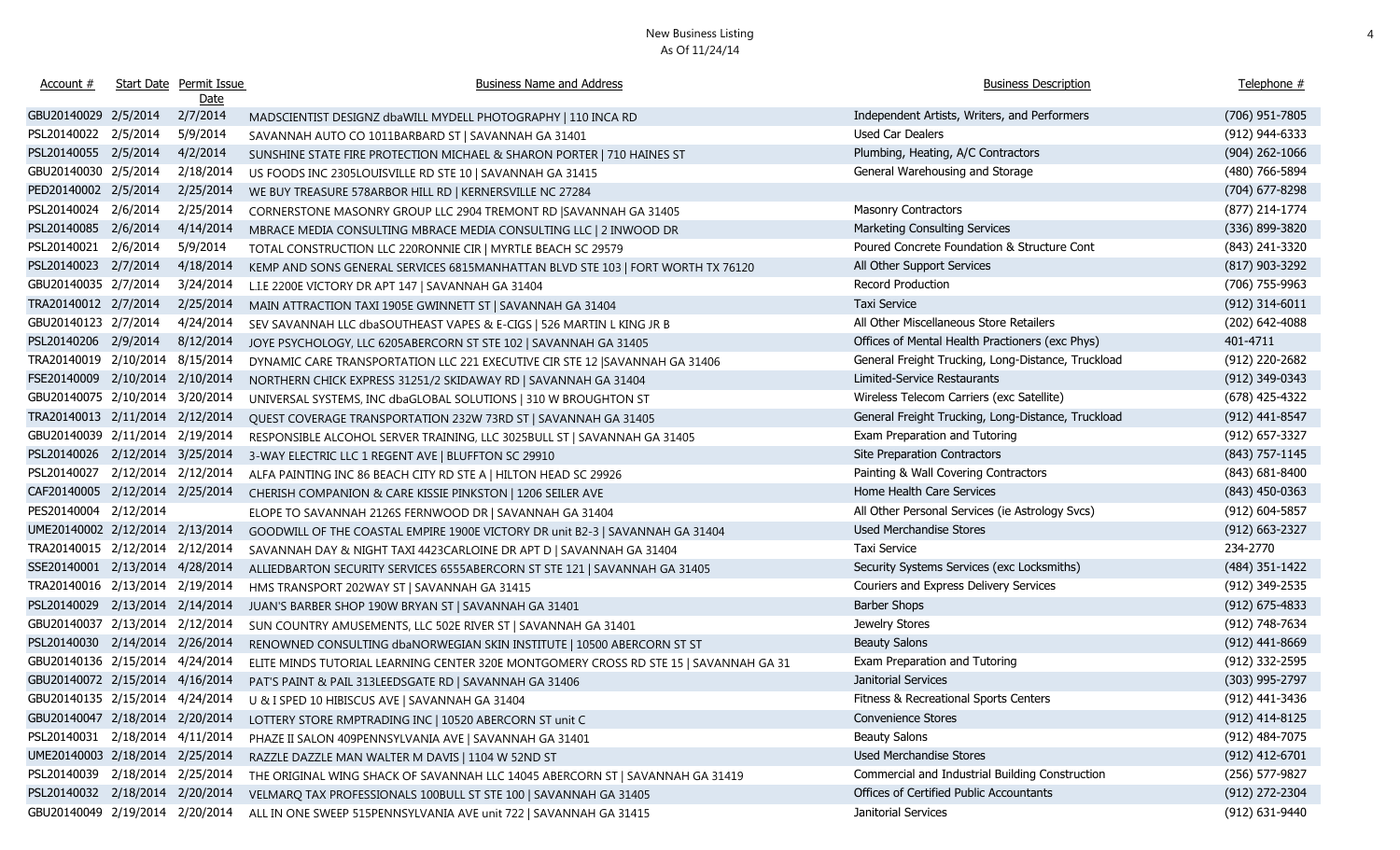# New Business Listing
As Of 11/24/14

| Account # | Start Date | Permit Issue Date | Business Name and Address | Business Description | Telephone # |
|---|---|---|---|---|---|
| GBU20140029 | 2/5/2014 | 2/7/2014 | MADSCIENTIST DESIGNZ dbaWILL MYDELL PHOTOGRAPHY \| 110 INCA RD | Independent Artists, Writers, and Performers | (706) 951-7805 |
| PSL20140022 | 2/5/2014 | 5/9/2014 | SAVANNAH AUTO CO 1011BARBARD ST \| SAVANNAH GA 31401 | Used Car Dealers | (912) 944-6333 |
| PSL20140055 | 2/5/2014 | 4/2/2014 | SUNSHINE STATE FIRE PROTECTION MICHAEL & SHARON PORTER \| 710 HAINES ST | Plumbing, Heating, A/C Contractors | (904) 262-1066 |
| GBU20140030 | 2/5/2014 | 2/18/2014 | US FOODS INC 2305LOUISVILLE RD STE 10 \| SAVANNAH GA 31415 | General Warehousing and Storage | (480) 766-5894 |
| PED20140002 | 2/5/2014 | 2/25/2014 | WE BUY TREASURE 578ARBOR HILL RD \| KERNERSVILLE NC 27284 | | (704) 677-8298 |
| PSL20140024 | 2/6/2014 | 2/25/2014 | CORNERSTONE MASONRY GROUP LLC 2904 TREMONT RD \|SAVANNAH GA 31405 | Masonry Contractors | (877) 214-1774 |
| PSL20140085 | 2/6/2014 | 4/14/2014 | MBRACE MEDIA CONSULTING MBRACE MEDIA CONSULTING LLC \| 2 INWOOD DR | Marketing Consulting Services | (336) 899-3820 |
| PSL20140021 | 2/6/2014 | 5/9/2014 | TOTAL CONSTRUCTION LLC 220RONNIE CIR \| MYRTLE BEACH SC 29579 | Poured Concrete Foundation & Structure Cont | (843) 241-3320 |
| PSL20140023 | 2/7/2014 | 4/18/2014 | KEMP AND SONS GENERAL SERVICES 6815MANHATTAN BLVD STE 103 \| FORT WORTH TX 76120 | All Other Support Services | (817) 903-3292 |
| GBU20140035 | 2/7/2014 | 3/24/2014 | L.I.E 2200E VICTORY DR APT 147 \| SAVANNAH GA 31404 | Record Production | (706) 755-9963 |
| TRA20140012 | 2/7/2014 | 2/25/2014 | MAIN ATTRACTION TAXI 1905E GWINNETT ST \| SAVANNAH GA 31404 | Taxi Service | (912) 314-6011 |
| GBU20140123 | 2/7/2014 | 4/24/2014 | SEV SAVANNAH LLC dbaSOUTHEAST VAPES & E-CIGS \| 526 MARTIN L KING JR B | All Other Miscellaneous Store Retailers | (202) 642-4088 |
| PSL20140206 | 2/9/2014 | 8/12/2014 | JOYE PSYCHOLOGY, LLC 6205ABERCORN ST STE 102 \| SAVANNAH GA 31405 | Offices of Mental Health Practioners (exc Phys) | 401-4711 |
| TRA20140019 | 2/10/2014 | 8/15/2014 | DYNAMIC CARE TRANSPORTATION LLC 221 EXECUTIVE CIR STE 12 \|SAVANNAH GA 31406 | General Freight Trucking, Long-Distance, Truckload | (912) 220-2682 |
| FSE20140009 | 2/10/2014 | 2/10/2014 | NORTHERN CHICK EXPRESS 31251/2 SKIDAWAY RD \| SAVANNAH GA 31404 | Limited-Service Restaurants | (912) 349-0343 |
| GBU20140075 | 2/10/2014 | 3/20/2014 | UNIVERSAL SYSTEMS, INC dbaGLOBAL SOLUTIONS \| 310 W BROUGHTON ST | Wireless Telecom Carriers (exc Satellite) | (678) 425-4322 |
| TRA20140013 | 2/11/2014 | 2/12/2014 | QUEST COVERAGE TRANSPORTATION 232W 73RD ST \| SAVANNAH GA 31405 | General Freight Trucking, Long-Distance, Truckload | (912) 441-8547 |
| GBU20140039 | 2/11/2014 | 2/19/2014 | RESPONSIBLE ALCOHOL SERVER TRAINING, LLC 3025BULL ST \| SAVANNAH GA 31405 | Exam Preparation and Tutoring | (912) 657-3327 |
| PSL20140026 | 2/12/2014 | 3/25/2014 | 3-WAY ELECTRIC LLC 1 REGENT AVE \| BLUFFTON SC 29910 | Site Preparation Contractors | (843) 757-1145 |
| PSL20140027 | 2/12/2014 | 2/12/2014 | ALFA PAINTING INC 86 BEACH CITY RD STE A \| HILTON HEAD SC 29926 | Painting & Wall Covering Contractors | (843) 681-8400 |
| CAF20140005 | 2/12/2014 | 2/25/2014 | CHERISH COMPANION & CARE KISSIE PINKSTON \| 1206 SEILER AVE | Home Health Care Services | (843) 450-0363 |
| PES20140004 | 2/12/2014 | | ELOPE TO SAVANNAH 2126S FERNWOOD DR \| SAVANNAH GA 31404 | All Other Personal Services (ie Astrology Svcs) | (912) 604-5857 |
| UME20140002 | 2/12/2014 | 2/13/2014 | GOODWILL OF THE COASTAL EMPIRE 1900E VICTORY DR unit B2-3 \| SAVANNAH GA 31404 | Used Merchandise Stores | (912) 663-2327 |
| TRA20140015 | 2/12/2014 | 2/12/2014 | SAVANNAH DAY & NIGHT TAXI 4423CARLOINE DR APT D \| SAVANNAH GA 31404 | Taxi Service | 234-2770 |
| SSE20140001 | 2/13/2014 | 4/28/2014 | ALLIEDBARTON SECURITY SERVICES 6555ABERCORN ST STE 121 \| SAVANNAH GA 31405 | Security Systems Services (exc Locksmiths) | (484) 351-1422 |
| TRA20140016 | 2/13/2014 | 2/19/2014 | HMS TRANSPORT 202WAY ST \| SAVANNAH GA 31415 | Couriers and Express Delivery Services | (912) 349-2535 |
| PSL20140029 | 2/13/2014 | 2/14/2014 | JUAN'S BARBER SHOP 190W BRYAN ST \| SAVANNAH GA 31401 | Barber Shops | (912) 675-4833 |
| GBU20140037 | 2/13/2014 | 2/12/2014 | SUN COUNTRY AMUSEMENTS, LLC 502E RIVER ST \| SAVANNAH GA 31401 | Jewelry Stores | (912) 748-7634 |
| PSL20140030 | 2/14/2014 | 2/26/2014 | RENOWNED CONSULTING dbaNORWEGIAN SKIN INSTITUTE \| 10500 ABERCORN ST ST | Beauty Salons | (912) 441-8669 |
| GBU20140136 | 2/15/2014 | 4/24/2014 | ELITE MINDS TUTORIAL LEARNING CENTER 320E MONTGOMERY CROSS RD STE 15 \| SAVANNAH GA 31 | Exam Preparation and Tutoring | (912) 332-2595 |
| GBU20140072 | 2/15/2014 | 4/16/2014 | PAT'S PAINT & PAIL 313LEEDSGATE RD \| SAVANNAH GA 31406 | Janitorial Services | (303) 995-2797 |
| GBU20140135 | 2/15/2014 | 4/24/2014 | U & I SPED 10 HIBISCUS AVE \| SAVANNAH GA 31404 | Fitness & Recreational Sports Centers | (912) 441-3436 |
| GBU20140047 | 2/18/2014 | 2/20/2014 | LOTTERY STORE RMPTRADING INC \| 10520 ABERCORN ST unit C | Convenience Stores | (912) 414-8125 |
| PSL20140031 | 2/18/2014 | 4/11/2014 | PHAZE II SALON 409PENNSYLVANIA AVE \| SAVANNAH GA 31401 | Beauty Salons | (912) 484-7075 |
| UME20140003 | 2/18/2014 | 2/25/2014 | RAZZLE DAZZLE MAN WALTER M DAVIS \| 1104 W 52ND ST | Used Merchandise Stores | (912) 412-6701 |
| PSL20140039 | 2/18/2014 | 2/25/2014 | THE ORIGINAL WING SHACK OF SAVANNAH LLC 14045 ABERCORN ST \| SAVANNAH GA 31419 | Commercial and Industrial Building Construction | (256) 577-9827 |
| PSL20140032 | 2/18/2014 | 2/20/2014 | VELMARQ TAX PROFESSIONALS 100BULL ST STE 100 \| SAVANNAH GA 31405 | Offices of Certified Public Accountants | (912) 272-2304 |
| GBU20140049 | 2/19/2014 | 2/20/2014 | ALL IN ONE SWEEP 515PENNSYLVANIA AVE unit 722 \| SAVANNAH GA 31415 | Janitorial Services | (912) 631-9440 |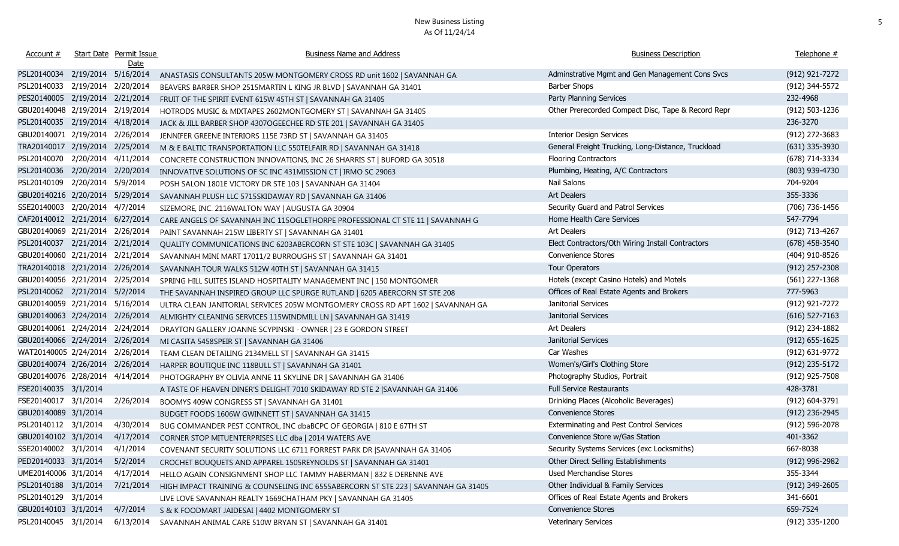# New Business Listing

As Of 11/24/14

| Account # | Start Date | Permit Issue Date | Business Name and Address | Business Description | Telephone # |
|---|---|---|---|---|---|
| PSL20140034 | 2/19/2014 | 5/16/2014 | ANASTASIS CONSULTANTS 205W MONTGOMERY CROSS RD unit 1602 \| SAVANNAH GA | Adminstrative Mgmt and Gen Management Cons Svcs | (912) 921-7272 |
| PSL20140033 | 2/19/2014 | 2/20/2014 | BEAVERS BARBER SHOP 2515MARTIN L KING JR BLVD \| SAVANNAH GA 31401 | Barber Shops | (912) 344-5572 |
| PES20140005 | 2/19/2014 | 2/21/2014 | FRUIT OF THE SPIRIT EVENT 615W 45TH ST \| SAVANNAH GA 31405 | Party Planning Services | 232-4968 |
| GBU20140048 | 2/19/2014 | 2/19/2014 | HOTRODS MUSIC & MIXTAPES 2602MONTGOMERY ST \| SAVANNAH GA 31405 | Other Prerecorded Compact Disc, Tape & Record Repr | (912) 503-1236 |
| PSL20140035 | 2/19/2014 | 4/18/2014 | JACK & JILL BARBER SHOP 4307OGEECHEE RD STE 201 \| SAVANNAH GA 31405 | | 236-3270 |
| GBU20140071 | 2/19/2014 | 2/26/2014 | JENNIFER GREENE INTERIORS 115E 73RD ST \| SAVANNAH GA 31405 | Interior Design Services | (912) 272-3683 |
| TRA20140017 | 2/19/2014 | 2/25/2014 | M & E BALTIC TRANSPORTATION LLC 550TELFAIR RD \| SAVANNAH GA 31418 | General Freight Trucking, Long-Distance, Truckload | (631) 335-3930 |
| PSL20140070 | 2/20/2014 | 4/11/2014 | CONCRETE CONSTRUCTION INNOVATIONS, INC 26 SHARRIS ST \| BUFORD GA 30518 | Flooring Contractors | (678) 714-3334 |
| PSL20140036 | 2/20/2014 | 2/20/2014 | INNOVATIVE SOLUTIONS OF SC INC 431MISSION CT \| IRMO SC 29063 | Plumbing, Heating, A/C Contractors | (803) 939-4730 |
| PSL20140109 | 2/20/2014 | 5/9/2014 | POSH SALON 1801E VICTORY DR STE 103 \| SAVANNAH GA 31404 | Nail Salons | 704-9204 |
| GBU20140216 | 2/20/2014 | 5/29/2014 | SAVANNAH PLUSH LLC 5715SKIDAWAY RD \| SAVANNAH GA 31406 | Art Dealers | 355-3336 |
| SSE20140003 | 2/20/2014 | 4/7/2014 | SIZEMORE, INC. 2116WALTON WAY \| AUGUSTA GA 30904 | Security Guard and Patrol Services | (706) 736-1456 |
| CAF20140012 | 2/21/2014 | 6/27/2014 | CARE ANGELS OF SAVANNAH INC 115OGLETHORPE PROFESSIONAL CT STE 11 \| SAVANNAH G | Home Health Care Services | 547-7794 |
| GBU20140069 | 2/21/2014 | 2/26/2014 | PAINT SAVANNAH 215W LIBERTY ST \| SAVANNAH GA 31401 | Art Dealers | (912) 713-4267 |
| PSL20140037 | 2/21/2014 | 2/21/2014 | QUALITY COMMUNICATIONS INC 6203ABERCORN ST STE 103C \| SAVANNAH GA 31405 | Elect Contractors/Oth Wiring Install Contractors | (678) 458-3540 |
| GBU20140060 | 2/21/2014 | 2/21/2014 | SAVANNAH MINI MART 17011/2 BURROUGHS ST \| SAVANNAH GA 31401 | Convenience Stores | (404) 910-8526 |
| TRA20140018 | 2/21/2014 | 2/26/2014 | SAVANNAH TOUR WALKS 512W 40TH ST \| SAVANNAH GA 31415 | Tour Operators | (912) 257-2308 |
| GBU20140056 | 2/21/2014 | 2/25/2014 | SPRING HILL SUITES ISLAND HOSPITALITY MANAGEMENT INC \| 150 MONTGOMER | Hotels (except Casino Hotels) and Motels | (561) 227-1368 |
| PSL20140062 | 2/21/2014 | 5/2/2014 | THE SAVANNAH INSPIRED GROUP LLC SPURGE RUTLAND \| 6205 ABERCORN ST STE 208 | Offices of Real Estate Agents and Brokers | 777-5963 |
| GBU20140059 | 2/21/2014 | 5/16/2014 | ULTRA CLEAN JANITORIAL SERVICES 205W MONTGOMERY CROSS RD APT 1602 \| SAVANNAH GA | Janitorial Services | (912) 921-7272 |
| GBU20140063 | 2/24/2014 | 2/26/2014 | ALMIGHTY CLEANING SERVICES 115WINDMILL LN \| SAVANNAH GA 31419 | Janitorial Services | (616) 527-7163 |
| GBU20140061 | 2/24/2014 | 2/24/2014 | DRAYTON GALLERY JOANNE SCYPINSKI - OWNER \| 23 E GORDON STREET | Art Dealers | (912) 234-1882 |
| GBU20140066 | 2/24/2014 | 2/26/2014 | MI CASITA 5458SPEIR ST \| SAVANNAH GA 31406 | Janitorial Services | (912) 655-1625 |
| WAT20140005 | 2/24/2014 | 2/26/2014 | TEAM CLEAN DETAILING 2134MELL ST \| SAVANNAH GA 31415 | Car Washes | (912) 631-9772 |
| GBU20140074 | 2/26/2014 | 2/26/2014 | HARPER BOUTIQUE INC 118BULL ST \| SAVANNAH GA 31401 | Women's/Girl's Clothing Store | (912) 235-5172 |
| GBU20140076 | 2/28/2014 | 4/14/2014 | PHOTOGRAPHY BY OLIVIA ANNE 11 SKYLINE DR \| SAVANNAH GA 31406 | Photography Studios, Portrait | (912) 925-7508 |
| FSE20140035 | 3/1/2014 | | A TASTE OF HEAVEN DINER'S DELIGHT 7010 SKIDAWAY RD STE 2 \|SAVANNAH GA 31406 | Full Service Restaurants | 428-3781 |
| FSE20140017 | 3/1/2014 | 2/26/2014 | BOOMYS 409W CONGRESS ST \| SAVANNAH GA 31401 | Drinking Places (Alcoholic Beverages) | (912) 604-3791 |
| GBU20140089 | 3/1/2014 | | BUDGET FOODS 1606W GWINNETT ST \| SAVANNAH GA 31415 | Convenience Stores | (912) 236-2945 |
| PSL20140112 | 3/1/2014 | 4/30/2014 | BUG COMMANDER PEST CONTROL, INC dbaBCPC OF GEORGIA \| 810 E 67TH ST | Exterminating and Pest Control Services | (912) 596-2078 |
| GBU20140102 | 3/1/2014 | 4/17/2014 | CORNER STOP MITUENTERPRISES LLC dba \| 2014 WATERS AVE | Convenience Store w/Gas Station | 401-3362 |
| SSE20140002 | 3/1/2014 | 4/1/2014 | COVENANT SECURITY SOLUTIONS LLC 6711 FORREST PARK DR \|SAVANNAH GA 31406 | Security Systems Services (exc Locksmiths) | 667-8038 |
| PED20140033 | 3/1/2014 | 5/2/2014 | CROCHET BOUQUETS AND APPAREL 1505REYNOLDS ST \| SAVANNAH GA 31401 | Other Direct Selling Establishments | (912) 996-2982 |
| UME20140006 | 3/1/2014 | 4/17/2014 | HELLO AGAIN CONSIGNMENT SHOP LLC TAMMY HABERMAN \| 832 E DERENNE AVE | Used Merchandise Stores | 355-3344 |
| PSL20140188 | 3/1/2014 | 7/21/2014 | HIGH IMPACT TRAINING & COUNSELING INC 6555ABERCORN ST STE 223 \| SAVANNAH GA 31405 | Other Individual & Family Services | (912) 349-2605 |
| PSL20140129 | 3/1/2014 | | LIVE LOVE SAVANNAH REALTY 1669CHATHAM PKY \| SAVANNAH GA 31405 | Offices of Real Estate Agents and Brokers | 341-6601 |
| GBU20140103 | 3/1/2014 | 4/7/2014 | S & K FOODMART JAIDESAI \| 4402 MONTGOMERY ST | Convenience Stores | 659-7524 |
| PSL20140045 | 3/1/2014 | 6/13/2014 | SAVANNAH ANIMAL CARE 510W BRYAN ST \| SAVANNAH GA 31401 | Veterinary Services | (912) 335-1200 |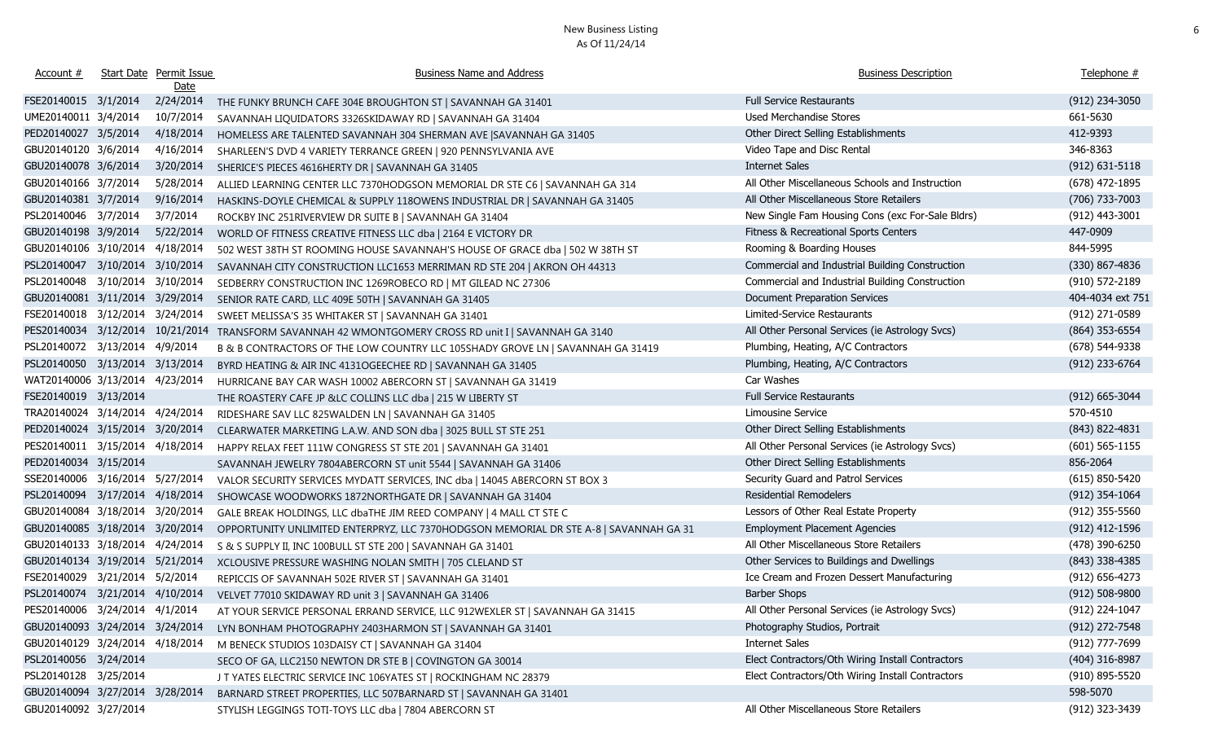# New Business Listing

As Of 11/24/14

| Account # | Start Date | Permit Issue Date | Business Name and Address | Business Description | Telephone # |
|---|---|---|---|---|---|
| FSE20140015 | 3/1/2014 | 2/24/2014 | THE FUNKY BRUNCH CAFE 304E BROUGHTON ST \| SAVANNAH GA 31401 | Full Service Restaurants | (912) 234-3050 |
| UME20140011 | 3/4/2014 | 10/7/2014 | SAVANNAH LIQUIDATORS 3326SKIDAWAY RD \| SAVANNAH GA 31404 | Used Merchandise Stores | 661-5630 |
| PED20140027 | 3/5/2014 | 4/18/2014 | HOMELESS ARE TALENTED SAVANNAH 304 SHERMAN AVE \|SAVANNAH GA 31405 | Other Direct Selling Establishments | 412-9393 |
| GBU20140120 | 3/6/2014 | 4/16/2014 | SHARLEEN'S DVD 4 VARIETY TERRANCE GREEN \| 920 PENNSYLVANIA AVE | Video Tape and Disc Rental | 346-8363 |
| GBU20140078 | 3/6/2014 | 3/20/2014 | SHERICE'S PIECES 4616HERTY DR \| SAVANNAH GA 31405 | Internet Sales | (912) 631-5118 |
| GBU20140166 | 3/7/2014 | 5/28/2014 | ALLIED LEARNING CENTER LLC 7370HODGSON MEMORIAL DR STE C6 \| SAVANNAH GA 314 | All Other Miscellaneous Schools and Instruction | (678) 472-1895 |
| GBU20140381 | 3/7/2014 | 9/16/2014 | HASKINS-DOYLE CHEMICAL & SUPPLY 118OWENS INDUSTRIAL DR \| SAVANNAH GA 31405 | All Other Miscellaneous Store Retailers | (706) 733-7003 |
| PSL20140046 | 3/7/2014 | 3/7/2014 | ROCKBY INC 251RIVERVIEW DR SUITE B \| SAVANNAH GA 31404 | New Single Fam Housing Cons (exc For-Sale Bldrs) | (912) 443-3001 |
| GBU20140198 | 3/9/2014 | 5/22/2014 | WORLD OF FITNESS CREATIVE FITNESS LLC dba \| 2164 E VICTORY DR | Fitness & Recreational Sports Centers | 447-0909 |
| GBU20140106 | 3/10/2014 | 4/18/2014 | 502 WEST 38TH ST ROOMING HOUSE SAVANNAH'S HOUSE OF GRACE dba \| 502 W 38TH ST | Rooming & Boarding Houses | 844-5995 |
| PSL20140047 | 3/10/2014 | 3/10/2014 | SAVANNAH CITY CONSTRUCTION LLC1653 MERRIMAN RD STE 204 \| AKRON OH 44313 | Commercial and Industrial Building Construction | (330) 867-4836 |
| PSL20140048 | 3/10/2014 | 3/10/2014 | SEDBERRY CONSTRUCTION INC 1269ROBECO RD \| MT GILEAD NC 27306 | Commercial and Industrial Building Construction | (910) 572-2189 |
| GBU20140081 | 3/11/2014 | 3/29/2014 | SENIOR RATE CARD, LLC 409E 50TH \| SAVANNAH GA 31405 | Document Preparation Services | 404-4034 ext 751 |
| FSE20140018 | 3/12/2014 | 3/24/2014 | SWEET MELISSA'S 35 WHITAKER ST \| SAVANNAH GA 31401 | Limited-Service Restaurants | (912) 271-0589 |
| PES20140034 | 3/12/2014 | 10/21/2014 | TRANSFORM SAVANNAH 42 WMONTGOMERY CROSS RD unit I \| SAVANNAH GA 3140 | All Other Personal Services (ie Astrology Svcs) | (864) 353-6554 |
| PSL20140072 | 3/13/2014 | 4/9/2014 | B & B CONTRACTORS OF THE LOW COUNTRY LLC 105SHADY GROVE LN \| SAVANNAH GA 31419 | Plumbing, Heating, A/C Contractors | (678) 544-9338 |
| PSL20140050 | 3/13/2014 | 3/13/2014 | BYRD HEATING & AIR INC 4131OGEECHEE RD \| SAVANNAH GA 31405 | Plumbing, Heating, A/C Contractors | (912) 233-6764 |
| WAT20140006 | 3/13/2014 | 4/23/2014 | HURRICANE BAY CAR WASH 10002 ABERCORN ST \| SAVANNAH GA 31419 | Car Washes | |
| FSE20140019 | 3/13/2014 | | THE ROASTERY CAFE JP &LC COLLINS LLC dba \| 215 W LIBERTY ST | Full Service Restaurants | (912) 665-3044 |
| TRA20140024 | 3/14/2014 | 4/24/2014 | RIDESHARE SAV LLC 825WALDEN LN \| SAVANNAH GA 31405 | Limousine Service | 570-4510 |
| PED20140024 | 3/15/2014 | 3/20/2014 | CLEARWATER MARKETING L.A.W. AND SON dba \| 3025 BULL ST STE 251 | Other Direct Selling Establishments | (843) 822-4831 |
| PES20140011 | 3/15/2014 | 4/18/2014 | HAPPY RELAX FEET 111W CONGRESS ST STE 201 \| SAVANNAH GA 31401 | All Other Personal Services (ie Astrology Svcs) | (601) 565-1155 |
| PED20140034 | 3/15/2014 | | SAVANNAH JEWELRY 7804ABERCORN ST unit 5544 \| SAVANNAH GA 31406 | Other Direct Selling Establishments | 856-2064 |
| SSE20140006 | 3/16/2014 | 5/27/2014 | VALOR SECURITY SERVICES MYDATT SERVICES, INC dba \| 14045 ABERCORN ST BOX 3 | Security Guard and Patrol Services | (615) 850-5420 |
| PSL20140094 | 3/17/2014 | 4/18/2014 | SHOWCASE WOODWORKS 1872NORTHGATE DR \| SAVANNAH GA 31404 | Residential Remodelers | (912) 354-1064 |
| GBU20140084 | 3/18/2014 | 3/20/2014 | GALE BREAK HOLDINGS, LLC dbaTHE JIM REED COMPANY \| 4 MALL CT STE C | Lessors of Other Real Estate Property | (912) 355-5560 |
| GBU20140085 | 3/18/2014 | 3/20/2014 | OPPORTUNITY UNLIMITED ENTERPRYZ, LLC 7370HODGSON MEMORIAL DR STE A-8 \| SAVANNAH GA 31 | Employment Placement Agencies | (912) 412-1596 |
| GBU20140133 | 3/18/2014 | 4/24/2014 | S & S SUPPLY II, INC 100BULL ST STE 200 \| SAVANNAH GA 31401 | All Other Miscellaneous Store Retailers | (478) 390-6250 |
| GBU20140134 | 3/19/2014 | 5/21/2014 | XCLOUSIVE PRESSURE WASHING NOLAN SMITH \| 705 CLELAND ST | Other Services to Buildings and Dwellings | (843) 338-4385 |
| FSE20140029 | 3/21/2014 | 5/2/2014 | REPICCIS OF SAVANNAH 502E RIVER ST \| SAVANNAH GA 31401 | Ice Cream and Frozen Dessert Manufacturing | (912) 656-4273 |
| PSL20140074 | 3/21/2014 | 4/10/2014 | VELVET 77010 SKIDAWAY RD unit 3 \| SAVANNAH GA 31406 | Barber Shops | (912) 508-9800 |
| PES20140006 | 3/24/2014 | 4/1/2014 | AT YOUR SERVICE PERSONAL ERRAND SERVICE, LLC 912WEXLER ST \| SAVANNAH GA 31415 | All Other Personal Services (ie Astrology Svcs) | (912) 224-1047 |
| GBU20140093 | 3/24/2014 | 3/24/2014 | LYN BONHAM PHOTOGRAPHY 2403HARMON ST \| SAVANNAH GA 31401 | Photography Studios, Portrait | (912) 272-7548 |
| GBU20140129 | 3/24/2014 | 4/18/2014 | M BENECK STUDIOS 103DAISY CT \| SAVANNAH GA 31404 | Internet Sales | (912) 777-7699 |
| PSL20140056 | 3/24/2014 | | SECO OF GA, LLC2150 NEWTON DR STE B \| COVINGTON GA 30014 | Elect Contractors/Oth Wiring Install Contractors | (404) 316-8987 |
| PSL20140128 | 3/25/2014 | | J T YATES ELECTRIC SERVICE INC 106YATES ST \| ROCKINGHAM NC 28379 | Elect Contractors/Oth Wiring Install Contractors | (910) 895-5520 |
| GBU20140094 | 3/27/2014 | 3/28/2014 | BARNARD STREET PROPERTIES, LLC 507BARNARD ST \| SAVANNAH GA 31401 | | 598-5070 |
| GBU20140092 | 3/27/2014 | | STYLISH LEGGINGS TOTI-TOYS LLC dba \| 7804 ABERCORN ST | All Other Miscellaneous Store Retailers | (912) 323-3439 |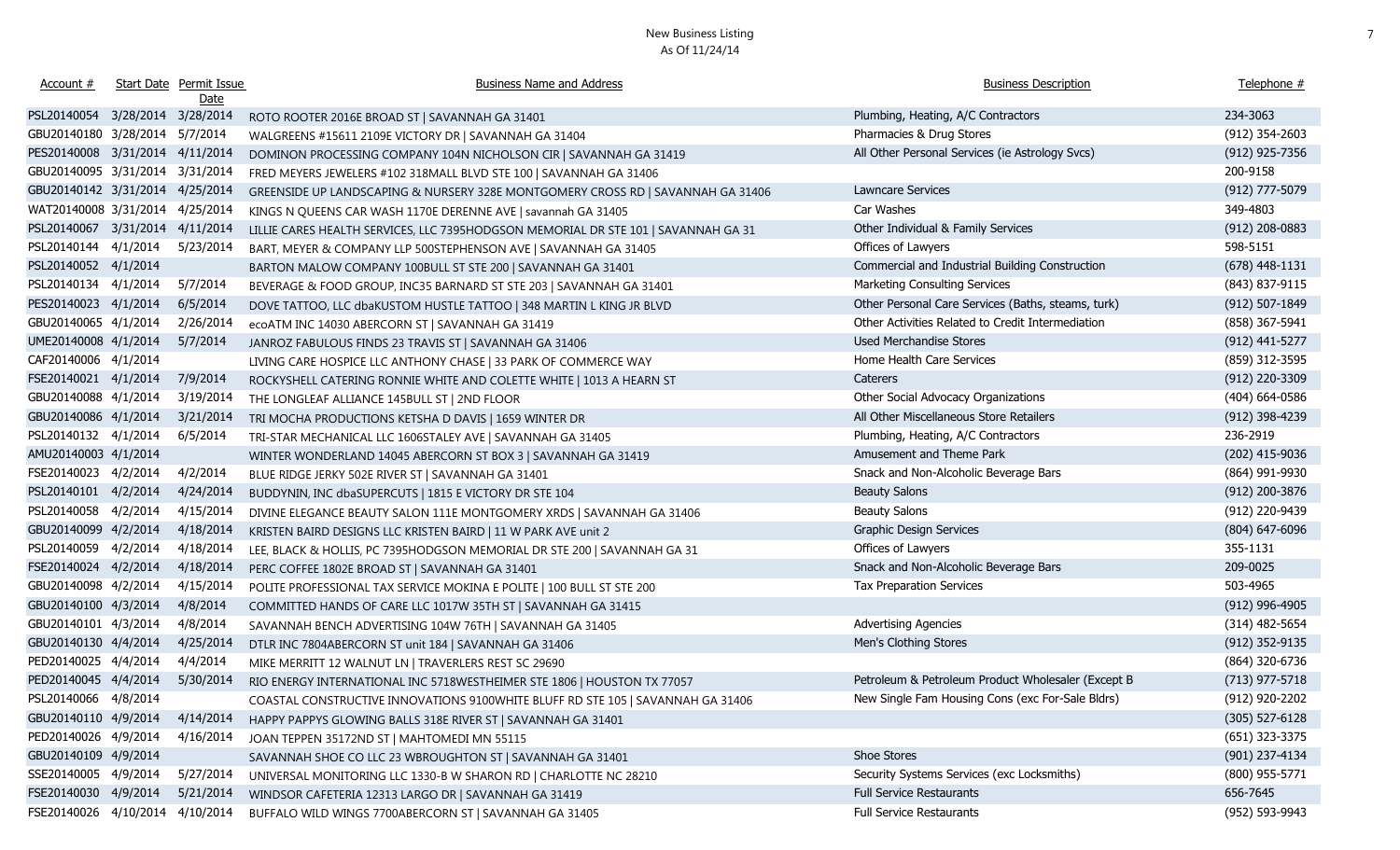# New Business Listing

As Of 11/24/14

| Account # | Start Date | Permit Issue Date | Business Name and Address | Business Description | Telephone # |
|---|---|---|---|---|---|
| PSL20140054 | 3/28/2014 | 3/28/2014 | ROTO ROOTER 2016E BROAD ST \| SAVANNAH GA 31401 | Plumbing, Heating, A/C Contractors | 234-3063 |
| GBU20140180 | 3/28/2014 | 5/7/2014 | WALGREENS #15611 2109E VICTORY DR \| SAVANNAH GA 31404 | Pharmacies & Drug Stores | (912) 354-2603 |
| PES20140008 | 3/31/2014 | 4/11/2014 | DOMINON PROCESSING COMPANY 104N NICHOLSON CIR \| SAVANNAH GA 31419 | All Other Personal Services (ie Astrology Svcs) | (912) 925-7356 |
| GBU20140095 | 3/31/2014 | 3/31/2014 | FRED MEYERS JEWELERS #102 318MALL BLVD STE 100 \| SAVANNAH GA 31406 | | 200-9158 |
| GBU20140142 | 3/31/2014 | 4/25/2014 | GREENSIDE UP LANDSCAPING & NURSERY 328E MONTGOMERY CROSS RD \| SAVANNAH GA 31406 | Lawncare Services | (912) 777-5079 |
| WAT20140008 | 3/31/2014 | 4/25/2014 | KINGS N QUEENS CAR WASH 1170E DERENNE AVE \| savannah GA 31405 | Car Washes | 349-4803 |
| PSL20140067 | 3/31/2014 | 4/11/2014 | LILLIE CARES HEALTH SERVICES, LLC 7395HODGSON MEMORIAL DR STE 101 \| SAVANNAH GA 31 | Other Individual & Family Services | (912) 208-0883 |
| PSL20140144 | 4/1/2014 | 5/23/2014 | BART, MEYER & COMPANY LLP 500STEPHENSON AVE \| SAVANNAH GA 31405 | Offices of Lawyers | 598-5151 |
| PSL20140052 | 4/1/2014 | | BARTON MALOW COMPANY 100BULL ST STE 200 \| SAVANNAH GA 31401 | Commercial and Industrial Building Construction | (678) 448-1131 |
| PSL20140134 | 4/1/2014 | 5/7/2014 | BEVERAGE & FOOD GROUP, INC35 BARNARD ST STE 203 \| SAVANNAH GA 31401 | Marketing Consulting Services | (843) 837-9115 |
| PES20140023 | 4/1/2014 | 6/5/2014 | DOVE TATTOO, LLC dbaKUSTOM HUSTLE TATTOO \| 348 MARTIN L KING JR BLVD | Other Personal Care Services (Baths, steams, turk) | (912) 507-1849 |
| GBU20140065 | 4/1/2014 | 2/26/2014 | ecoATM INC 14030 ABERCORN ST \| SAVANNAH GA 31419 | Other Activities Related to Credit Intermediation | (858) 367-5941 |
| UME20140008 | 4/1/2014 | 5/7/2014 | JANROZ FABULOUS FINDS 23 TRAVIS ST \| SAVANNAH GA 31406 | Used Merchandise Stores | (912) 441-5277 |
| CAF20140006 | 4/1/2014 | | LIVING CARE HOSPICE LLC ANTHONY CHASE \| 33 PARK OF COMMERCE WAY | Home Health Care Services | (859) 312-3595 |
| FSE20140021 | 4/1/2014 | 7/9/2014 | ROCKYSHELL CATERING RONNIE WHITE AND COLETTE WHITE \| 1013 A HEARN ST | Caterers | (912) 220-3309 |
| GBU20140088 | 4/1/2014 | 3/19/2014 | THE LONGLEAF ALLIANCE 145BULL ST \| 2ND FLOOR | Other Social Advocacy Organizations | (404) 664-0586 |
| GBU20140086 | 4/1/2014 | 3/21/2014 | TRI MOCHA PRODUCTIONS KETSHA D DAVIS \| 1659 WINTER DR | All Other Miscellaneous Store Retailers | (912) 398-4239 |
| PSL20140132 | 4/1/2014 | 6/5/2014 | TRI-STAR MECHANICAL LLC 1606STALEY AVE \| SAVANNAH GA 31405 | Plumbing, Heating, A/C Contractors | 236-2919 |
| AMU20140003 | 4/1/2014 | | WINTER WONDERLAND 14045 ABERCORN ST BOX 3 \| SAVANNAH GA 31419 | Amusement and Theme Park | (202) 415-9036 |
| FSE20140023 | 4/2/2014 | 4/2/2014 | BLUE RIDGE JERKY 502E RIVER ST \| SAVANNAH GA 31401 | Snack and Non-Alcoholic Beverage Bars | (864) 991-9930 |
| PSL20140101 | 4/2/2014 | 4/24/2014 | BUDDYNIN, INC dbaSUPERCUTS \| 1815 E VICTORY DR STE 104 | Beauty Salons | (912) 200-3876 |
| PSL20140058 | 4/2/2014 | 4/15/2014 | DIVINE ELEGANCE BEAUTY SALON 111E MONTGOMERY XRDS \| SAVANNAH GA 31406 | Beauty Salons | (912) 220-9439 |
| GBU20140099 | 4/2/2014 | 4/18/2014 | KRISTEN BAIRD DESIGNS LLC KRISTEN BAIRD \| 11 W PARK AVE unit 2 | Graphic Design Services | (804) 647-6096 |
| PSL20140059 | 4/2/2014 | 4/18/2014 | LEE, BLACK & HOLLIS, PC 7395HODGSON MEMORIAL DR STE 200 \| SAVANNAH GA 31 | Offices of Lawyers | 355-1131 |
| FSE20140024 | 4/2/2014 | 4/18/2014 | PERC COFFEE 1802E BROAD ST \| SAVANNAH GA 31401 | Snack and Non-Alcoholic Beverage Bars | 209-0025 |
| GBU20140098 | 4/2/2014 | 4/15/2014 | POLITE PROFESSIONAL TAX SERVICE MOKINA E POLITE \| 100 BULL ST STE 200 | Tax Preparation Services | 503-4965 |
| GBU20140100 | 4/3/2014 | 4/8/2014 | COMMITTED HANDS OF CARE LLC 1017W 35TH ST \| SAVANNAH GA 31415 | | (912) 996-4905 |
| GBU20140101 | 4/3/2014 | 4/8/2014 | SAVANNAH BENCH ADVERTISING 104W 76TH \| SAVANNAH GA 31405 | Advertising Agencies | (314) 482-5654 |
| GBU20140130 | 4/4/2014 | 4/25/2014 | DTLR INC 7804ABERCORN ST unit 184 \| SAVANNAH GA 31406 | Men's Clothing Stores | (912) 352-9135 |
| PED20140025 | 4/4/2014 | 4/4/2014 | MIKE MERRITT 12 WALNUT LN \| TRAVERLERS REST SC 29690 | | (864) 320-6736 |
| PED20140045 | 4/4/2014 | 5/30/2014 | RIO ENERGY INTERNATIONAL INC 5718WESTHEIMER STE 1806 \| HOUSTON TX 77057 | Petroleum & Petroleum Product Wholesaler (Except B | (713) 977-5718 |
| PSL20140066 | 4/8/2014 | | COASTAL CONSTRUCTIVE INNOVATIONS 9100WHITE BLUFF RD STE 105 \| SAVANNAH GA 31406 | New Single Fam Housing Cons (exc For-Sale Bldrs) | (912) 920-2202 |
| GBU20140110 | 4/9/2014 | 4/14/2014 | HAPPY PAPPYS GLOWING BALLS 318E RIVER ST \| SAVANNAH GA 31401 | | (305) 527-6128 |
| PED20140026 | 4/9/2014 | 4/16/2014 | JOAN TEPPEN 35172ND ST \| MAHTOMEDI MN 55115 | | (651) 323-3375 |
| GBU20140109 | 4/9/2014 | | SAVANNAH SHOE CO LLC 23 WBROUGHTON ST \| SAVANNAH GA 31401 | Shoe Stores | (901) 237-4134 |
| SSE20140005 | 4/9/2014 | 5/27/2014 | UNIVERSAL MONITORING LLC 1330-B W SHARON RD \| CHARLOTTE NC 28210 | Security Systems Services (exc Locksmiths) | (800) 955-5771 |
| FSE20140030 | 4/9/2014 | 5/21/2014 | WINDSOR CAFETERIA 12313 LARGO DR \| SAVANNAH GA 31419 | Full Service Restaurants | 656-7645 |
| FSE20140026 | 4/10/2014 | 4/10/2014 | BUFFALO WILD WINGS 7700ABERCORN ST \| SAVANNAH GA 31405 | Full Service Restaurants | (952) 593-9943 |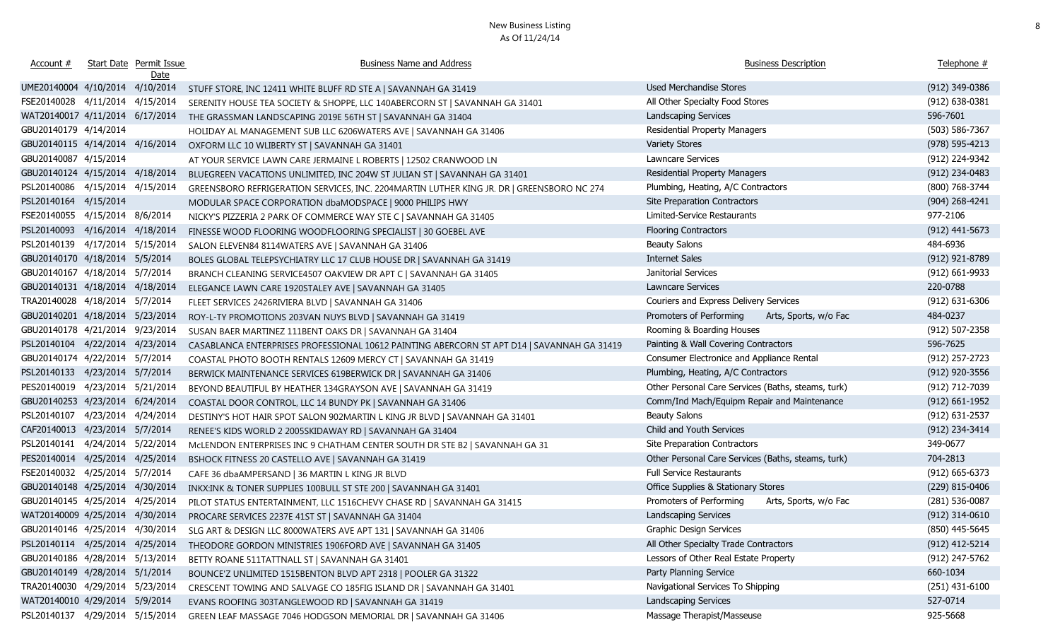# New Business Listing

As Of 11/24/14

| Account # | Start Date | Permit Issue Date | Business Name and Address | Business Description | Telephone # |
|---|---|---|---|---|---|
| UME20140004 | 4/10/2014 | 4/10/2014 | STUFF STORE, INC 12411 WHITE BLUFF RD STE A \| SAVANNAH GA 31419 | Used Merchandise Stores | (912) 349-0386 |
| FSE20140028 | 4/11/2014 | 4/15/2014 | SERENITY HOUSE TEA SOCIETY & SHOPPE, LLC 140ABERCORN ST \| SAVANNAH GA 31401 | All Other Specialty Food Stores | (912) 638-0381 |
| WAT20140017 | 4/11/2014 | 6/17/2014 | THE GRASSMAN LANDSCAPING 2019E 56TH ST \| SAVANNAH GA 31404 | Landscaping Services | 596-7601 |
| GBU20140179 | 4/14/2014 | | HOLIDAY AL MANAGEMENT SUB LLC 6206WATERS AVE \| SAVANNAH GA 31406 | Residential Property Managers | (503) 586-7367 |
| GBU20140115 | 4/14/2014 | 4/16/2014 | OXFORM LLC 10 WLIBERTY ST \| SAVANNAH GA 31401 | Variety Stores | (978) 595-4213 |
| GBU20140087 | 4/15/2014 | | AT YOUR SERVICE LAWN CARE JERMAINE L ROBERTS \| 12502 CRANWOOD LN | Lawncare Services | (912) 224-9342 |
| GBU20140124 | 4/15/2014 | 4/18/2014 | BLUEGREEN VACATIONS UNLIMITED, INC 204W ST JULIAN ST \| SAVANNAH GA 31401 | Residential Property Managers | (912) 234-0483 |
| PSL20140086 | 4/15/2014 | 4/15/2014 | GREENSBORO REFRIGERATION SERVICES, INC. 2204MARTIN LUTHER KING JR. DR \| GREENSBORO NC 274 | Plumbing, Heating, A/C Contractors | (800) 768-3744 |
| PSL20140164 | 4/15/2014 | | MODULAR SPACE CORPORATION dbaMODSPACE \| 9000 PHILIPS HWY | Site Preparation Contractors | (904) 268-4241 |
| FSE20140055 | 4/15/2014 | 8/6/2014 | NICKY'S PIZZERIA 2 PARK OF COMMERCE WAY STE C \| SAVANNAH GA 31405 | Limited-Service Restaurants | 977-2106 |
| PSL20140093 | 4/16/2014 | 4/18/2014 | FINESSE WOOD FLOORING WOODFLOORING SPECIALIST \| 30 GOEBEL AVE | Flooring Contractors | (912) 441-5673 |
| PSL20140139 | 4/17/2014 | 5/15/2014 | SALON ELEVEN84 8114WATERS AVE \| SAVANNAH GA 31406 | Beauty Salons | 484-6936 |
| GBU20140170 | 4/18/2014 | 5/5/2014 | BOLES GLOBAL TELEPSYCHIATRY LLC 17 CLUB HOUSE DR \| SAVANNAH GA 31419 | Internet Sales | (912) 921-8789 |
| GBU20140167 | 4/18/2014 | 5/7/2014 | BRANCH CLEANING SERVICE4507 OAKVIEW DR APT C \| SAVANNAH GA 31405 | Janitorial Services | (912) 661-9933 |
| GBU20140131 | 4/18/2014 | 4/18/2014 | ELEGANCE LAWN CARE 1920STALEY AVE \| SAVANNAH GA 31405 | Lawncare Services | 220-0788 |
| TRA20140028 | 4/18/2014 | 5/7/2014 | FLEET SERVICES 2426RIVIERA BLVD \| SAVANNAH GA 31406 | Couriers and Express Delivery Services | (912) 631-6306 |
| GBU20140201 | 4/18/2014 | 5/23/2014 | ROY-L-TY PROMOTIONS 203VAN NUYS BLVD \| SAVANNAH GA 31419 | Promoters of Performing Arts, Sports, w/o Fac | 484-0237 |
| GBU20140178 | 4/21/2014 | 9/23/2014 | SUSAN BAER MARTINEZ 111BENT OAKS DR \| SAVANNAH GA 31404 | Rooming & Boarding Houses | (912) 507-2358 |
| PSL20140104 | 4/22/2014 | 4/23/2014 | CASABLANCA ENTERPRISES PROFESSIONAL 10612 PAINTING ABERCORN ST APT D14 \| SAVANNAH GA 31419 | Painting & Wall Covering Contractors | 596-7625 |
| GBU20140174 | 4/22/2014 | 5/7/2014 | COASTAL PHOTO BOOTH RENTALS 12609 MERCY CT \| SAVANNAH GA 31419 | Consumer Electronice and Appliance Rental | (912) 257-2723 |
| PSL20140133 | 4/23/2014 | 5/7/2014 | BERWICK MAINTENANCE SERVICES 619BERWICK DR \| SAVANNAH GA 31406 | Plumbing, Heating, A/C Contractors | (912) 920-3556 |
| PES20140019 | 4/23/2014 | 5/21/2014 | BEYOND BEAUTIFUL BY HEATHER 134GRAYSON AVE \| SAVANNAH GA 31419 | Other Personal Care Services (Baths, steams, turk) | (912) 712-7039 |
| GBU20140253 | 4/23/2014 | 6/24/2014 | COASTAL DOOR CONTROL, LLC 14 BUNDY PK \| SAVANNAH GA 31406 | Comm/Ind Mach/Equipm Repair and Maintenance | (912) 661-1952 |
| PSL20140107 | 4/23/2014 | 4/24/2014 | DESTINY'S HOT HAIR SPOT SALON 902MARTIN L KING JR BLVD \| SAVANNAH GA 31401 | Beauty Salons | (912) 631-2537 |
| CAF20140013 | 4/23/2014 | 5/7/2014 | RENEE'S KIDS WORLD 2 2005SKIDAWAY RD \| SAVANNAH GA 31404 | Child and Youth Services | (912) 234-3414 |
| PSL20140141 | 4/24/2014 | 5/22/2014 | McLENDON ENTERPRISES INC 9 CHATHAM CENTER SOUTH DR STE B2 \| SAVANNAH GA 31 | Site Preparation Contractors | 349-0677 |
| PES20140014 | 4/25/2014 | 4/25/2014 | BSHOCK FITNESS 20 CASTELLO AVE \| SAVANNAH GA 31419 | Other Personal Care Services (Baths, steams, turk) | 704-2813 |
| FSE20140032 | 4/25/2014 | 5/7/2014 | CAFE 36 dbaAMPERSAND \| 36 MARTIN L KING JR BLVD | Full Service Restaurants | (912) 665-6373 |
| GBU20140148 | 4/25/2014 | 4/30/2014 | INKX:INK & TONER SUPPLIES 100BULL ST STE 200 \| SAVANNAH GA 31401 | Office Supplies & Stationary Stores | (229) 815-0406 |
| GBU20140145 | 4/25/2014 | 4/25/2014 | PILOT STATUS ENTERTAINMENT, LLC 1516CHEVY CHASE RD \| SAVANNAH GA 31415 | Promoters of Performing Arts, Sports, w/o Fac | (281) 536-0087 |
| WAT20140009 | 4/25/2014 | 4/30/2014 | PROCARE SERVICES 2237E 41ST ST \| SAVANNAH GA 31404 | Landscaping Services | (912) 314-0610 |
| GBU20140146 | 4/25/2014 | 4/30/2014 | SLG ART & DESIGN LLC 8000WATERS AVE APT 131 \| SAVANNAH GA 31406 | Graphic Design Services | (850) 445-5645 |
| PSL20140114 | 4/25/2014 | 4/25/2014 | THEODORE GORDON MINISTRIES 1906FORD AVE \| SAVANNAH GA 31405 | All Other Specialty Trade Contractors | (912) 412-5214 |
| GBU20140186 | 4/28/2014 | 5/13/2014 | BETTY ROANE 511TATTNALL ST \| SAVANNAH GA 31401 | Lessors of Other Real Estate Property | (912) 247-5762 |
| GBU20140149 | 4/28/2014 | 5/1/2014 | BOUNCE'Z UNLIMITED 1515BENTON BLVD APT 2318 \| POOLER GA 31322 | Party Planning Service | 660-1034 |
| TRA20140030 | 4/29/2014 | 5/23/2014 | CRESCENT TOWING AND SALVAGE CO 185FIG ISLAND DR \| SAVANNAH GA 31401 | Navigational Services To Shipping | (251) 431-6100 |
| WAT20140010 | 4/29/2014 | 5/9/2014 | EVANS ROOFING 303TANGLEWOOD RD \| SAVANNAH GA 31419 | Landscaping Services | 527-0714 |
| PSL20140137 | 4/29/2014 | 5/15/2014 | GREEN LEAF MASSAGE 7046 HODGSON MEMORIAL DR \| SAVANNAH GA 31406 | Massage Therapist/Masseuse | 925-5668 |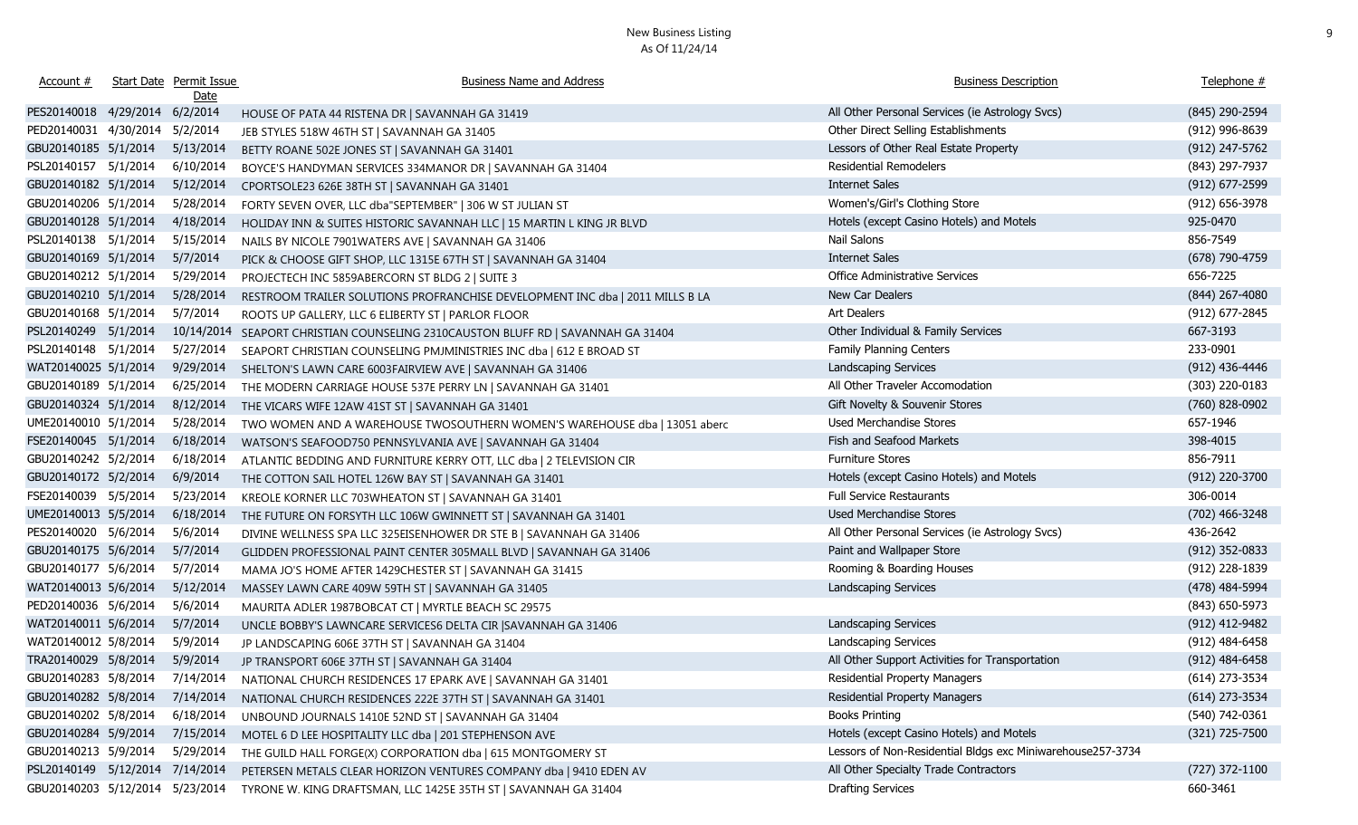# New Business Listing
As Of 11/24/14

| Account # | Start Date | Permit Issue Date | Business Name and Address | Business Description | Telephone # |
|---|---|---|---|---|---|
| PES20140018 | 4/29/2014 | 6/2/2014 | HOUSE OF PATA 44 RISTENA DR \| SAVANNAH GA 31419 | All Other Personal Services (ie Astrology Svcs) | (845) 290-2594 |
| PED20140031 | 4/30/2014 | 5/2/2014 | JEB STYLES 518W 46TH ST \| SAVANNAH GA 31405 | Other Direct Selling Establishments | (912) 996-8639 |
| GBU20140185 | 5/1/2014 | 5/13/2014 | BETTY ROANE 502E JONES ST \| SAVANNAH GA 31401 | Lessors of Other Real Estate Property | (912) 247-5762 |
| PSL20140157 | 5/1/2014 | 6/10/2014 | BOYCE'S HANDYMAN SERVICES 334MANOR DR \| SAVANNAH GA 31404 | Residential Remodelers | (843) 297-7937 |
| GBU20140182 | 5/1/2014 | 5/12/2014 | CPORTSOLE23 626E 38TH ST \| SAVANNAH GA 31401 | Internet Sales | (912) 677-2599 |
| GBU20140206 | 5/1/2014 | 5/28/2014 | FORTY SEVEN OVER, LLC dba"SEPTEMBER" \| 306 W ST JULIAN ST | Women's/Girl's Clothing Store | (912) 656-3978 |
| GBU20140128 | 5/1/2014 | 4/18/2014 | HOLIDAY INN & SUITES HISTORIC SAVANNAH LLC \| 15 MARTIN L KING JR BLVD | Hotels (except Casino Hotels) and Motels | 925-0470 |
| PSL20140138 | 5/1/2014 | 5/15/2014 | NAILS BY NICOLE 7901WATERS AVE \| SAVANNAH GA 31406 | Nail Salons | 856-7549 |
| GBU20140169 | 5/1/2014 | 5/7/2014 | PICK & CHOOSE GIFT SHOP, LLC 1315E 67TH ST \| SAVANNAH GA 31404 | Internet Sales | (678) 790-4759 |
| GBU20140212 | 5/1/2014 | 5/29/2014 | PROJECTECH INC 5859ABERCORN ST BLDG 2 \| SUITE 3 | Office Administrative Services | 656-7225 |
| GBU20140210 | 5/1/2014 | 5/28/2014 | RESTROOM TRAILER SOLUTIONS PROFRANCHISE DEVELOPMENT INC dba \| 2011 MILLS B LA | New Car Dealers | (844) 267-4080 |
| GBU20140168 | 5/1/2014 | 5/7/2014 | ROOTS UP GALLERY, LLC 6 ELIBERTY ST \| PARLOR FLOOR | Art Dealers | (912) 677-2845 |
| PSL20140249 | 5/1/2014 | 10/14/2014 | SEAPORT CHRISTIAN COUNSELING 2310CAUSTON BLUFF RD \| SAVANNAH GA 31404 | Other Individual & Family Services | 667-3193 |
| PSL20140148 | 5/1/2014 | 5/27/2014 | SEAPORT CHRISTIAN COUNSELING PMJMINISTRIES INC dba \| 612 E BROAD ST | Family Planning Centers | 233-0901 |
| WAT20140025 | 5/1/2014 | 9/29/2014 | SHELTON'S LAWN CARE 6003FAIRVIEW AVE \| SAVANNAH GA 31406 | Landscaping Services | (912) 436-4446 |
| GBU20140189 | 5/1/2014 | 6/25/2014 | THE MODERN CARRIAGE HOUSE 537E PERRY LN \| SAVANNAH GA 31401 | All Other Traveler Accomodation | (303) 220-0183 |
| GBU20140324 | 5/1/2014 | 8/12/2014 | THE VICARS WIFE 12AW 41ST ST \| SAVANNAH GA 31401 | Gift Novelty & Souvenir Stores | (760) 828-0902 |
| UME20140010 | 5/1/2014 | 5/28/2014 | TWO WOMEN AND A WAREHOUSE TWOSOUTHERN WOMEN'S WAREHOUSE dba \| 13051 aberc | Used Merchandise Stores | 657-1946 |
| FSE20140045 | 5/1/2014 | 6/18/2014 | WATSON'S SEAFOOD750 PENNSYLVANIA AVE \| SAVANNAH GA 31404 | Fish and Seafood Markets | 398-4015 |
| GBU20140242 | 5/2/2014 | 6/18/2014 | ATLANTIC BEDDING AND FURNITURE KERRY OTT, LLC dba \| 2 TELEVISION CIR | Furniture Stores | 856-7911 |
| GBU20140172 | 5/2/2014 | 6/9/2014 | THE COTTON SAIL HOTEL 126W BAY ST \| SAVANNAH GA 31401 | Hotels (except Casino Hotels) and Motels | (912) 220-3700 |
| FSE20140039 | 5/5/2014 | 5/23/2014 | KREOLE KORNER LLC 703WHEATON ST \| SAVANNAH GA 31401 | Full Service Restaurants | 306-0014 |
| UME20140013 | 5/5/2014 | 6/18/2014 | THE FUTURE ON FORSYTH LLC 106W GWINNETT ST \| SAVANNAH GA 31401 | Used Merchandise Stores | (702) 466-3248 |
| PES20140020 | 5/6/2014 | 5/6/2014 | DIVINE WELLNESS SPA LLC 325EISENHOWER DR STE B \| SAVANNAH GA 31406 | All Other Personal Services (ie Astrology Svcs) | 436-2642 |
| GBU20140175 | 5/6/2014 | 5/7/2014 | GLIDDEN PROFESSIONAL PAINT CENTER 305MALL BLVD \| SAVANNAH GA 31406 | Paint and Wallpaper Store | (912) 352-0833 |
| GBU20140177 | 5/6/2014 | 5/7/2014 | MAMA JO'S HOME AFTER 1429CHESTER ST \| SAVANNAH GA 31415 | Rooming & Boarding Houses | (912) 228-1839 |
| WAT20140013 | 5/6/2014 | 5/12/2014 | MASSEY LAWN CARE 409W 59TH ST \| SAVANNAH GA 31405 | Landscaping Services | (478) 484-5994 |
| PED20140036 | 5/6/2014 | 5/6/2014 | MAURITA ADLER 1987BOBCAT CT \| MYRTLE BEACH SC 29575 | | (843) 650-5973 |
| WAT20140011 | 5/6/2014 | 5/7/2014 | UNCLE BOBBY'S LAWNCARE SERVICES6 DELTA CIR \|SAVANNAH GA 31406 | Landscaping Services | (912) 412-9482 |
| WAT20140012 | 5/8/2014 | 5/9/2014 | JP LANDSCAPING 606E 37TH ST \| SAVANNAH GA 31404 | Landscaping Services | (912) 484-6458 |
| TRA20140029 | 5/8/2014 | 5/9/2014 | JP TRANSPORT 606E 37TH ST \| SAVANNAH GA 31404 | All Other Support Activities for Transportation | (912) 484-6458 |
| GBU20140283 | 5/8/2014 | 7/14/2014 | NATIONAL CHURCH RESIDENCES 17 EPARK AVE \| SAVANNAH GA 31401 | Residential Property Managers | (614) 273-3534 |
| GBU20140282 | 5/8/2014 | 7/14/2014 | NATIONAL CHURCH RESIDENCES 222E 37TH ST \| SAVANNAH GA 31401 | Residential Property Managers | (614) 273-3534 |
| GBU20140202 | 5/8/2014 | 6/18/2014 | UNBOUND JOURNALS 1410E 52ND ST \| SAVANNAH GA 31404 | Books Printing | (540) 742-0361 |
| GBU20140284 | 5/9/2014 | 7/15/2014 | MOTEL 6 D LEE HOSPITALITY LLC dba \| 201 STEPHENSON AVE | Hotels (except Casino Hotels) and Motels | (321) 725-7500 |
| GBU20140213 | 5/9/2014 | 5/29/2014 | THE GUILD HALL FORGE(X) CORPORATION dba \| 615 MONTGOMERY ST | Lessors of Non-Residential Bldgs exc Miniwarehouse257-3734 | |
| PSL20140149 | 5/12/2014 | 7/14/2014 | PETERSEN METALS CLEAR HORIZON VENTURES COMPANY dba \| 9410 EDEN AV | All Other Specialty Trade Contractors | (727) 372-1100 |
| GBU20140203 | 5/12/2014 | 5/23/2014 | TYRONE W. KING DRAFTSMAN, LLC 1425E 35TH ST \| SAVANNAH GA 31404 | Drafting Services | 660-3461 |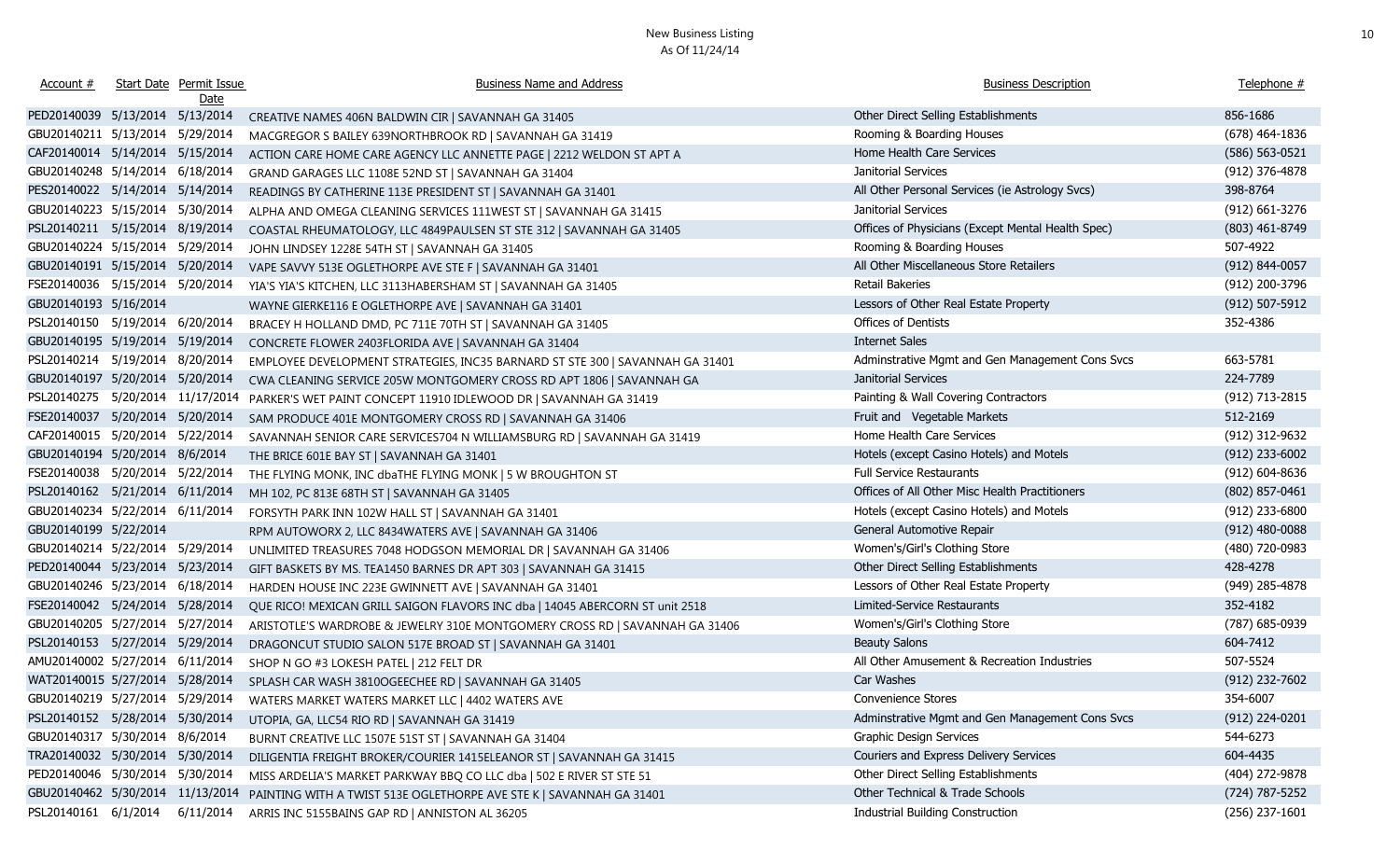# New Business Listing
As Of 11/24/14

| Account # | Start Date | Permit Issue Date | Business Name and Address | Business Description | Telephone # |
|---|---|---|---|---|---|
| PED20140039 | 5/13/2014 | 5/13/2014 | CREATIVE NAMES 406N BALDWIN CIR \| SAVANNAH GA 31405 | Other Direct Selling Establishments | 856-1686 |
| GBU20140211 | 5/13/2014 | 5/29/2014 | MACGREGOR S BAILEY 639NORTHBROOK RD \| SAVANNAH GA 31419 | Rooming & Boarding Houses | (678) 464-1836 |
| CAF20140014 | 5/14/2014 | 5/15/2014 | ACTION CARE HOME CARE AGENCY LLC ANNETTE PAGE \| 2212 WELDON ST APT A | Home Health Care Services | (586) 563-0521 |
| GBU20140248 | 5/14/2014 | 6/18/2014 | GRAND GARAGES LLC 1108E 52ND ST \| SAVANNAH GA 31404 | Janitorial Services | (912) 376-4878 |
| PES20140022 | 5/14/2014 | 5/14/2014 | READINGS BY CATHERINE 113E PRESIDENT ST \| SAVANNAH GA 31401 | All Other Personal Services (ie Astrology Svcs) | 398-8764 |
| GBU20140223 | 5/15/2014 | 5/30/2014 | ALPHA AND OMEGA CLEANING SERVICES 111WEST ST \| SAVANNAH GA 31415 | Janitorial Services | (912) 661-3276 |
| PSL20140211 | 5/15/2014 | 8/19/2014 | COASTAL RHEUMATOLOGY, LLC 4849PAULSEN ST STE 312 \| SAVANNAH GA 31405 | Offices of Physicians (Except Mental Health Spec) | (803) 461-8749 |
| GBU20140224 | 5/15/2014 | 5/29/2014 | JOHN LINDSEY 1228E 54TH ST \| SAVANNAH GA 31405 | Rooming & Boarding Houses | 507-4922 |
| GBU20140191 | 5/15/2014 | 5/20/2014 | VAPE SAVVY 513E OGLETHORPE AVE STE F \| SAVANNAH GA 31401 | All Other Miscellaneous Store Retailers | (912) 844-0057 |
| FSE20140036 | 5/15/2014 | 5/20/2014 | YIA'S YIA'S KITCHEN, LLC 3113HABERSHAM ST \| SAVANNAH GA 31405 | Retail Bakeries | (912) 200-3796 |
| GBU20140193 | 5/16/2014 | | WAYNE GIERKE116 E OGLETHORPE AVE \| SAVANNAH GA 31401 | Lessors of Other Real Estate Property | (912) 507-5912 |
| PSL20140150 | 5/19/2014 | 6/20/2014 | BRACEY H HOLLAND DMD, PC 711E 70TH ST \| SAVANNAH GA 31405 | Offices of Dentists | 352-4386 |
| GBU20140195 | 5/19/2014 | 5/19/2014 | CONCRETE FLOWER 2403FLORIDA AVE \| SAVANNAH GA 31404 | Internet Sales | |
| PSL20140214 | 5/19/2014 | 8/20/2014 | EMPLOYEE DEVELOPMENT STRATEGIES, INC35 BARNARD ST STE 300 \| SAVANNAH GA 31401 | Adminstrative Mgmt and Gen Management Cons Svcs | 663-5781 |
| GBU20140197 | 5/20/2014 | 5/20/2014 | CWA CLEANING SERVICE 205W MONTGOMERY CROSS RD APT 1806 \| SAVANNAH GA | Janitorial Services | 224-7789 |
| PSL20140275 | 5/20/2014 | 11/17/2014 | PARKER'S WET PAINT CONCEPT 11910 IDLEWOOD DR \| SAVANNAH GA 31419 | Painting & Wall Covering Contractors | (912) 713-2815 |
| FSE20140037 | 5/20/2014 | 5/20/2014 | SAM PRODUCE 401E MONTGOMERY CROSS RD \| SAVANNAH GA 31406 | Fruit and Vegetable Markets | 512-2169 |
| CAF20140015 | 5/20/2014 | 5/22/2014 | SAVANNAH SENIOR CARE SERVICES704 N WILLIAMSBURG RD \| SAVANNAH GA 31419 | Home Health Care Services | (912) 312-9632 |
| GBU20140194 | 5/20/2014 | 8/6/2014 | THE BRICE 601E BAY ST \| SAVANNAH GA 31401 | Hotels (except Casino Hotels) and Motels | (912) 233-6002 |
| FSE20140038 | 5/20/2014 | 5/22/2014 | THE FLYING MONK, INC dbaTHE FLYING MONK \| 5 W BROUGHTON ST | Full Service Restaurants | (912) 604-8636 |
| PSL20140162 | 5/21/2014 | 6/11/2014 | MH 102, PC 813E 68TH ST \| SAVANNAH GA 31405 | Offices of All Other Misc Health Practitioners | (802) 857-0461 |
| GBU20140234 | 5/22/2014 | 6/11/2014 | FORSYTH PARK INN 102W HALL ST \| SAVANNAH GA 31401 | Hotels (except Casino Hotels) and Motels | (912) 233-6800 |
| GBU20140199 | 5/22/2014 | | RPM AUTOWORX 2, LLC 8434WATERS AVE \| SAVANNAH GA 31406 | General Automotive Repair | (912) 480-0088 |
| GBU20140214 | 5/22/2014 | 5/29/2014 | UNLIMITED TREASURES 7048 HODGSON MEMORIAL DR \| SAVANNAH GA 31406 | Women's/Girl's Clothing Store | (480) 720-0983 |
| PED20140044 | 5/23/2014 | 5/23/2014 | GIFT BASKETS BY MS. TEA1450 BARNES DR APT 303 \| SAVANNAH GA 31415 | Other Direct Selling Establishments | 428-4278 |
| GBU20140246 | 5/23/2014 | 6/18/2014 | HARDEN HOUSE INC 223E GWINNETT AVE \| SAVANNAH GA 31401 | Lessors of Other Real Estate Property | (949) 285-4878 |
| FSE20140042 | 5/24/2014 | 5/28/2014 | QUE RICO! MEXICAN GRILL SAIGON FLAVORS INC dba \| 14045 ABERCORN ST unit 2518 | Limited-Service Restaurants | 352-4182 |
| GBU20140205 | 5/27/2014 | 5/27/2014 | ARISTOTLE'S WARDROBE & JEWELRY 310E MONTGOMERY CROSS RD \| SAVANNAH GA 31406 | Women's/Girl's Clothing Store | (787) 685-0939 |
| PSL20140153 | 5/27/2014 | 5/29/2014 | DRAGONCUT STUDIO SALON 517E BROAD ST \| SAVANNAH GA 31401 | Beauty Salons | 604-7412 |
| AMU20140002 | 5/27/2014 | 6/11/2014 | SHOP N GO #3 LOKESH PATEL \| 212 FELT DR | All Other Amusement & Recreation Industries | 507-5524 |
| WAT20140015 | 5/27/2014 | 5/28/2014 | SPLASH CAR WASH 3810OGEECHEE RD \| SAVANNAH GA 31405 | Car Washes | (912) 232-7602 |
| GBU20140219 | 5/27/2014 | 5/29/2014 | WATERS MARKET WATERS MARKET LLC \| 4402 WATERS AVE | Convenience Stores | 354-6007 |
| PSL20140152 | 5/28/2014 | 5/30/2014 | UTOPIA, GA, LLC54 RIO RD \| SAVANNAH GA 31419 | Adminstrative Mgmt and Gen Management Cons Svcs | (912) 224-0201 |
| GBU20140317 | 5/30/2014 | 8/6/2014 | BURNT CREATIVE LLC 1507E 51ST ST \| SAVANNAH GA 31404 | Graphic Design Services | 544-6273 |
| TRA20140032 | 5/30/2014 | 5/30/2014 | DILIGENTIA FREIGHT BROKER/COURIER 1415ELEANOR ST \| SAVANNAH GA 31415 | Couriers and Express Delivery Services | 604-4435 |
| PED20140046 | 5/30/2014 | 5/30/2014 | MISS ARDELIA'S MARKET PARKWAY BBQ CO LLC dba \| 502 E RIVER ST STE 51 | Other Direct Selling Establishments | (404) 272-9878 |
| GBU20140462 | 5/30/2014 | 11/13/2014 | PAINTING WITH A TWIST 513E OGLETHORPE AVE STE K \| SAVANNAH GA 31401 | Other Technical & Trade Schools | (724) 787-5252 |
| PSL20140161 | 6/1/2014 | 6/11/2014 | ARRIS INC 5155BAINS GAP RD \| ANNISTON AL 36205 | Industrial Building Construction | (256) 237-1601 |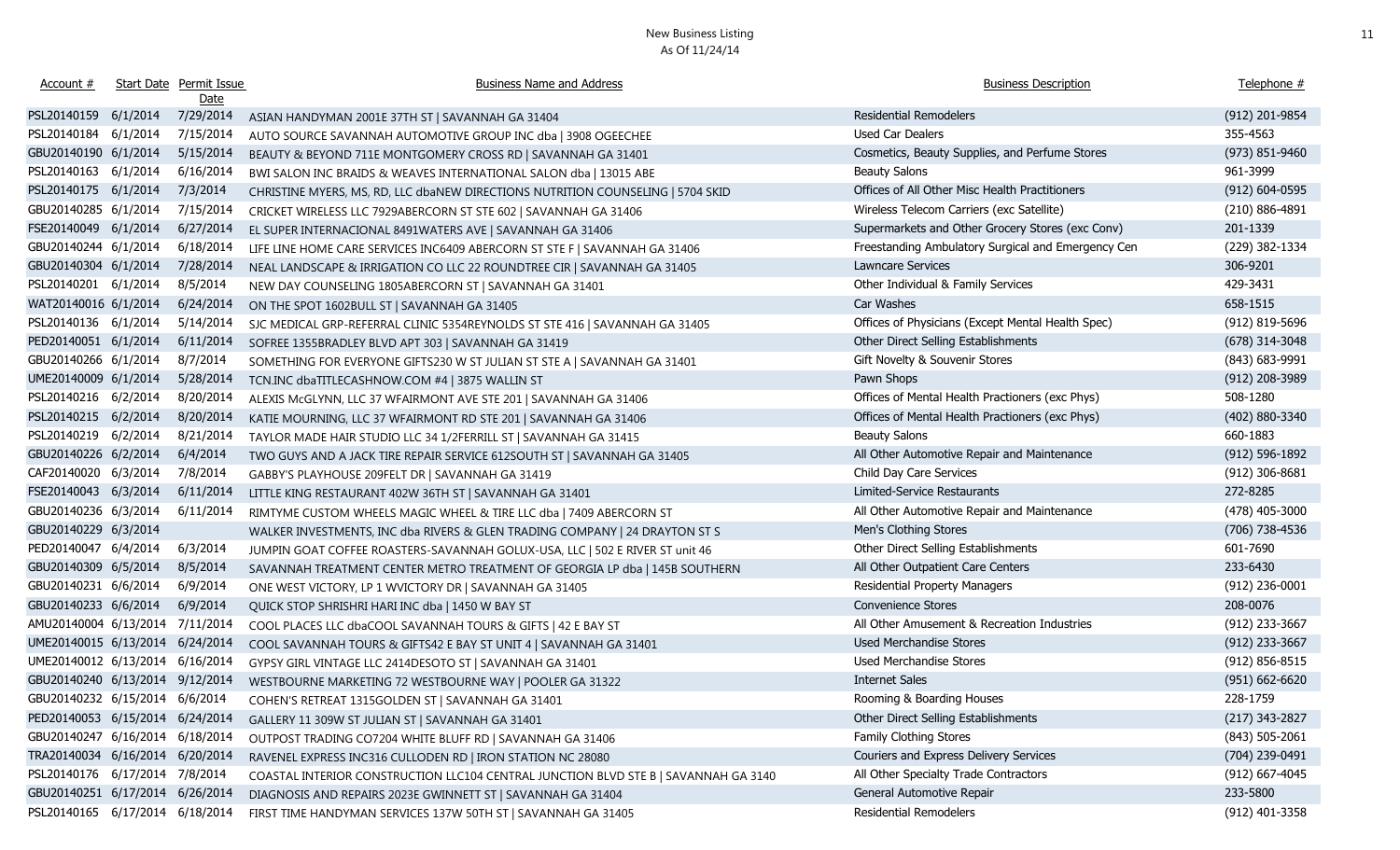# New Business Listing
As Of 11/24/14

| Account # | Start Date | Permit Issue Date | Business Name and Address | Business Description | Telephone # |
|---|---|---|---|---|---|
| PSL20140159 | 6/1/2014 | 7/29/2014 | ASIAN HANDYMAN 2001E 37TH ST \| SAVANNAH GA 31404 | Residential Remodelers | (912) 201-9854 |
| PSL20140184 | 6/1/2014 | 7/15/2014 | AUTO SOURCE SAVANNAH AUTOMOTIVE GROUP INC dba \| 3908 OGEECHEE | Used Car Dealers | 355-4563 |
| GBU20140190 | 6/1/2014 | 5/15/2014 | BEAUTY & BEYOND 711E MONTGOMERY CROSS RD \| SAVANNAH GA 31401 | Cosmetics, Beauty Supplies, and Perfume Stores | (973) 851-9460 |
| PSL20140163 | 6/1/2014 | 6/16/2014 | BWI SALON INC BRAIDS & WEAVES INTERNATIONAL SALON dba \| 13015 ABE | Beauty Salons | 961-3999 |
| PSL20140175 | 6/1/2014 | 7/3/2014 | CHRISTINE MYERS, MS, RD, LLC dbaNEW DIRECTIONS NUTRITION COUNSELING \| 5704 SKID | Offices of All Other Misc Health Practitioners | (912) 604-0595 |
| GBU20140285 | 6/1/2014 | 7/15/2014 | CRICKET WIRELESS LLC 7929ABERCORN ST STE 602 \| SAVANNAH GA 31406 | Wireless Telecom Carriers (exc Satellite) | (210) 886-4891 |
| FSE20140049 | 6/1/2014 | 6/27/2014 | EL SUPER INTERNACIONAL 8491WATERS AVE \| SAVANNAH GA 31406 | Supermarkets and Other Grocery Stores (exc Conv) | 201-1339 |
| GBU20140244 | 6/1/2014 | 6/18/2014 | LIFE LINE HOME CARE SERVICES INC6409 ABERCORN ST STE F \| SAVANNAH GA 31406 | Freestanding Ambulatory Surgical and Emergency Cen | (229) 382-1334 |
| GBU20140304 | 6/1/2014 | 7/28/2014 | NEAL LANDSCAPE & IRRIGATION CO LLC 22 ROUNDTREE CIR \| SAVANNAH GA 31405 | Lawncare Services | 306-9201 |
| PSL20140201 | 6/1/2014 | 8/5/2014 | NEW DAY COUNSELING 1805ABERCORN ST \| SAVANNAH GA 31401 | Other Individual & Family Services | 429-3431 |
| WAT20140016 | 6/1/2014 | 6/24/2014 | ON THE SPOT 1602BULL ST \| SAVANNAH GA 31405 | Car Washes | 658-1515 |
| PSL20140136 | 6/1/2014 | 5/14/2014 | SJC MEDICAL GRP-REFERRAL CLINIC 5354REYNOLDS ST STE 416 \| SAVANNAH GA 31405 | Offices of Physicians (Except Mental Health Spec) | (912) 819-5696 |
| PED20140051 | 6/1/2014 | 6/11/2014 | SOFREE 1355BRADLEY BLVD APT 303 \| SAVANNAH GA 31419 | Other Direct Selling Establishments | (678) 314-3048 |
| GBU20140266 | 6/1/2014 | 8/7/2014 | SOMETHING FOR EVERYONE GIFTS230 W ST JULIAN ST STE A \| SAVANNAH GA 31401 | Gift Novelty & Souvenir Stores | (843) 683-9991 |
| UME20140009 | 6/1/2014 | 5/28/2014 | TCN.INC dbaTITLECASHNOW.COM #4 \| 3875 WALLIN ST | Pawn Shops | (912) 208-3989 |
| PSL20140216 | 6/2/2014 | 8/20/2014 | ALEXIS McGLYNN, LLC 37 WFAIRMONT AVE STE 201 \| SAVANNAH GA 31406 | Offices of Mental Health Practioners (exc Phys) | 508-1280 |
| PSL20140215 | 6/2/2014 | 8/20/2014 | KATIE MOURNING, LLC 37 WFAIRMONT RD STE 201 \| SAVANNAH GA 31406 | Offices of Mental Health Practioners (exc Phys) | (402) 880-3340 |
| PSL20140219 | 6/2/2014 | 8/21/2014 | TAYLOR MADE HAIR STUDIO LLC 34 1/2FERRILL ST \| SAVANNAH GA 31415 | Beauty Salons | 660-1883 |
| GBU20140226 | 6/2/2014 | 6/4/2014 | TWO GUYS AND A JACK TIRE REPAIR SERVICE 612SOUTH ST \| SAVANNAH GA 31405 | All Other Automotive Repair and Maintenance | (912) 596-1892 |
| CAF20140020 | 6/3/2014 | 7/8/2014 | GABBY'S PLAYHOUSE 209FELT DR \| SAVANNAH GA 31419 | Child Day Care Services | (912) 306-8681 |
| FSE20140043 | 6/3/2014 | 6/11/2014 | LITTLE KING RESTAURANT 402W 36TH ST \| SAVANNAH GA 31401 | Limited-Service Restaurants | 272-8285 |
| GBU20140236 | 6/3/2014 | 6/11/2014 | RIMTYME CUSTOM WHEELS MAGIC WHEEL & TIRE LLC dba \| 7409 ABERCORN ST | All Other Automotive Repair and Maintenance | (478) 405-3000 |
| GBU20140229 | 6/3/2014 | | WALKER INVESTMENTS, INC dba RIVERS & GLEN TRADING COMPANY \| 24 DRAYTON ST S | Men's Clothing Stores | (706) 738-4536 |
| PED20140047 | 6/4/2014 | 6/3/2014 | JUMPIN GOAT COFFEE ROASTERS-SAVANNAH GOLUX-USA, LLC \| 502 E RIVER ST unit 46 | Other Direct Selling Establishments | 601-7690 |
| GBU20140309 | 6/5/2014 | 8/5/2014 | SAVANNAH TREATMENT CENTER METRO TREATMENT OF GEORGIA LP dba \| 145B SOUTHERN | All Other Outpatient Care Centers | 233-6430 |
| GBU20140231 | 6/6/2014 | 6/9/2014 | ONE WEST VICTORY, LP 1 WVICTORY DR \| SAVANNAH GA 31405 | Residential Property Managers | (912) 236-0001 |
| GBU20140233 | 6/6/2014 | 6/9/2014 | QUICK STOP SHRISHRI HARI INC dba \| 1450 W BAY ST | Convenience Stores | 208-0076 |
| AMU20140004 | 6/13/2014 | 7/11/2014 | COOL PLACES LLC dbaCOOL SAVANNAH TOURS & GIFTS \| 42 E BAY ST | All Other Amusement & Recreation Industries | (912) 233-3667 |
| UME20140015 | 6/13/2014 | 6/24/2014 | COOL SAVANNAH TOURS & GIFTS42 E BAY ST UNIT 4 \| SAVANNAH GA 31401 | Used Merchandise Stores | (912) 233-3667 |
| UME20140012 | 6/13/2014 | 6/16/2014 | GYPSY GIRL VINTAGE LLC 2414DESOTO ST \| SAVANNAH GA 31401 | Used Merchandise Stores | (912) 856-8515 |
| GBU20140240 | 6/13/2014 | 9/12/2014 | WESTBOURNE MARKETING 72 WESTBOURNE WAY \| POOLER GA 31322 | Internet Sales | (951) 662-6620 |
| GBU20140232 | 6/15/2014 | 6/6/2014 | COHEN'S RETREAT 1315GOLDEN ST \| SAVANNAH GA 31401 | Rooming & Boarding Houses | 228-1759 |
| PED20140053 | 6/15/2014 | 6/24/2014 | GALLERY 11 309W ST JULIAN ST \| SAVANNAH GA 31401 | Other Direct Selling Establishments | (217) 343-2827 |
| GBU20140247 | 6/16/2014 | 6/18/2014 | OUTPOST TRADING CO7204 WHITE BLUFF RD \| SAVANNAH GA 31406 | Family Clothing Stores | (843) 505-2061 |
| TRA20140034 | 6/16/2014 | 6/20/2014 | RAVENEL EXPRESS INC316 CULLODEN RD \| IRON STATION NC 28080 | Couriers and Express Delivery Services | (704) 239-0491 |
| PSL20140176 | 6/17/2014 | 7/8/2014 | COASTAL INTERIOR CONSTRUCTION LLC104 CENTRAL JUNCTION BLVD STE B \| SAVANNAH GA 3140 | All Other Specialty Trade Contractors | (912) 667-4045 |
| GBU20140251 | 6/17/2014 | 6/26/2014 | DIAGNOSIS AND REPAIRS 2023E GWINNETT ST \| SAVANNAH GA 31404 | General Automotive Repair | 233-5800 |
| PSL20140165 | 6/17/2014 | 6/18/2014 | FIRST TIME HANDYMAN SERVICES 137W 50TH ST \| SAVANNAH GA 31405 | Residential Remodelers | (912) 401-3358 |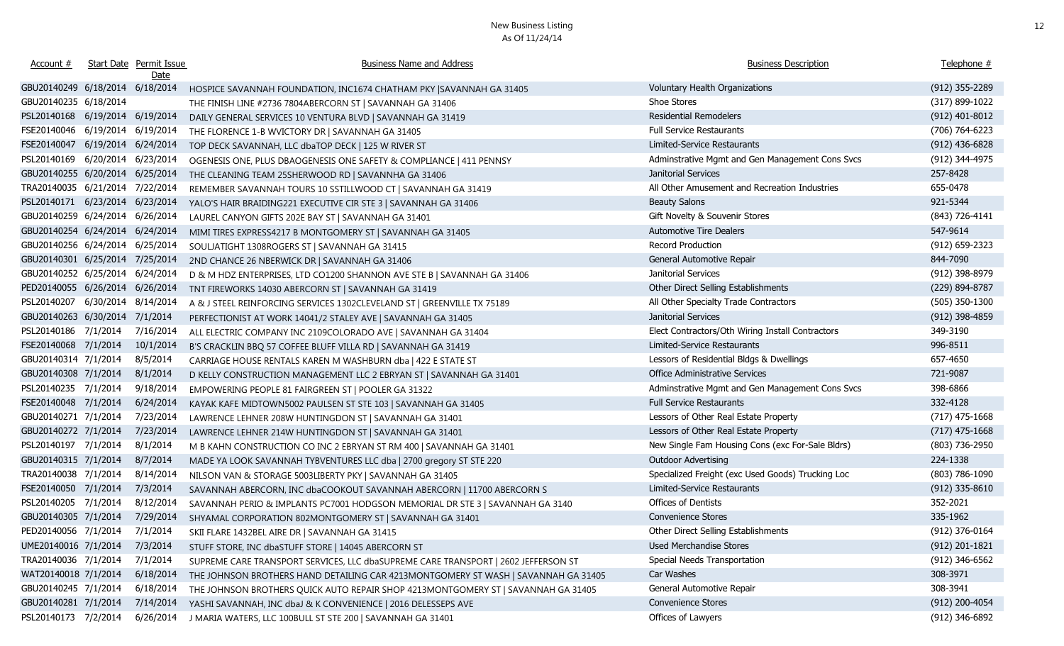# New Business Listing

As Of 11/24/14

| Account # | Start Date | Permit Issue Date | Business Name and Address | Business Description | Telephone # |
|---|---|---|---|---|---|
| GBU20140249 | 6/18/2014 | 6/18/2014 | HOSPICE SAVANNAH FOUNDATION, INC1674 CHATHAM PKY \|SAVANNAH GA 31405 | Voluntary Health Organizations | (912) 355-2289 |
| GBU20140235 | 6/18/2014 | | THE FINISH LINE #2736 7804ABERCORN ST \| SAVANNAH GA 31406 | Shoe Stores | (317) 899-1022 |
| PSL20140168 | 6/19/2014 | 6/19/2014 | DAILY GENERAL SERVICES 10 VENTURA BLVD \| SAVANNAH GA 31419 | Residential Remodelers | (912) 401-8012 |
| FSE20140046 | 6/19/2014 | 6/19/2014 | THE FLORENCE 1-B WVICTORY DR \| SAVANNAH GA 31405 | Full Service Restaurants | (706) 764-6223 |
| FSE20140047 | 6/19/2014 | 6/24/2014 | TOP DECK SAVANNAH, LLC dbaTOP DECK \| 125 W RIVER ST | Limited-Service Restaurants | (912) 436-6828 |
| PSL20140169 | 6/20/2014 | 6/23/2014 | OGENESIS ONE, PLUS DBAOGENESIS ONE SAFETY & COMPLIANCE \| 411 PENNSY | Adminstrative Mgmt and Gen Management Cons Svcs | (912) 344-4975 |
| GBU20140255 | 6/20/2014 | 6/25/2014 | THE CLEANING TEAM 25SHERWOOD RD \| SAVANNHA GA 31406 | Janitorial Services | 257-8428 |
| TRA20140035 | 6/21/2014 | 7/22/2014 | REMEMBER SAVANNAH TOURS 10 SSTILLWOOD CT \| SAVANNAH GA 31419 | All Other Amusement and Recreation Industries | 655-0478 |
| PSL20140171 | 6/23/2014 | 6/23/2014 | YALO'S HAIR BRAIDING221 EXECUTIVE CIR STE 3 \| SAVANNAH GA 31406 | Beauty Salons | 921-5344 |
| GBU20140259 | 6/24/2014 | 6/26/2014 | LAUREL CANYON GIFTS 202E BAY ST \| SAVANNAH GA 31401 | Gift Novelty & Souvenir Stores | (843) 726-4141 |
| GBU20140254 | 6/24/2014 | 6/24/2014 | MIMI TIRES EXPRESS4217 B MONTGOMERY ST \| SAVANNAH GA 31405 | Automotive Tire Dealers | 547-9614 |
| GBU20140256 | 6/24/2014 | 6/25/2014 | SOULJATIGHT 1308ROGERS ST \| SAVANNAH GA 31415 | Record Production | (912) 659-2323 |
| GBU20140301 | 6/25/2014 | 7/25/2014 | 2ND CHANCE 26 NBERWICK DR \| SAVANNAH GA 31406 | General Automotive Repair | 844-7090 |
| GBU20140252 | 6/25/2014 | 6/24/2014 | D & M HDZ ENTERPRISES, LTD CO1200 SHANNON AVE STE B \| SAVANNAH GA 31406 | Janitorial Services | (912) 398-8979 |
| PED20140055 | 6/26/2014 | 6/26/2014 | TNT FIREWORKS 14030 ABERCORN ST \| SAVANNAH GA 31419 | Other Direct Selling Establishments | (229) 894-8787 |
| PSL20140207 | 6/30/2014 | 8/14/2014 | A & J STEEL REINFORCING SERVICES 1302CLEVELAND ST \| GREENVILLE TX 75189 | All Other Specialty Trade Contractors | (505) 350-1300 |
| GBU20140263 | 6/30/2014 | 7/1/2014 | PERFECTIONIST AT WORK 14041/2 STALEY AVE \| SAVANNAH GA 31405 | Janitorial Services | (912) 398-4859 |
| PSL20140186 | 7/1/2014 | 7/16/2014 | ALL ELECTRIC COMPANY INC 2109COLORADO AVE \| SAVANNAH GA 31404 | Elect Contractors/Oth Wiring Install Contractors | 349-3190 |
| FSE20140068 | 7/1/2014 | 10/1/2014 | B'S CRACKLIN BBQ 57 COFFEE BLUFF VILLA RD \| SAVANNAH GA 31419 | Limited-Service Restaurants | 996-8511 |
| GBU20140314 | 7/1/2014 | 8/5/2014 | CARRIAGE HOUSE RENTALS KAREN M WASHBURN dba \| 422 E STATE ST | Lessors of Residential Bldgs & Dwellings | 657-4650 |
| GBU20140308 | 7/1/2014 | 8/1/2014 | D KELLY CONSTRUCTION MANAGEMENT LLC 2 EBRYAN ST \| SAVANNAH GA 31401 | Office Administrative Services | 721-9087 |
| PSL20140235 | 7/1/2014 | 9/18/2014 | EMPOWERING PEOPLE 81 FAIRGREEN ST \| POOLER GA 31322 | Adminstrative Mgmt and Gen Management Cons Svcs | 398-6866 |
| FSE20140048 | 7/1/2014 | 6/24/2014 | KAYAK KAFE MIDTOWN5002 PAULSEN ST STE 103 \| SAVANNAH GA 31405 | Full Service Restaurants | 332-4128 |
| GBU20140271 | 7/1/2014 | 7/23/2014 | LAWRENCE LEHNER 208W HUNTINGDON ST \| SAVANNAH GA 31401 | Lessors of Other Real Estate Property | (717) 475-1668 |
| GBU20140272 | 7/1/2014 | 7/23/2014 | LAWRENCE LEHNER 214W HUNTINGDON ST \| SAVANNAH GA 31401 | Lessors of Other Real Estate Property | (717) 475-1668 |
| PSL20140197 | 7/1/2014 | 8/1/2014 | M B KAHN CONSTRUCTION CO INC 2 EBRYAN ST RM 400 \| SAVANNAH GA 31401 | New Single Fam Housing Cons (exc For-Sale Bldrs) | (803) 736-2950 |
| GBU20140315 | 7/1/2014 | 8/7/2014 | MADE YA LOOK SAVANNAH TYBVENTURES LLC dba \| 2700 gregory ST STE 220 | Outdoor Advertising | 224-1338 |
| TRA20140038 | 7/1/2014 | 8/14/2014 | NILSON VAN & STORAGE 5003LIBERTY PKY \| SAVANNAH GA 31405 | Specialized Freight (exc Used Goods) Trucking Loc | (803) 786-1090 |
| FSE20140050 | 7/1/2014 | 7/3/2014 | SAVANNAH ABERCORN, INC dbaCOOKOUT SAVANNAH ABERCORN \| 11700 ABERCORN S | Limited-Service Restaurants | (912) 335-8610 |
| PSL20140205 | 7/1/2014 | 8/12/2014 | SAVANNAH PERIO & IMPLANTS PC7001 HODGSON MEMORIAL DR STE 3 \| SAVANNAH GA 3140 | Offices of Dentists | 352-2021 |
| GBU20140305 | 7/1/2014 | 7/29/2014 | SHYAMAL CORPORATION 802MONTGOMERY ST \| SAVANNAH GA 31401 | Convenience Stores | 335-1962 |
| PED20140056 | 7/1/2014 | 7/1/2014 | SKII FLARE 1432BEL AIRE DR \| SAVANNAH GA 31415 | Other Direct Selling Establishments | (912) 376-0164 |
| UME20140016 | 7/1/2014 | 7/3/2014 | STUFF STORE, INC dbaSTUFF STORE \| 14045 ABERCORN ST | Used Merchandise Stores | (912) 201-1821 |
| TRA20140036 | 7/1/2014 | 7/1/2014 | SUPREME CARE TRANSPORT SERVICES, LLC dbaSUPREME CARE TRANSPORT \| 2602 JEFFERSON ST | Special Needs Transportation | (912) 346-6562 |
| WAT20140018 | 7/1/2014 | 6/18/2014 | THE JOHNSON BROTHERS HAND DETAILING CAR 4213MONTGOMERY ST WASH \| SAVANNAH GA 31405 | Car Washes | 308-3971 |
| GBU20140245 | 7/1/2014 | 6/18/2014 | THE JOHNSON BROTHERS QUICK AUTO REPAIR SHOP 4213MONTGOMERY ST \| SAVANNAH GA 31405 | General Automotive Repair | 308-3941 |
| GBU20140281 | 7/1/2014 | 7/14/2014 | YASHI SAVANNAH, INC dbaJ & K CONVENIENCE \| 2016 DELESSEPS AVE | Convenience Stores | (912) 200-4054 |
| PSL20140173 | 7/2/2014 | 6/26/2014 | J MARIA WATERS, LLC 100BULL ST STE 200 \| SAVANNAH GA 31401 | Offices of Lawyers | (912) 346-6892 |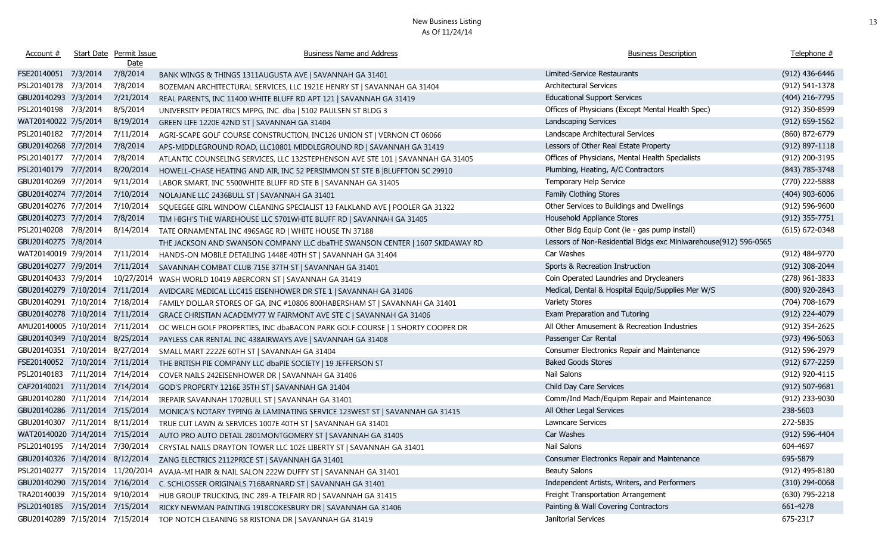# New Business Listing
As Of 11/24/14

| Account # | Start Date | Permit Issue Date | Business Name and Address | Business Description | Telephone # |
|---|---|---|---|---|---|
| FSE20140051 | 7/3/2014 | 7/8/2014 | BANK WINGS & THINGS 1311AUGUSTA AVE \| SAVANNAH GA 31401 | Limited-Service Restaurants | (912) 436-6446 |
| PSL20140178 | 7/3/2014 | 7/8/2014 | BOZEMAN ARCHITECTURAL SERVICES, LLC 1921E HENRY ST \| SAVANNAH GA 31404 | Architectural Services | (912) 541-1378 |
| GBU20140293 | 7/3/2014 | 7/21/2014 | REAL PARENTS, INC 11400 WHITE BLUFF RD APT 121 \| SAVANNAH GA 31419 | Educational Support Services | (404) 216-7795 |
| PSL20140198 | 7/3/2014 | 8/5/2014 | UNIVERSITY PEDIATRICS MPPG, INC. dba \| 5102 PAULSEN ST BLDG 3 | Offices of Physicians (Except Mental Health Spec) | (912) 350-8599 |
| WAT20140022 | 7/5/2014 | 8/19/2014 | GREEN LIFE 1220E 42ND ST \| SAVANNAH GA 31404 | Landscaping Services | (912) 659-1562 |
| PSL20140182 | 7/7/2014 | 7/11/2014 | AGRI-SCAPE GOLF COURSE CONSTRUCTION, INC126 UNION ST \| VERNON CT 06066 | Landscape Architectural Services | (860) 872-6779 |
| GBU20140268 | 7/7/2014 | 7/8/2014 | APS-MIDDLEGROUND ROAD, LLC10801 MIDDLEGROUND RD \| SAVANNAH GA 31419 | Lessors of Other Real Estate Property | (912) 897-1118 |
| PSL20140177 | 7/7/2014 | 7/8/2014 | ATLANTIC COUNSELING SERVICES, LLC 132STEPHENSON AVE STE 101 \| SAVANNAH GA 31405 | Offices of Physicians, Mental Health Specialists | (912) 200-3195 |
| PSL20140179 | 7/7/2014 | 8/20/2014 | HOWELL-CHASE HEATING AND AIR, INC 52 PERSIMMON ST STE B \|BLUFFTON SC 29910 | Plumbing, Heating, A/C Contractors | (843) 785-3748 |
| GBU20140269 | 7/7/2014 | 9/11/2014 | LABOR SMART, INC 5500WHITE BLUFF RD STE B \| SAVANNAH GA 31405 | Temporary Help Service | (770) 222-5888 |
| GBU20140274 | 7/7/2014 | 7/10/2014 | NOLAJANE LLC 2436BULL ST \| SAVANNAH GA 31401 | Family Clothing Stores | (404) 903-6006 |
| GBU20140276 | 7/7/2014 | 7/10/2014 | SQUEEGEE GIRL WINDOW CLEANING SPECIALIST 13 FALKLAND AVE \| POOLER GA 31322 | Other Services to Buildings and Dwellings | (912) 596-9600 |
| GBU20140273 | 7/7/2014 | 7/8/2014 | TIM HIGH'S THE WAREHOUSE LLC 5701WHITE BLUFF RD \| SAVANNAH GA 31405 | Household Appliance Stores | (912) 355-7751 |
| PSL20140208 | 7/8/2014 | 8/14/2014 | TATE ORNAMENTAL INC 496SAGE RD \| WHITE HOUSE TN 37188 | Other Bldg Equip Cont (ie - gas pump install) | (615) 672-0348 |
| GBU20140275 | 7/8/2014 | | THE JACKSON AND SWANSON COMPANY LLC dbaTHE SWANSON CENTER \| 1607 SKIDAWAY RD | Lessors of Non-Residential Bldgs exc Miniwarehouse(912) 596-0565 | |
| WAT20140019 | 7/9/2014 | 7/11/2014 | HANDS-ON MOBILE DETAILING 1448E 40TH ST \| SAVANNAH GA 31404 | Car Washes | (912) 484-9770 |
| GBU20140277 | 7/9/2014 | 7/11/2014 | SAVANNAH COMBAT CLUB 715E 37TH ST \| SAVANNAH GA 31401 | Sports & Recreation Instruction | (912) 308-2044 |
| GBU20140433 | 7/9/2014 | 10/27/2014 | WASH WORLD 10419 ABERCORN ST \| SAVANNAH GA 31419 | Coin Operated Laundries and Drycleaners | (278) 961-3833 |
| GBU20140279 | 7/10/2014 | 7/11/2014 | AVIDCARE MEDICAL LLC415 EISENHOWER DR STE 1 \| SAVANNAH GA 31406 | Medical, Dental & Hospital Equip/Supplies Mer W/S | (800) 920-2843 |
| GBU20140291 | 7/10/2014 | 7/18/2014 | FAMILY DOLLAR STORES OF GA, INC #10806 800HABERSHAM ST \| SAVANNAH GA 31401 | Variety Stores | (704) 708-1679 |
| GBU20140278 | 7/10/2014 | 7/11/2014 | GRACE CHRISTIAN ACADEMY77 W FAIRMONT AVE STE C \| SAVANNAH GA 31406 | Exam Preparation and Tutoring | (912) 224-4079 |
| AMU20140005 | 7/10/2014 | 7/11/2014 | OC WELCH GOLF PROPERTIES, INC dbaBACON PARK GOLF COURSE \| 1 SHORTY COOPER DR | All Other Amusement & Recreation Industries | (912) 354-2625 |
| GBU20140349 | 7/10/2014 | 8/25/2014 | PAYLESS CAR RENTAL INC 438AIRWAYS AVE \| SAVANNAH GA 31408 | Passenger Car Rental | (973) 496-5063 |
| GBU20140351 | 7/10/2014 | 8/27/2014 | SMALL MART 2222E 60TH ST \| SAVANNAH GA 31404 | Consumer Electronics Repair and Maintenance | (912) 596-2979 |
| FSE20140052 | 7/10/2014 | 7/11/2014 | THE BRITISH PIE COMPANY LLC dbaPIE SOCIETY \| 19 JEFFERSON ST | Baked Goods Stores | (912) 677-2259 |
| PSL20140183 | 7/11/2014 | 7/14/2014 | COVER NAILS 242EISENHOWER DR \| SAVANNAH GA 31406 | Nail Salons | (912) 920-4115 |
| CAF20140021 | 7/11/2014 | 7/14/2014 | GOD'S PROPERTY 1216E 35TH ST \| SAVANNAH GA 31404 | Child Day Care Services | (912) 507-9681 |
| GBU20140280 | 7/11/2014 | 7/14/2014 | IREPAIR SAVANNAH 1702BULL ST \| SAVANNAH GA 31401 | Comm/Ind Mach/Equipm Repair and Maintenance | (912) 233-9030 |
| GBU20140286 | 7/11/2014 | 7/15/2014 | MONICA'S NOTARY TYPING & LAMINATING SERVICE 123WEST ST \| SAVANNAH GA 31415 | All Other Legal Services | 238-5603 |
| GBU20140307 | 7/11/2014 | 8/11/2014 | TRUE CUT LAWN & SERVICES 1007E 40TH ST \| SAVANNAH GA 31401 | Lawncare Services | 272-5835 |
| WAT20140020 | 7/14/2014 | 7/15/2014 | AUTO PRO AUTO DETAIL 2801MONTGOMERY ST \| SAVANNAH GA 31405 | Car Washes | (912) 596-4404 |
| PSL20140195 | 7/14/2014 | 7/30/2014 | CRYSTAL NAILS DRAYTON TOWER LLC 102E LIBERTY ST \| SAVANNAH GA 31401 | Nail Salons | 604-4697 |
| GBU20140326 | 7/14/2014 | 8/12/2014 | ZANG ELECTRICS 2112PRICE ST \| SAVANNAH GA 31401 | Consumer Electronics Repair and Maintenance | 695-5879 |
| PSL20140277 | 7/15/2014 | 11/20/2014 | AVAJA-MI HAIR & NAIL SALON 222W DUFFY ST \| SAVANNAH GA 31401 | Beauty Salons | (912) 495-8180 |
| GBU20140290 | 7/15/2014 | 7/16/2014 | C. SCHLOSSER ORIGINALS 716BARNARD ST \| SAVANNAH GA 31401 | Independent Artists, Writers, and Performers | (310) 294-0068 |
| TRA20140039 | 7/15/2014 | 9/10/2014 | HUB GROUP TRUCKING, INC 289-A TELFAIR RD \| SAVANNAH GA 31415 | Freight Transportation Arrangement | (630) 795-2218 |
| PSL20140185 | 7/15/2014 | 7/15/2014 | RICKY NEWMAN PAINTING 1918COKESBURY DR \| SAVANNAH GA 31406 | Painting & Wall Covering Contractors | 661-4278 |
| GBU20140289 | 7/15/2014 | 7/15/2014 | TOP NOTCH CLEANING 58 RISTONA DR \| SAVANNAH GA 31419 | Janitorial Services | 675-2317 |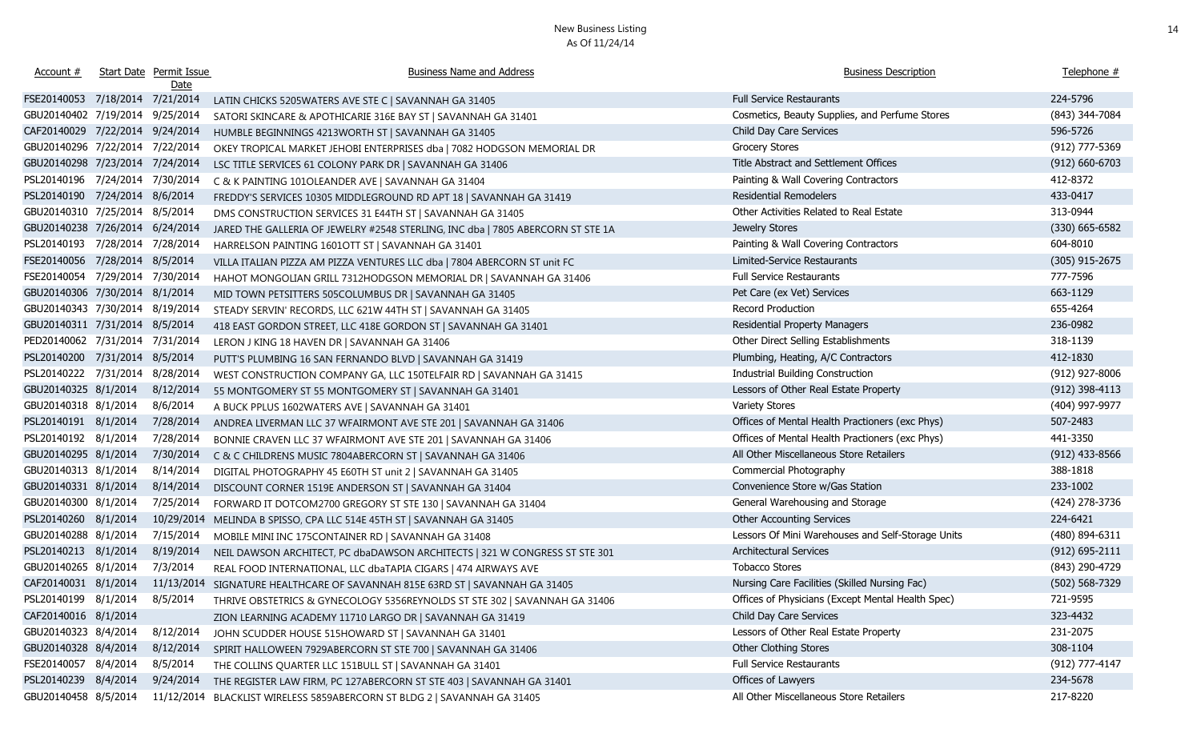# New Business Listing
As Of 11/24/14

| Account # | Start Date | Permit Issue Date | Business Name and Address | Business Description | Telephone # |
|---|---|---|---|---|---|
| FSE20140053 | 7/18/2014 | 7/21/2014 | LATIN CHICKS 5205WATERS AVE STE C \| SAVANNAH GA 31405 | Full Service Restaurants | 224-5796 |
| GBU20140402 | 7/19/2014 | 9/25/2014 | SATORI SKINCARE & APOTHICARIE 316E BAY ST \| SAVANNAH GA 31401 | Cosmetics, Beauty Supplies, and Perfume Stores | (843) 344-7084 |
| CAF20140029 | 7/22/2014 | 9/24/2014 | HUMBLE BEGINNINGS 4213WORTH ST \| SAVANNAH GA 31405 | Child Day Care Services | 596-5726 |
| GBU20140296 | 7/22/2014 | 7/22/2014 | OKEY TROPICAL MARKET JEHOBI ENTERPRISES dba \| 7082 HODGSON MEMORIAL DR | Grocery Stores | (912) 777-5369 |
| GBU20140298 | 7/23/2014 | 7/24/2014 | LSC TITLE SERVICES 61 COLONY PARK DR \| SAVANNAH GA 31406 | Title Abstract and Settlement Offices | (912) 660-6703 |
| PSL20140196 | 7/24/2014 | 7/30/2014 | C & K PAINTING 101OLEANDER AVE \| SAVANNAH GA 31404 | Painting & Wall Covering Contractors | 412-8372 |
| PSL20140190 | 7/24/2014 | 8/6/2014 | FREDDY'S SERVICES 10305 MIDDLEGROUND RD APT 18 \| SAVANNAH GA 31419 | Residential Remodelers | 433-0417 |
| GBU20140310 | 7/25/2014 | 8/5/2014 | DMS CONSTRUCTION SERVICES 31 E44TH ST \| SAVANNAH GA 31405 | Other Activities Related to Real Estate | 313-0944 |
| GBU20140238 | 7/26/2014 | 6/24/2014 | JARED THE GALLERIA OF JEWELRY #2548 STERLING, INC dba \| 7805 ABERCORN ST STE 1A | Jewelry Stores | (330) 665-6582 |
| PSL20140193 | 7/28/2014 | 7/28/2014 | HARRELSON PAINTING 1601OTT ST \| SAVANNAH GA 31401 | Painting & Wall Covering Contractors | 604-8010 |
| FSE20140056 | 7/28/2014 | 8/5/2014 | VILLA ITALIAN PIZZA AM PIZZA VENTURES LLC dba \| 7804 ABERCORN ST unit FC | Limited-Service Restaurants | (305) 915-2675 |
| FSE20140054 | 7/29/2014 | 7/30/2014 | HAHOT MONGOLIAN GRILL 7312HODGSON MEMORIAL DR \| SAVANNAH GA 31406 | Full Service Restaurants | 777-7596 |
| GBU20140306 | 7/30/2014 | 8/1/2014 | MID TOWN PETSITTERS 505COLUMBUS DR \| SAVANNAH GA 31405 | Pet Care (ex Vet) Services | 663-1129 |
| GBU20140343 | 7/30/2014 | 8/19/2014 | STEADY SERVIN' RECORDS, LLC 621W 44TH ST \| SAVANNAH GA 31405 | Record Production | 655-4264 |
| GBU20140311 | 7/31/2014 | 8/5/2014 | 418 EAST GORDON STREET, LLC 418E GORDON ST \| SAVANNAH GA 31401 | Residential Property Managers | 236-0982 |
| PED20140062 | 7/31/2014 | 7/31/2014 | LERON J KING 18 HAVEN DR \| SAVANNAH GA 31406 | Other Direct Selling Establishments | 318-1139 |
| PSL20140200 | 7/31/2014 | 8/5/2014 | PUTT'S PLUMBING 16 SAN FERNANDO BLVD \| SAVANNAH GA 31419 | Plumbing, Heating, A/C Contractors | 412-1830 |
| PSL20140222 | 7/31/2014 | 8/28/2014 | WEST CONSTRUCTION COMPANY GA, LLC 150TELFAIR RD \| SAVANNAH GA 31415 | Industrial Building Construction | (912) 927-8006 |
| GBU20140325 | 8/1/2014 | 8/12/2014 | 55 MONTGOMERY ST 55 MONTGOMERY ST \| SAVANNAH GA 31401 | Lessors of Other Real Estate Property | (912) 398-4113 |
| GBU20140318 | 8/1/2014 | 8/6/2014 | A BUCK PPLUS 1602WATERS AVE \| SAVANNAH GA 31401 | Variety Stores | (404) 997-9977 |
| PSL20140191 | 8/1/2014 | 7/28/2014 | ANDREA LIVERMAN LLC 37 WFAIRMONT AVE STE 201 \| SAVANNAH GA 31406 | Offices of Mental Health Practioners (exc Phys) | 507-2483 |
| PSL20140192 | 8/1/2014 | 7/28/2014 | BONNIE CRAVEN LLC 37 WFAIRMONT AVE STE 201 \| SAVANNAH GA 31406 | Offices of Mental Health Practioners (exc Phys) | 441-3350 |
| GBU20140295 | 8/1/2014 | 7/30/2014 | C & C CHILDRENS MUSIC 7804ABERCORN ST \| SAVANNAH GA 31406 | All Other Miscellaneous Store Retailers | (912) 433-8566 |
| GBU20140313 | 8/1/2014 | 8/14/2014 | DIGITAL PHOTOGRAPHY 45 E60TH ST unit 2 \| SAVANNAH GA 31405 | Commercial Photography | 388-1818 |
| GBU20140331 | 8/1/2014 | 8/14/2014 | DISCOUNT CORNER 1519E ANDERSON ST \| SAVANNAH GA 31404 | Convenience Store w/Gas Station | 233-1002 |
| GBU20140300 | 8/1/2014 | 7/25/2014 | FORWARD IT DOTCOM2700 GREGORY ST STE 130 \| SAVANNAH GA 31404 | General Warehousing and Storage | (424) 278-3736 |
| PSL20140260 | 8/1/2014 | 10/29/2014 | MELINDA B SPISSO, CPA LLC 514E 45TH ST \| SAVANNAH GA 31405 | Other Accounting Services | 224-6421 |
| GBU20140288 | 8/1/2014 | 7/15/2014 | MOBILE MINI INC 175CONTAINER RD \| SAVANNAH GA 31408 | Lessors Of Mini Warehouses and Self-Storage Units | (480) 894-6311 |
| PSL20140213 | 8/1/2014 | 8/19/2014 | NEIL DAWSON ARCHITECT, PC dbaDAWSON ARCHITECTS \| 321 W CONGRESS ST STE 301 | Architectural Services | (912) 695-2111 |
| GBU20140265 | 8/1/2014 | 7/3/2014 | REAL FOOD INTERNATIONAL, LLC dbaTAPIA CIGARS \| 474 AIRWAYS AVE | Tobacco Stores | (843) 290-4729 |
| CAF20140031 | 8/1/2014 | 11/13/2014 | SIGNATURE HEALTHCARE OF SAVANNAH 815E 63RD ST \| SAVANNAH GA 31405 | Nursing Care Facilities (Skilled Nursing Fac) | (502) 568-7329 |
| PSL20140199 | 8/1/2014 | 8/5/2014 | THRIVE OBSTETRICS & GYNECOLOGY 5356REYNOLDS ST STE 302 \| SAVANNAH GA 31406 | Offices of Physicians (Except Mental Health Spec) | 721-9595 |
| CAF20140016 | 8/1/2014 | | ZION LEARNING ACADEMY 11710 LARGO DR \| SAVANNAH GA 31419 | Child Day Care Services | 323-4432 |
| GBU20140323 | 8/4/2014 | 8/12/2014 | JOHN SCUDDER HOUSE 515HOWARD ST \| SAVANNAH GA 31401 | Lessors of Other Real Estate Property | 231-2075 |
| GBU20140328 | 8/4/2014 | 8/12/2014 | SPIRIT HALLOWEEN 7929ABERCORN ST STE 700 \| SAVANNAH GA 31406 | Other Clothing Stores | 308-1104 |
| FSE20140057 | 8/4/2014 | 8/5/2014 | THE COLLINS QUARTER LLC 151BULL ST \| SAVANNAH GA 31401 | Full Service Restaurants | (912) 777-4147 |
| PSL20140239 | 8/4/2014 | 9/24/2014 | THE REGISTER LAW FIRM, PC 127ABERCORN ST STE 403 \| SAVANNAH GA 31401 | Offices of Lawyers | 234-5678 |
| GBU20140458 | 8/5/2014 | 11/12/2014 | BLACKLIST WIRELESS 5859ABERCORN ST BLDG 2 \| SAVANNAH GA 31405 | All Other Miscellaneous Store Retailers | 217-8220 |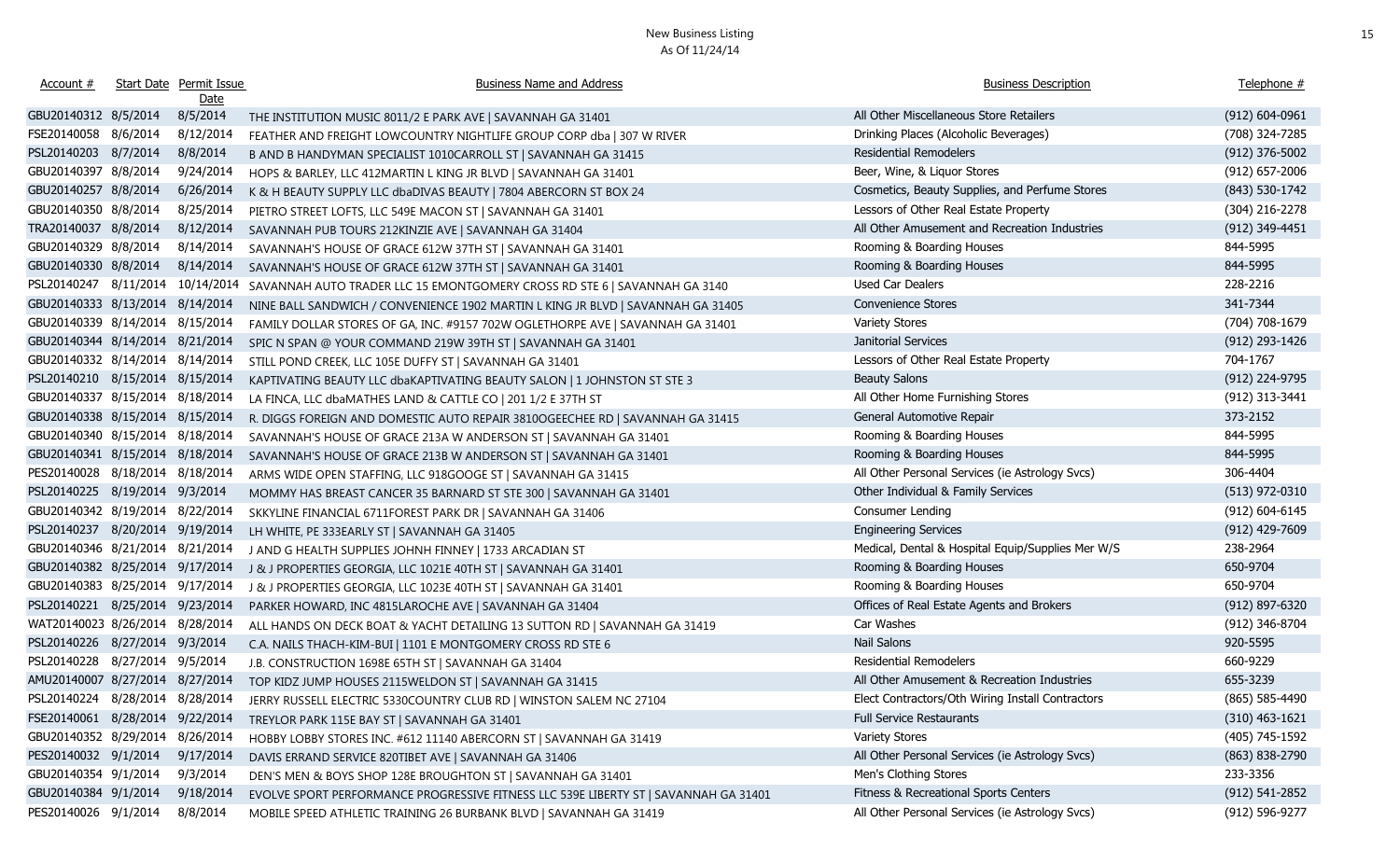# New Business Listing
As Of 11/24/14

| Account # | Start Date | Permit Issue Date | Business Name and Address | Business Description | Telephone # |
|---|---|---|---|---|---|
| GBU20140312 | 8/5/2014 | 8/5/2014 | THE INSTITUTION MUSIC 8011/2 E PARK AVE \| SAVANNAH GA 31401 | All Other Miscellaneous Store Retailers | (912) 604-0961 |
| FSE20140058 | 8/6/2014 | 8/12/2014 | FEATHER AND FREIGHT LOWCOUNTRY NIGHTLIFE GROUP CORP dba \| 307 W RIVER | Drinking Places (Alcoholic Beverages) | (708) 324-7285 |
| PSL20140203 | 8/7/2014 | 8/8/2014 | B AND B HANDYMAN SPECIALIST 1010CARROLL ST \| SAVANNAH GA 31415 | Residential Remodelers | (912) 376-5002 |
| GBU20140397 | 8/8/2014 | 9/24/2014 | HOPS & BARLEY, LLC 412MARTIN L KING JR BLVD \| SAVANNAH GA 31401 | Beer, Wine, & Liquor Stores | (912) 657-2006 |
| GBU20140257 | 8/8/2014 | 6/26/2014 | K & H BEAUTY SUPPLY LLC dbaDIVAS BEAUTY \| 7804 ABERCORN ST BOX 24 | Cosmetics, Beauty Supplies, and Perfume Stores | (843) 530-1742 |
| GBU20140350 | 8/8/2014 | 8/25/2014 | PIETRO STREET LOFTS, LLC 549E MACON ST \| SAVANNAH GA 31401 | Lessors of Other Real Estate Property | (304) 216-2278 |
| TRA20140037 | 8/8/2014 | 8/12/2014 | SAVANNAH PUB TOURS 212KINZIE AVE \| SAVANNAH GA 31404 | All Other Amusement and Recreation Industries | (912) 349-4451 |
| GBU20140329 | 8/8/2014 | 8/14/2014 | SAVANNAH'S HOUSE OF GRACE 612W 37TH ST \| SAVANNAH GA 31401 | Rooming & Boarding Houses | 844-5995 |
| GBU20140330 | 8/8/2014 | 8/14/2014 | SAVANNAH'S HOUSE OF GRACE 612W 37TH ST \| SAVANNAH GA 31401 | Rooming & Boarding Houses | 844-5995 |
| PSL20140247 | 8/11/2014 | 10/14/2014 | SAVANNAH AUTO TRADER LLC 15 EMONTGOMERY CROSS RD STE 6 \| SAVANNAH GA 3140 | Used Car Dealers | 228-2216 |
| GBU20140333 | 8/13/2014 | 8/14/2014 | NINE BALL SANDWICH / CONVENIENCE 1902 MARTIN L KING JR BLVD \| SAVANNAH GA 31405 | Convenience Stores | 341-7344 |
| GBU20140339 | 8/14/2014 | 8/15/2014 | FAMILY DOLLAR STORES OF GA, INC. #9157 702W OGLETHORPE AVE \| SAVANNAH GA 31401 | Variety Stores | (704) 708-1679 |
| GBU20140344 | 8/14/2014 | 8/21/2014 | SPIC N SPAN @ YOUR COMMAND 219W 39TH ST \| SAVANNAH GA 31401 | Janitorial Services | (912) 293-1426 |
| GBU20140332 | 8/14/2014 | 8/14/2014 | STILL POND CREEK, LLC 105E DUFFY ST \| SAVANNAH GA 31401 | Lessors of Other Real Estate Property | 704-1767 |
| PSL20140210 | 8/15/2014 | 8/15/2014 | KAPTIVATING BEAUTY LLC dbaKAPTIVATING BEAUTY SALON \| 1 JOHNSTON ST STE 3 | Beauty Salons | (912) 224-9795 |
| GBU20140337 | 8/15/2014 | 8/18/2014 | LA FINCA, LLC dbaMATHES LAND & CATTLE CO \| 201 1/2 E 37TH ST | All Other Home Furnishing Stores | (912) 313-3441 |
| GBU20140338 | 8/15/2014 | 8/15/2014 | R. DIGGS FOREIGN AND DOMESTIC AUTO REPAIR 3810OGEECHEE RD \| SAVANNAH GA 31415 | General Automotive Repair | 373-2152 |
| GBU20140340 | 8/15/2014 | 8/18/2014 | SAVANNAH'S HOUSE OF GRACE 213A W ANDERSON ST \| SAVANNAH GA 31401 | Rooming & Boarding Houses | 844-5995 |
| GBU20140341 | 8/15/2014 | 8/18/2014 | SAVANNAH'S HOUSE OF GRACE 213B W ANDERSON ST \| SAVANNAH GA 31401 | Rooming & Boarding Houses | 844-5995 |
| PES20140028 | 8/18/2014 | 8/18/2014 | ARMS WIDE OPEN STAFFING, LLC 918GOOGE ST \| SAVANNAH GA 31415 | All Other Personal Services (ie Astrology Svcs) | 306-4404 |
| PSL20140225 | 8/19/2014 | 9/3/2014 | MOMMY HAS BREAST CANCER 35 BARNARD ST STE 300 \| SAVANNAH GA 31401 | Other Individual & Family Services | (513) 972-0310 |
| GBU20140342 | 8/19/2014 | 8/22/2014 | SKKYLINE FINANCIAL 6711FOREST PARK DR \| SAVANNAH GA 31406 | Consumer Lending | (912) 604-6145 |
| PSL20140237 | 8/20/2014 | 9/19/2014 | LH WHITE, PE 333EARLY ST \| SAVANNAH GA 31405 | Engineering Services | (912) 429-7609 |
| GBU20140346 | 8/21/2014 | 8/21/2014 | J AND G HEALTH SUPPLIES JOHNH FINNEY \| 1733 ARCADIAN ST | Medical, Dental & Hospital Equip/Supplies Mer W/S | 238-2964 |
| GBU20140382 | 8/25/2014 | 9/17/2014 | J & J PROPERTIES GEORGIA, LLC 1021E 40TH ST \| SAVANNAH GA 31401 | Rooming & Boarding Houses | 650-9704 |
| GBU20140383 | 8/25/2014 | 9/17/2014 | J & J PROPERTIES GEORGIA, LLC 1023E 40TH ST \| SAVANNAH GA 31401 | Rooming & Boarding Houses | 650-9704 |
| PSL20140221 | 8/25/2014 | 9/23/2014 | PARKER HOWARD, INC 4815LAROCHE AVE \| SAVANNAH GA 31404 | Offices of Real Estate Agents and Brokers | (912) 897-6320 |
| WAT20140023 | 8/26/2014 | 8/28/2014 | ALL HANDS ON DECK BOAT & YACHT DETAILING 13 SUTTON RD \| SAVANNAH GA 31419 | Car Washes | (912) 346-8704 |
| PSL20140226 | 8/27/2014 | 9/3/2014 | C.A. NAILS THACH-KIM-BUI \| 1101 E MONTGOMERY CROSS RD STE 6 | Nail Salons | 920-5595 |
| PSL20140228 | 8/27/2014 | 9/5/2014 | J.B. CONSTRUCTION 1698E 65TH ST \| SAVANNAH GA 31404 | Residential Remodelers | 660-9229 |
| AMU20140007 | 8/27/2014 | 8/27/2014 | TOP KIDZ JUMP HOUSES 2115WELDON ST \| SAVANNAH GA 31415 | All Other Amusement & Recreation Industries | 655-3239 |
| PSL20140224 | 8/28/2014 | 8/28/2014 | JERRY RUSSELL ELECTRIC 5330COUNTRY CLUB RD \| WINSTON SALEM NC 27104 | Elect Contractors/Oth Wiring Install Contractors | (865) 585-4490 |
| FSE20140061 | 8/28/2014 | 9/22/2014 | TREYLOR PARK 115E BAY ST \| SAVANNAH GA 31401 | Full Service Restaurants | (310) 463-1621 |
| GBU20140352 | 8/29/2014 | 8/26/2014 | HOBBY LOBBY STORES INC. #612 11140 ABERCORN ST \| SAVANNAH GA 31419 | Variety Stores | (405) 745-1592 |
| PES20140032 | 9/1/2014 | 9/17/2014 | DAVIS ERRAND SERVICE 820TIBET AVE \| SAVANNAH GA 31406 | All Other Personal Services (ie Astrology Svcs) | (863) 838-2790 |
| GBU20140354 | 9/1/2014 | 9/3/2014 | DEN'S MEN & BOYS SHOP 128E BROUGHTON ST \| SAVANNAH GA 31401 | Men's Clothing Stores | 233-3356 |
| GBU20140384 | 9/1/2014 | 9/18/2014 | EVOLVE SPORT PERFORMANCE PROGRESSIVE FITNESS LLC 539E LIBERTY ST \| SAVANNAH GA 31401 | Fitness & Recreational Sports Centers | (912) 541-2852 |
| PES20140026 | 9/1/2014 | 8/8/2014 | MOBILE SPEED ATHLETIC TRAINING 26 BURBANK BLVD \| SAVANNAH GA 31419 | All Other Personal Services (ie Astrology Svcs) | (912) 596-9277 |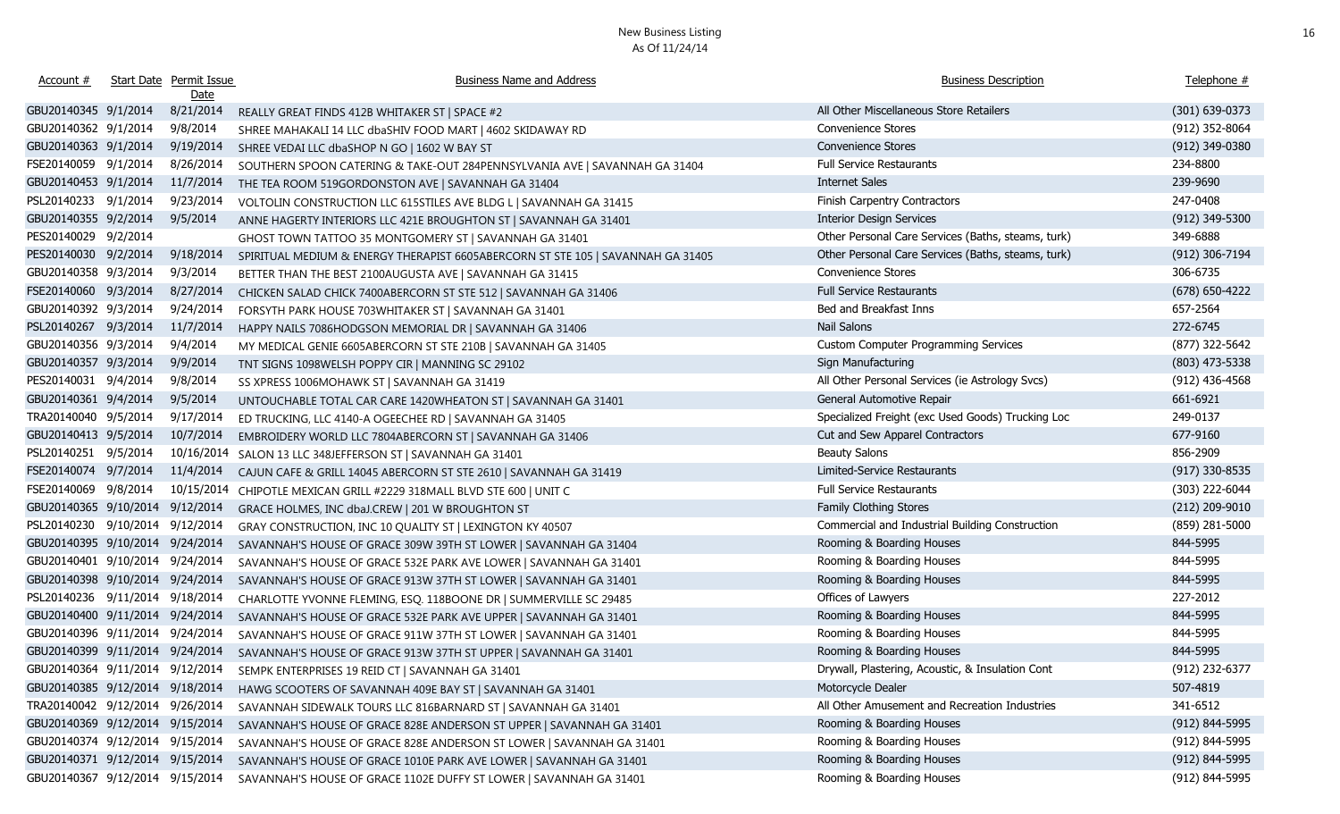# New Business Listing
As Of 11/24/14

| Account # | Start Date | Permit Issue Date | Business Name and Address | Business Description | Telephone # |
|---|---|---|---|---|---|
| GBU20140345 | 9/1/2014 | 8/21/2014 | REALLY GREAT FINDS 412B WHITAKER ST \| SPACE #2 | All Other Miscellaneous Store Retailers | (301) 639-0373 |
| GBU20140362 | 9/1/2014 | 9/8/2014 | SHREE MAHAKALI 14 LLC dbaSHIV FOOD MART \| 4602 SKIDAWAY RD | Convenience Stores | (912) 352-8064 |
| GBU20140363 | 9/1/2014 | 9/19/2014 | SHREE VEDAI LLC dbaSHOP N GO \| 1602 W BAY ST | Convenience Stores | (912) 349-0380 |
| FSE20140059 | 9/1/2014 | 8/26/2014 | SOUTHERN SPOON CATERING & TAKE-OUT 284PENNSYLVANIA AVE \| SAVANNAH GA 31404 | Full Service Restaurants | 234-8800 |
| GBU20140453 | 9/1/2014 | 11/7/2014 | THE TEA ROOM 519GORDONSTON AVE \| SAVANNAH GA 31404 | Internet Sales | 239-9690 |
| PSL20140233 | 9/1/2014 | 9/23/2014 | VOLTOLIN CONSTRUCTION LLC 615STILES AVE BLDG L \| SAVANNAH GA 31415 | Finish Carpentry Contractors | 247-0408 |
| GBU20140355 | 9/2/2014 | 9/5/2014 | ANNE HAGERTY INTERIORS LLC 421E BROUGHTON ST \| SAVANNAH GA 31401 | Interior Design Services | (912) 349-5300 |
| PES20140029 | 9/2/2014 | | GHOST TOWN TATTOO 35 MONTGOMERY ST \| SAVANNAH GA 31401 | Other Personal Care Services (Baths, steams, turk) | 349-6888 |
| PES20140030 | 9/2/2014 | 9/18/2014 | SPIRITUAL MEDIUM & ENERGY THERAPIST 6605ABERCORN ST STE 105 \| SAVANNAH GA 31405 | Other Personal Care Services (Baths, steams, turk) | (912) 306-7194 |
| GBU20140358 | 9/3/2014 | 9/3/2014 | BETTER THAN THE BEST 2100AUGUSTA AVE \| SAVANNAH GA 31415 | Convenience Stores | 306-6735 |
| FSE20140060 | 9/3/2014 | 8/27/2014 | CHICKEN SALAD CHICK 7400ABERCORN ST STE 512 \| SAVANNAH GA 31406 | Full Service Restaurants | (678) 650-4222 |
| GBU20140392 | 9/3/2014 | 9/24/2014 | FORSYTH PARK HOUSE 703WHITAKER ST \| SAVANNAH GA 31401 | Bed and Breakfast Inns | 657-2564 |
| PSL20140267 | 9/3/2014 | 11/7/2014 | HAPPY NAILS 7086HODGSON MEMORIAL DR \| SAVANNAH GA 31406 | Nail Salons | 272-6745 |
| GBU20140356 | 9/3/2014 | 9/4/2014 | MY MEDICAL GENIE 6605ABERCORN ST STE 210B \| SAVANNAH GA 31405 | Custom Computer Programming Services | (877) 322-5642 |
| GBU20140357 | 9/3/2014 | 9/9/2014 | TNT SIGNS 1098WELSH POPPY CIR \| MANNING SC 29102 | Sign Manufacturing | (803) 473-5338 |
| PES20140031 | 9/4/2014 | 9/8/2014 | SS XPRESS 1006MOHAWK ST \| SAVANNAH GA 31419 | All Other Personal Services (ie Astrology Svcs) | (912) 436-4568 |
| GBU20140361 | 9/4/2014 | 9/5/2014 | UNTOUCHABLE TOTAL CAR CARE 1420WHEATON ST \| SAVANNAH GA 31401 | General Automotive Repair | 661-6921 |
| TRA20140040 | 9/5/2014 | 9/17/2014 | ED TRUCKING, LLC 4140-A OGEECHEE RD \| SAVANNAH GA 31405 | Specialized Freight (exc Used Goods) Trucking Loc | 249-0137 |
| GBU20140413 | 9/5/2014 | 10/7/2014 | EMBROIDERY WORLD LLC 7804ABERCORN ST \| SAVANNAH GA 31406 | Cut and Sew Apparel Contractors | 677-9160 |
| PSL20140251 | 9/5/2014 | 10/16/2014 | SALON 13 LLC 348JEFFERSON ST \| SAVANNAH GA 31401 | Beauty Salons | 856-2909 |
| FSE20140074 | 9/7/2014 | 11/4/2014 | CAJUN CAFE & GRILL 14045 ABERCORN ST STE 2610 \| SAVANNAH GA 31419 | Limited-Service Restaurants | (917) 330-8535 |
| FSE20140069 | 9/8/2014 | 10/15/2014 | CHIPOTLE MEXICAN GRILL #2229 318MALL BLVD STE 600 \| UNIT C | Full Service Restaurants | (303) 222-6044 |
| GBU20140365 | 9/10/2014 | 9/12/2014 | GRACE HOLMES, INC dbaJ.CREW \| 201 W BROUGHTON ST | Family Clothing Stores | (212) 209-9010 |
| PSL20140230 | 9/10/2014 | 9/12/2014 | GRAY CONSTRUCTION, INC 10 QUALITY ST \| LEXINGTON KY 40507 | Commercial and Industrial Building Construction | (859) 281-5000 |
| GBU20140395 | 9/10/2014 | 9/24/2014 | SAVANNAH'S HOUSE OF GRACE 309W 39TH ST LOWER \| SAVANNAH GA 31404 | Rooming & Boarding Houses | 844-5995 |
| GBU20140401 | 9/10/2014 | 9/24/2014 | SAVANNAH'S HOUSE OF GRACE 532E PARK AVE LOWER \| SAVANNAH GA 31401 | Rooming & Boarding Houses | 844-5995 |
| GBU20140398 | 9/10/2014 | 9/24/2014 | SAVANNAH'S HOUSE OF GRACE 913W 37TH ST LOWER \| SAVANNAH GA 31401 | Rooming & Boarding Houses | 844-5995 |
| PSL20140236 | 9/11/2014 | 9/18/2014 | CHARLOTTE YVONNE FLEMING, ESQ. 118BOONE DR \| SUMMERVILLE SC 29485 | Offices of Lawyers | 227-2012 |
| GBU20140400 | 9/11/2014 | 9/24/2014 | SAVANNAH'S HOUSE OF GRACE 532E PARK AVE UPPER \| SAVANNAH GA 31401 | Rooming & Boarding Houses | 844-5995 |
| GBU20140396 | 9/11/2014 | 9/24/2014 | SAVANNAH'S HOUSE OF GRACE 911W 37TH ST LOWER \| SAVANNAH GA 31401 | Rooming & Boarding Houses | 844-5995 |
| GBU20140399 | 9/11/2014 | 9/24/2014 | SAVANNAH'S HOUSE OF GRACE 913W 37TH ST UPPER \| SAVANNAH GA 31401 | Rooming & Boarding Houses | 844-5995 |
| GBU20140364 | 9/11/2014 | 9/12/2014 | SEMPK ENTERPRISES 19 REID CT \| SAVANNAH GA 31401 | Drywall, Plastering, Acoustic, & Insulation Cont | (912) 232-6377 |
| GBU20140385 | 9/12/2014 | 9/18/2014 | HAWG SCOOTERS OF SAVANNAH 409E BAY ST \| SAVANNAH GA 31401 | Motorcycle Dealer | 507-4819 |
| TRA20140042 | 9/12/2014 | 9/26/2014 | SAVANNAH SIDEWALK TOURS LLC 816BARNARD ST \| SAVANNAH GA 31401 | All Other Amusement and Recreation Industries | 341-6512 |
| GBU20140369 | 9/12/2014 | 9/15/2014 | SAVANNAH'S HOUSE OF GRACE 828E ANDERSON ST UPPER \| SAVANNAH GA 31401 | Rooming & Boarding Houses | (912) 844-5995 |
| GBU20140374 | 9/12/2014 | 9/15/2014 | SAVANNAH'S HOUSE OF GRACE 828E ANDERSON ST LOWER \| SAVANNAH GA 31401 | Rooming & Boarding Houses | (912) 844-5995 |
| GBU20140371 | 9/12/2014 | 9/15/2014 | SAVANNAH'S HOUSE OF GRACE 1010E PARK AVE LOWER \| SAVANNAH GA 31401 | Rooming & Boarding Houses | (912) 844-5995 |
| GBU20140367 | 9/12/2014 | 9/15/2014 | SAVANNAH'S HOUSE OF GRACE 1102E DUFFY ST LOWER \| SAVANNAH GA 31401 | Rooming & Boarding Houses | (912) 844-5995 |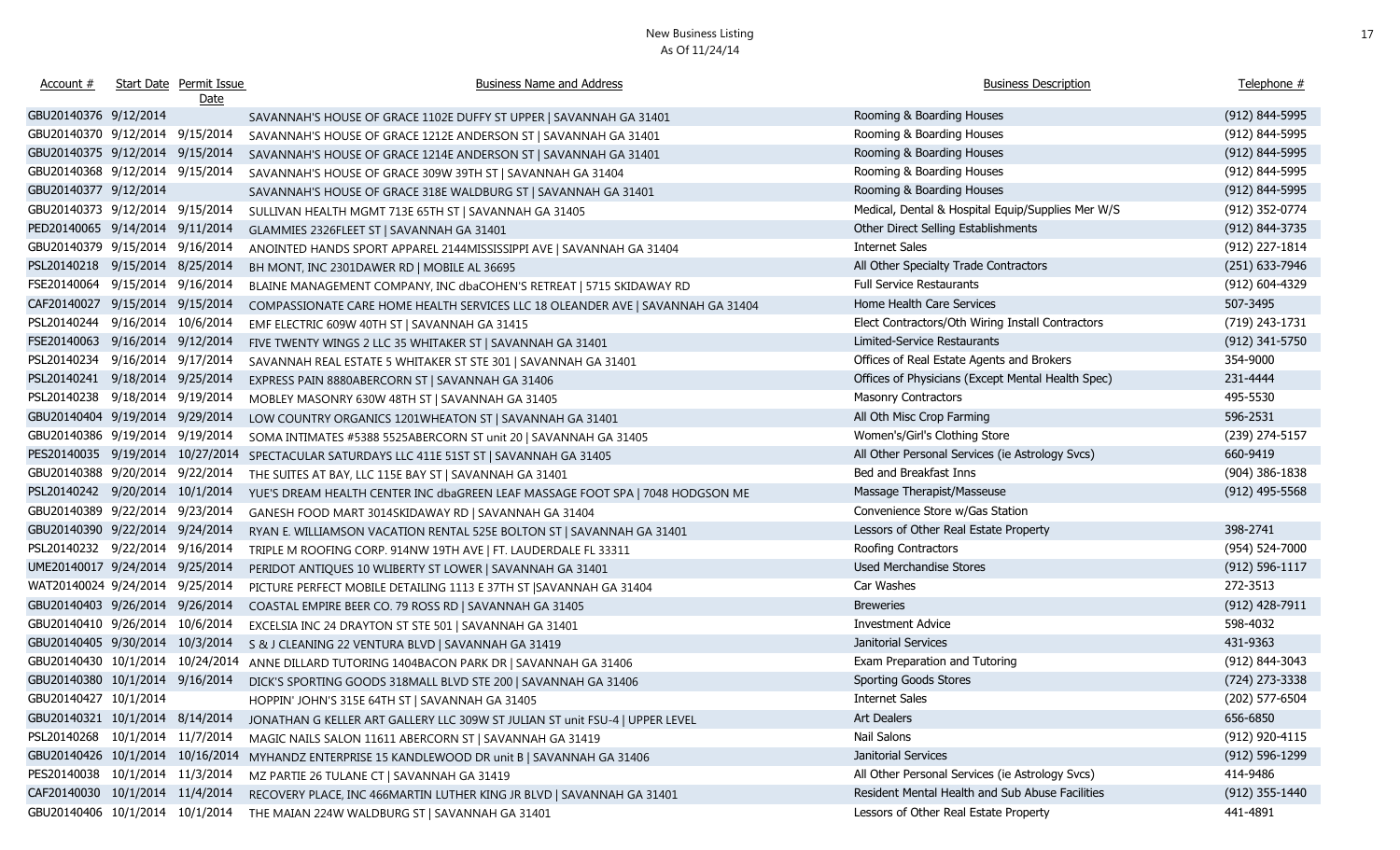# New Business Listing
As Of 11/24/14

| Account # | Start Date | Permit Issue Date | Business Name and Address | Business Description | Telephone # |
|---|---|---|---|---|---|
| GBU20140376 | 9/12/2014 | | SAVANNAH'S HOUSE OF GRACE 1102E DUFFY ST UPPER \| SAVANNAH GA 31401 | Rooming & Boarding Houses | (912) 844-5995 |
| GBU20140370 | 9/12/2014 | 9/15/2014 | SAVANNAH'S HOUSE OF GRACE 1212E ANDERSON ST \| SAVANNAH GA 31401 | Rooming & Boarding Houses | (912) 844-5995 |
| GBU20140375 | 9/12/2014 | 9/15/2014 | SAVANNAH'S HOUSE OF GRACE 1214E ANDERSON ST \| SAVANNAH GA 31401 | Rooming & Boarding Houses | (912) 844-5995 |
| GBU20140368 | 9/12/2014 | 9/15/2014 | SAVANNAH'S HOUSE OF GRACE 309W 39TH ST \| SAVANNAH GA 31404 | Rooming & Boarding Houses | (912) 844-5995 |
| GBU20140377 | 9/12/2014 | | SAVANNAH'S HOUSE OF GRACE 318E WALDBURG ST \| SAVANNAH GA 31401 | Rooming & Boarding Houses | (912) 844-5995 |
| GBU20140373 | 9/12/2014 | 9/15/2014 | SULLIVAN HEALTH MGMT 713E 65TH ST \| SAVANNAH GA 31405 | Medical, Dental & Hospital Equip/Supplies Mer W/S | (912) 352-0774 |
| PED20140065 | 9/14/2014 | 9/11/2014 | GLAMMIES 2326FLEET ST \| SAVANNAH GA 31401 | Other Direct Selling Establishments | (912) 844-3735 |
| GBU20140379 | 9/15/2014 | 9/16/2014 | ANOINTED HANDS SPORT APPAREL 2144MISSISSIPPI AVE \| SAVANNAH GA 31404 | Internet Sales | (912) 227-1814 |
| PSL20140218 | 9/15/2014 | 8/25/2014 | BH MONT, INC 2301DAWER RD \| MOBILE AL 36695 | All Other Specialty Trade Contractors | (251) 633-7946 |
| FSE20140064 | 9/15/2014 | 9/16/2014 | BLAINE MANAGEMENT COMPANY, INC dbaCOHEN'S RETREAT \| 5715 SKIDAWAY RD | Full Service Restaurants | (912) 604-4329 |
| CAF20140027 | 9/15/2014 | 9/15/2014 | COMPASSIONATE CARE HOME HEALTH SERVICES LLC 18 OLEANDER AVE \| SAVANNAH GA 31404 | Home Health Care Services | 507-3495 |
| PSL20140244 | 9/16/2014 | 10/6/2014 | EMF ELECTRIC 609W 40TH ST \| SAVANNAH GA 31415 | Elect Contractors/Oth Wiring Install Contractors | (719) 243-1731 |
| FSE20140063 | 9/16/2014 | 9/12/2014 | FIVE TWENTY WINGS 2 LLC 35 WHITAKER ST \| SAVANNAH GA 31401 | Limited-Service Restaurants | (912) 341-5750 |
| PSL20140234 | 9/16/2014 | 9/17/2014 | SAVANNAH REAL ESTATE 5 WHITAKER ST STE 301 \| SAVANNAH GA 31401 | Offices of Real Estate Agents and Brokers | 354-9000 |
| PSL20140241 | 9/18/2014 | 9/25/2014 | EXPRESS PAIN 8880ABERCORN ST \| SAVANNAH GA 31406 | Offices of Physicians (Except Mental Health Spec) | 231-4444 |
| PSL20140238 | 9/18/2014 | 9/19/2014 | MOBLEY MASONRY 630W 48TH ST \| SAVANNAH GA 31405 | Masonry Contractors | 495-5530 |
| GBU20140404 | 9/19/2014 | 9/29/2014 | LOW COUNTRY ORGANICS 1201WHEATON ST \| SAVANNAH GA 31401 | All Oth Misc Crop Farming | 596-2531 |
| GBU20140386 | 9/19/2014 | 9/19/2014 | SOMA INTIMATES #5388 5525ABERCORN ST unit 20 \| SAVANNAH GA 31405 | Women's/Girl's Clothing Store | (239) 274-5157 |
| PES20140035 | 9/19/2014 | 10/27/2014 | SPECTACULAR SATURDAYS LLC 411E 51ST ST \| SAVANNAH GA 31405 | All Other Personal Services (ie Astrology Svcs) | 660-9419 |
| GBU20140388 | 9/20/2014 | 9/22/2014 | THE SUITES AT BAY, LLC 115E BAY ST \| SAVANNAH GA 31401 | Bed and Breakfast Inns | (904) 386-1838 |
| PSL20140242 | 9/20/2014 | 10/1/2014 | YUE'S DREAM HEALTH CENTER INC dbaGREEN LEAF MASSAGE FOOT SPA \| 7048 HODGSON ME | Massage Therapist/Masseuse | (912) 495-5568 |
| GBU20140389 | 9/22/2014 | 9/23/2014 | GANESH FOOD MART 3014SKIDAWAY RD \| SAVANNAH GA 31404 | Convenience Store w/Gas Station | |
| GBU20140390 | 9/22/2014 | 9/24/2014 | RYAN E. WILLIAMSON VACATION RENTAL 525E BOLTON ST \| SAVANNAH GA 31401 | Lessors of Other Real Estate Property | 398-2741 |
| PSL20140232 | 9/22/2014 | 9/16/2014 | TRIPLE M ROOFING CORP. 914NW 19TH AVE \| FT. LAUDERDALE FL 33311 | Roofing Contractors | (954) 524-7000 |
| UME20140017 | 9/24/2014 | 9/25/2014 | PERIDOT ANTIQUES 10 WLIBERTY ST LOWER \| SAVANNAH GA 31401 | Used Merchandise Stores | (912) 596-1117 |
| WAT20140024 | 9/24/2014 | 9/25/2014 | PICTURE PERFECT MOBILE DETAILING 1113 E 37TH ST \|SAVANNAH GA 31404 | Car Washes | 272-3513 |
| GBU20140403 | 9/26/2014 | 9/26/2014 | COASTAL EMPIRE BEER CO. 79 ROSS RD \| SAVANNAH GA 31405 | Breweries | (912) 428-7911 |
| GBU20140410 | 9/26/2014 | 10/6/2014 | EXCELSIA INC 24 DRAYTON ST STE 501 \| SAVANNAH GA 31401 | Investment Advice | 598-4032 |
| GBU20140405 | 9/30/2014 | 10/3/2014 | S & J CLEANING 22 VENTURA BLVD \| SAVANNAH GA 31419 | Janitorial Services | 431-9363 |
| GBU20140430 | 10/1/2014 | 10/24/2014 | ANNE DILLARD TUTORING 1404BACON PARK DR \| SAVANNAH GA 31406 | Exam Preparation and Tutoring | (912) 844-3043 |
| GBU20140380 | 10/1/2014 | 9/16/2014 | DICK'S SPORTING GOODS 318MALL BLVD STE 200 \| SAVANNAH GA 31406 | Sporting Goods Stores | (724) 273-3338 |
| GBU20140427 | 10/1/2014 | | HOPPIN' JOHN'S 315E 64TH ST \| SAVANNAH GA 31405 | Internet Sales | (202) 577-6504 |
| GBU20140321 | 10/1/2014 | 8/14/2014 | JONATHAN G KELLER ART GALLERY LLC 309W ST JULIAN ST unit FSU-4 \| UPPER LEVEL | Art Dealers | 656-6850 |
| PSL20140268 | 10/1/2014 | 11/7/2014 | MAGIC NAILS SALON 11611 ABERCORN ST \| SAVANNAH GA 31419 | Nail Salons | (912) 920-4115 |
| GBU20140426 | 10/1/2014 | 10/16/2014 | MYHANDZ ENTERPRISE 15 KANDLEWOOD DR unit B \| SAVANNAH GA 31406 | Janitorial Services | (912) 596-1299 |
| PES20140038 | 10/1/2014 | 11/3/2014 | MZ PARTIE 26 TULANE CT \| SAVANNAH GA 31419 | All Other Personal Services (ie Astrology Svcs) | 414-9486 |
| CAF20140030 | 10/1/2014 | 11/4/2014 | RECOVERY PLACE, INC 466MARTIN LUTHER KING JR BLVD \| SAVANNAH GA 31401 | Resident Mental Health and Sub Abuse Facilities | (912) 355-1440 |
| GBU20140406 | 10/1/2014 | 10/1/2014 | THE MAIAN 224W WALDBURG ST \| SAVANNAH GA 31401 | Lessors of Other Real Estate Property | 441-4891 |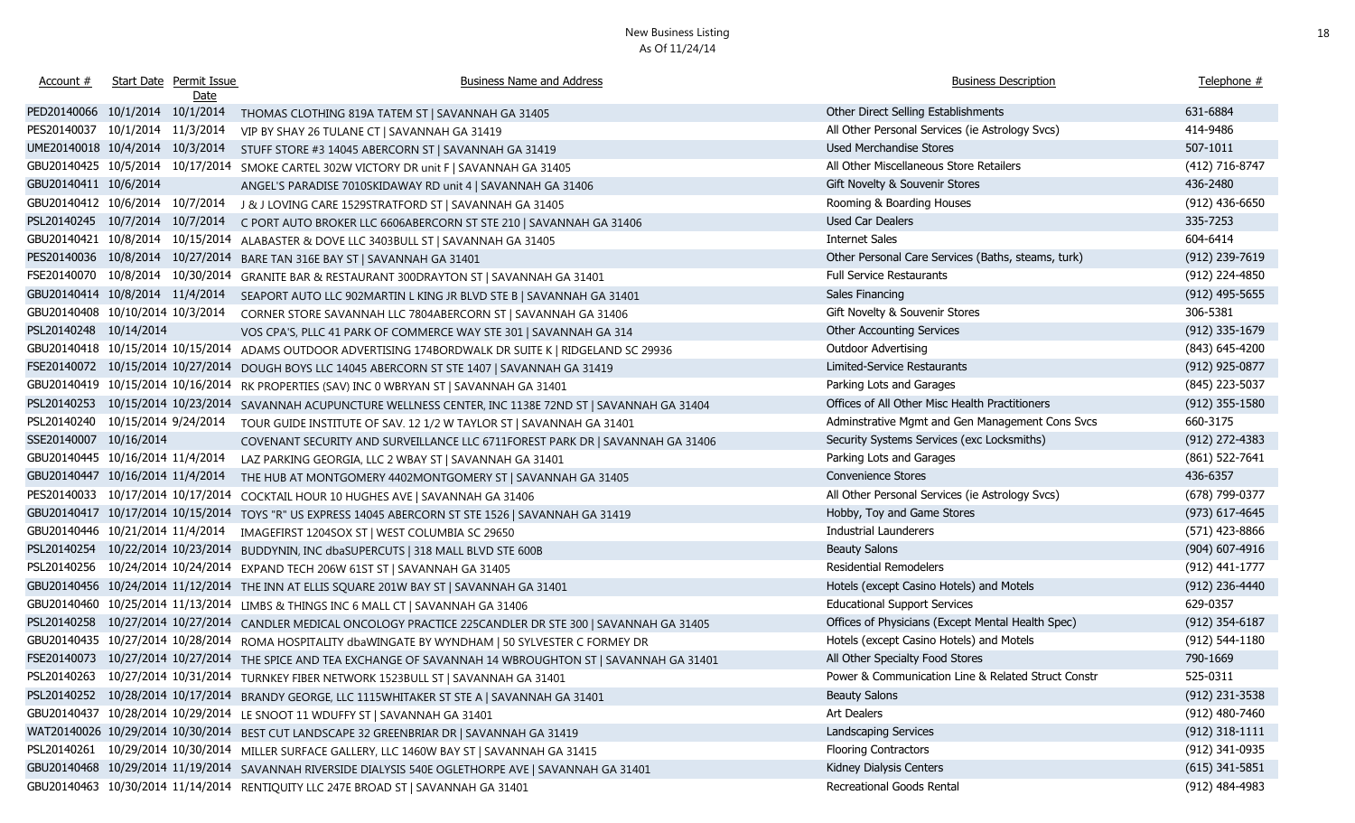# New Business Listing
As Of 11/24/14

| Account # | Start Date | Permit Issue Date | Business Name and Address | Business Description | Telephone # |
|---|---|---|---|---|---|
| PED20140066 | 10/1/2014 | 10/1/2014 | THOMAS CLOTHING 819A TATEM ST \| SAVANNAH GA 31405 | Other Direct Selling Establishments | 631-6884 |
| PES20140037 | 10/1/2014 | 11/3/2014 | VIP BY SHAY 26 TULANE CT \| SAVANNAH GA 31419 | All Other Personal Services (ie Astrology Svcs) | 414-9486 |
| UME20140018 | 10/4/2014 | 10/3/2014 | STUFF STORE #3 14045 ABERCORN ST \| SAVANNAH GA 31419 | Used Merchandise Stores | 507-1011 |
| GBU20140425 | 10/5/2014 | 10/17/2014 | SMOKE CARTEL 302W VICTORY DR unit F \| SAVANNAH GA 31405 | All Other Miscellaneous Store Retailers | (412) 716-8747 |
| GBU20140411 | 10/6/2014 | | ANGEL'S PARADISE 7010SKIDAWAY RD unit 4 \| SAVANNAH GA 31406 | Gift Novelty & Souvenir Stores | 436-2480 |
| GBU20140412 | 10/6/2014 | 10/7/2014 | J & J LOVING CARE 1529STRATFORD ST \| SAVANNAH GA 31405 | Rooming & Boarding Houses | (912) 436-6650 |
| PSL20140245 | 10/7/2014 | 10/7/2014 | C PORT AUTO BROKER LLC 6606ABERCORN ST STE 210 \| SAVANNAH GA 31406 | Used Car Dealers | 335-7253 |
| GBU20140421 | 10/8/2014 | 10/15/2014 | ALABASTER & DOVE LLC 3403BULL ST \| SAVANNAH GA 31405 | Internet Sales | 604-6414 |
| PES20140036 | 10/8/2014 | 10/27/2014 | BARE TAN 316E BAY ST \| SAVANNAH GA 31401 | Other Personal Care Services (Baths, steams, turk) | (912) 239-7619 |
| FSE20140070 | 10/8/2014 | 10/30/2014 | GRANITE BAR & RESTAURANT 300DRAYTON ST \| SAVANNAH GA 31401 | Full Service Restaurants | (912) 224-4850 |
| GBU20140414 | 10/8/2014 | 11/4/2014 | SEAPORT AUTO LLC 902MARTIN L KING JR BLVD STE B \| SAVANNAH GA 31401 | Sales Financing | (912) 495-5655 |
| GBU20140408 | 10/10/2014 | 10/3/2014 | CORNER STORE SAVANNAH LLC 7804ABERCORN ST \| SAVANNAH GA 31406 | Gift Novelty & Souvenir Stores | 306-5381 |
| PSL20140248 | 10/14/2014 | | VOS CPA'S, PLLC 41 PARK OF COMMERCE WAY STE 301 \| SAVANNAH GA 314 | Other Accounting Services | (912) 335-1679 |
| GBU20140418 | 10/15/2014 | 10/15/2014 | ADAMS OUTDOOR ADVERTISING 174BORDWALK DR SUITE K \| RIDGELAND SC 29936 | Outdoor Advertising | (843) 645-4200 |
| FSE20140072 | 10/15/2014 | 10/27/2014 | DOUGH BOYS LLC 14045 ABERCORN ST STE 1407 \| SAVANNAH GA 31419 | Limited-Service Restaurants | (912) 925-0877 |
| GBU20140419 | 10/15/2014 | 10/16/2014 | RK PROPERTIES (SAV) INC 0 WBRYAN ST \| SAVANNAH GA 31401 | Parking Lots and Garages | (845) 223-5037 |
| PSL20140253 | 10/15/2014 | 10/23/2014 | SAVANNAH ACUPUNCTURE WELLNESS CENTER, INC 1138E 72ND ST \| SAVANNAH GA 31404 | Offices of All Other Misc Health Practitioners | (912) 355-1580 |
| PSL20140240 | 10/15/2014 | 9/24/2014 | TOUR GUIDE INSTITUTE OF SAV. 12 1/2 W TAYLOR ST \| SAVANNAH GA 31401 | Adminstrative Mgmt and Gen Management Cons Svcs | 660-3175 |
| SSE20140007 | 10/16/2014 | | COVENANT SECURITY AND SURVEILLANCE LLC 6711FOREST PARK DR \| SAVANNAH GA 31406 | Security Systems Services (exc Locksmiths) | (912) 272-4383 |
| GBU20140445 | 10/16/2014 | 11/4/2014 | LAZ PARKING GEORGIA, LLC 2 WBAY ST \| SAVANNAH GA 31401 | Parking Lots and Garages | (861) 522-7641 |
| GBU20140447 | 10/16/2014 | 11/4/2014 | THE HUB AT MONTGOMERY 4402MONTGOMERY ST \| SAVANNAH GA 31405 | Convenience Stores | 436-6357 |
| PES20140033 | 10/17/2014 | 10/17/2014 | COCKTAIL HOUR 10 HUGHES AVE \| SAVANNAH GA 31406 | All Other Personal Services (ie Astrology Svcs) | (678) 799-0377 |
| GBU20140417 | 10/17/2014 | 10/15/2014 | TOYS "R" US EXPRESS 14045 ABERCORN ST STE 1526 \| SAVANNAH GA 31419 | Hobby, Toy and Game Stores | (973) 617-4645 |
| GBU20140446 | 10/21/2014 | 11/4/2014 | IMAGEFIRST 1204SOX ST \| WEST COLUMBIA SC 29650 | Industrial Launderers | (571) 423-8866 |
| PSL20140254 | 10/22/2014 | 10/23/2014 | BUDDYNIN, INC dbaSUPERCUTS \| 318 MALL BLVD STE 600B | Beauty Salons | (904) 607-4916 |
| PSL20140256 | 10/24/2014 | 10/24/2014 | EXPAND TECH 206W 61ST ST \| SAVANNAH GA 31405 | Residential Remodelers | (912) 441-1777 |
| GBU20140456 | 10/24/2014 | 11/12/2014 | THE INN AT ELLIS SQUARE 201W BAY ST \| SAVANNAH GA 31401 | Hotels (except Casino Hotels) and Motels | (912) 236-4440 |
| GBU20140460 | 10/25/2014 | 11/13/2014 | LIMBS & THINGS INC 6 MALL CT \| SAVANNAH GA 31406 | Educational Support Services | 629-0357 |
| PSL20140258 | 10/27/2014 | 10/27/2014 | CANDLER MEDICAL ONCOLOGY PRACTICE 225CANDLER DR STE 300 \| SAVANNAH GA 31405 | Offices of Physicians (Except Mental Health Spec) | (912) 354-6187 |
| GBU20140435 | 10/27/2014 | 10/28/2014 | ROMA HOSPITALITY dbaWINGATE BY WYNDHAM \| 50 SYLVESTER C FORMEY DR | Hotels (except Casino Hotels) and Motels | (912) 544-1180 |
| FSE20140073 | 10/27/2014 | 10/27/2014 | THE SPICE AND TEA EXCHANGE OF SAVANNAH 14 WBROUGHTON ST \| SAVANNAH GA 31401 | All Other Specialty Food Stores | 790-1669 |
| PSL20140263 | 10/27/2014 | 10/31/2014 | TURNKEY FIBER NETWORK 1523BULL ST \| SAVANNAH GA 31401 | Power & Communication Line & Related Struct Constr | 525-0311 |
| PSL20140252 | 10/28/2014 | 10/17/2014 | BRANDY GEORGE, LLC 1115WHITAKER ST STE A \| SAVANNAH GA 31401 | Beauty Salons | (912) 231-3538 |
| GBU20140437 | 10/28/2014 | 10/29/2014 | LE SNOOT 11 WDUFFY ST \| SAVANNAH GA 31401 | Art Dealers | (912) 480-7460 |
| WAT20140026 | 10/29/2014 | 10/30/2014 | BEST CUT LANDSCAPE 32 GREENBRIAR DR \| SAVANNAH GA 31419 | Landscaping Services | (912) 318-1111 |
| PSL20140261 | 10/29/2014 | 10/30/2014 | MILLER SURFACE GALLERY, LLC 1460W BAY ST \| SAVANNAH GA 31415 | Flooring Contractors | (912) 341-0935 |
| GBU20140468 | 10/29/2014 | 11/19/2014 | SAVANNAH RIVERSIDE DIALYSIS 540E OGLETHORPE AVE \| SAVANNAH GA 31401 | Kidney Dialysis Centers | (615) 341-5851 |
| GBU20140463 | 10/30/2014 | 11/14/2014 | RENTIQUITY LLC 247E BROAD ST \| SAVANNAH GA 31401 | Recreational Goods Rental | (912) 484-4983 |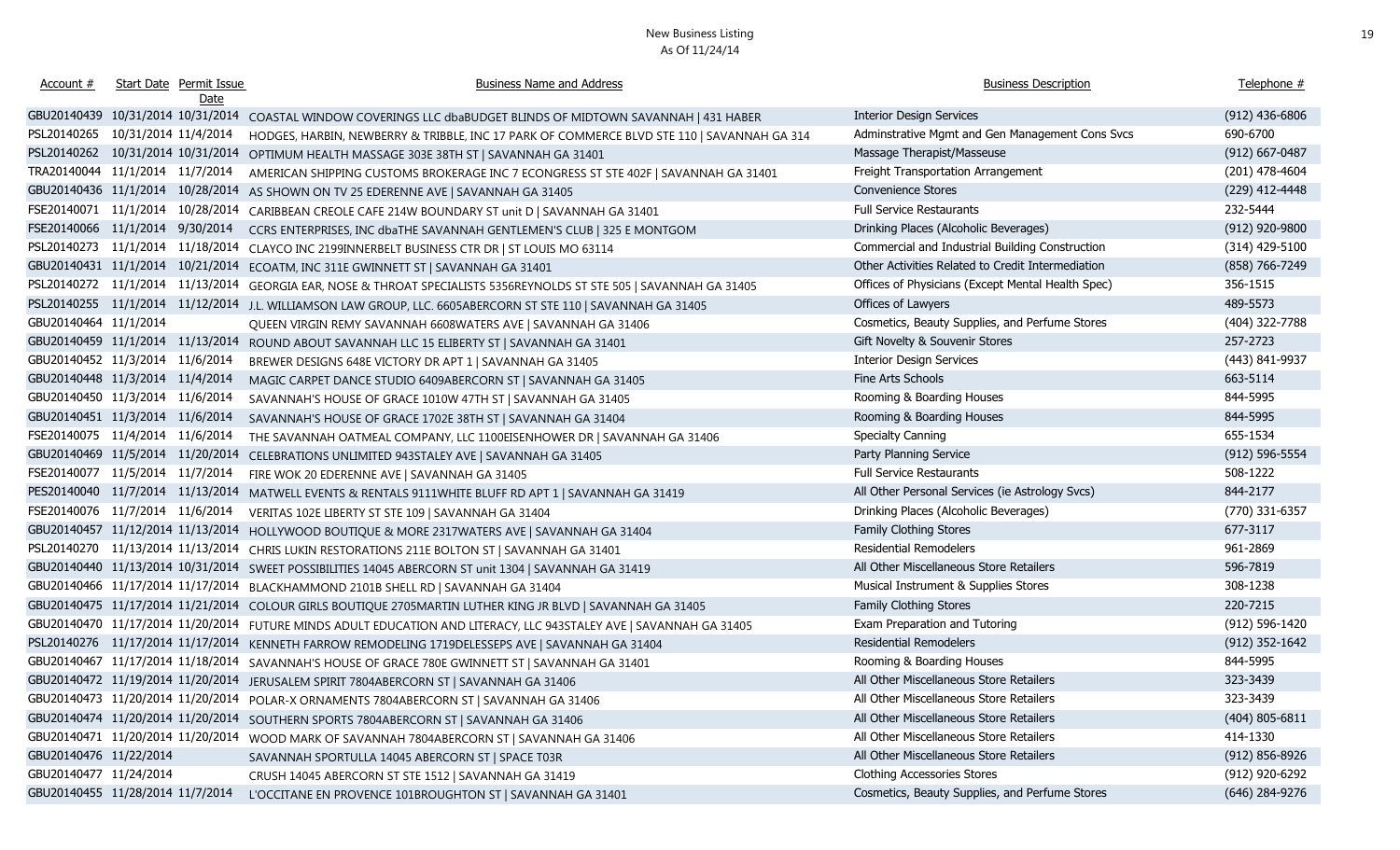# New Business Listing

As Of 11/24/14

| Account # | Start Date | Permit Issue Date | Business Name and Address | Business Description | Telephone # |
|---|---|---|---|---|---|
| GBU20140439 | 10/31/2014 | 10/31/2014 | COASTAL WINDOW COVERINGS LLC dbaBUDGET BLINDS OF MIDTOWN SAVANNAH \| 431 HABER | Interior Design Services | (912) 436-6806 |
| PSL20140265 | 10/31/2014 | 11/4/2014 | HODGES, HARBIN, NEWBERRY & TRIBBLE, INC 17 PARK OF COMMERCE BLVD STE 110 \| SAVANNAH GA 314 | Adminstrative Mgmt and Gen Management Cons Svcs | 690-6700 |
| PSL20140262 | 10/31/2014 | 10/31/2014 | OPTIMUM HEALTH MASSAGE 303E 38TH ST \| SAVANNAH GA 31401 | Massage Therapist/Masseuse | (912) 667-0487 |
| TRA20140044 | 11/1/2014 | 11/7/2014 | AMERICAN SHIPPING CUSTOMS BROKERAGE INC 7 ECONGRESS ST STE 402F \| SAVANNAH GA 31401 | Freight Transportation Arrangement | (201) 478-4604 |
| GBU20140436 | 11/1/2014 | 10/28/2014 | AS SHOWN ON TV 25 EDERENNE AVE \| SAVANNAH GA 31405 | Convenience Stores | (229) 412-4448 |
| FSE20140071 | 11/1/2014 | 10/28/2014 | CARIBBEAN CREOLE CAFE 214W BOUNDARY ST unit D \| SAVANNAH GA 31401 | Full Service Restaurants | 232-5444 |
| FSE20140066 | 11/1/2014 | 9/30/2014 | CCRS ENTERPRISES, INC dbaTHE SAVANNAH GENTLEMEN'S CLUB \| 325 E MONTGOM | Drinking Places (Alcoholic Beverages) | (912) 920-9800 |
| PSL20140273 | 11/1/2014 | 11/18/2014 | CLAYCO INC 2199INNERBELT BUSINESS CTR DR \| ST LOUIS MO 63114 | Commercial and Industrial Building Construction | (314) 429-5100 |
| GBU20140431 | 11/1/2014 | 10/21/2014 | ECOATM, INC 311E GWINNETT ST \| SAVANNAH GA 31401 | Other Activities Related to Credit Intermediation | (858) 766-7249 |
| PSL20140272 | 11/1/2014 | 11/13/2014 | GEORGIA EAR, NOSE & THROAT SPECIALISTS 5356REYNOLDS ST STE 505 \| SAVANNAH GA 31405 | Offices of Physicians (Except Mental Health Spec) | 356-1515 |
| PSL20140255 | 11/1/2014 | 11/12/2014 | J.L. WILLIAMSON LAW GROUP, LLC. 6605ABERCORN ST STE 110 \| SAVANNAH GA 31405 | Offices of Lawyers | 489-5573 |
| GBU20140464 | 11/1/2014 | | QUEEN VIRGIN REMY SAVANNAH 6608WATERS AVE \| SAVANNAH GA 31406 | Cosmetics, Beauty Supplies, and Perfume Stores | (404) 322-7788 |
| GBU20140459 | 11/1/2014 | 11/13/2014 | ROUND ABOUT SAVANNAH LLC 15 ELIBERTY ST \| SAVANNAH GA 31401 | Gift Novelty & Souvenir Stores | 257-2723 |
| GBU20140452 | 11/3/2014 | 11/6/2014 | BREWER DESIGNS 648E VICTORY DR APT 1 \| SAVANNAH GA 31405 | Interior Design Services | (443) 841-9937 |
| GBU20140448 | 11/3/2014 | 11/4/2014 | MAGIC CARPET DANCE STUDIO 6409ABERCORN ST \| SAVANNAH GA 31405 | Fine Arts Schools | 663-5114 |
| GBU20140450 | 11/3/2014 | 11/6/2014 | SAVANNAH'S HOUSE OF GRACE 1010W 47TH ST \| SAVANNAH GA 31405 | Rooming & Boarding Houses | 844-5995 |
| GBU20140451 | 11/3/2014 | 11/6/2014 | SAVANNAH'S HOUSE OF GRACE 1702E 38TH ST \| SAVANNAH GA 31404 | Rooming & Boarding Houses | 844-5995 |
| FSE20140075 | 11/4/2014 | 11/6/2014 | THE SAVANNAH OATMEAL COMPANY, LLC 1100EISENHOWER DR \| SAVANNAH GA 31406 | Specialty Canning | 655-1534 |
| GBU20140469 | 11/5/2014 | 11/20/2014 | CELEBRATIONS UNLIMITED 943STALEY AVE \| SAVANNAH GA 31405 | Party Planning Service | (912) 596-5554 |
| FSE20140077 | 11/5/2014 | 11/7/2014 | FIRE WOK 20 EDERENNE AVE \| SAVANNAH GA 31405 | Full Service Restaurants | 508-1222 |
| PES20140040 | 11/7/2014 | 11/13/2014 | MATWELL EVENTS & RENTALS 9111WHITE BLUFF RD APT 1 \| SAVANNAH GA 31419 | All Other Personal Services (ie Astrology Svcs) | 844-2177 |
| FSE20140076 | 11/7/2014 | 11/6/2014 | VERITAS 102E LIBERTY ST STE 109 \| SAVANNAH GA 31404 | Drinking Places (Alcoholic Beverages) | (770) 331-6357 |
| GBU20140457 | 11/12/2014 | 11/13/2014 | HOLLYWOOD BOUTIQUE & MORE 2317WATERS AVE \| SAVANNAH GA 31404 | Family Clothing Stores | 677-3117 |
| PSL20140270 | 11/13/2014 | 11/13/2014 | CHRIS LUKIN RESTORATIONS 211E BOLTON ST \| SAVANNAH GA 31401 | Residential Remodelers | 961-2869 |
| GBU20140440 | 11/13/2014 | 10/31/2014 | SWEET POSSIBILITIES 14045 ABERCORN ST unit 1304 \| SAVANNAH GA 31419 | All Other Miscellaneous Store Retailers | 596-7819 |
| GBU20140466 | 11/17/2014 | 11/17/2014 | BLACKHAMMOND 2101B SHELL RD \| SAVANNAH GA 31404 | Musical Instrument & Supplies Stores | 308-1238 |
| GBU20140475 | 11/17/2014 | 11/21/2014 | COLOUR GIRLS BOUTIQUE 2705MARTIN LUTHER KING JR BLVD \| SAVANNAH GA 31405 | Family Clothing Stores | 220-7215 |
| GBU20140470 | 11/17/2014 | 11/20/2014 | FUTURE MINDS ADULT EDUCATION AND LITERACY, LLC 943STALEY AVE \| SAVANNAH GA 31405 | Exam Preparation and Tutoring | (912) 596-1420 |
| PSL20140276 | 11/17/2014 | 11/17/2014 | KENNETH FARROW REMODELING 1719DELESSEPS AVE \| SAVANNAH GA 31404 | Residential Remodelers | (912) 352-1642 |
| GBU20140467 | 11/17/2014 | 11/18/2014 | SAVANNAH'S HOUSE OF GRACE 780E GWINNETT ST \| SAVANNAH GA 31401 | Rooming & Boarding Houses | 844-5995 |
| GBU20140472 | 11/19/2014 | 11/20/2014 | JERUSALEM SPIRIT 7804ABERCORN ST \| SAVANNAH GA 31406 | All Other Miscellaneous Store Retailers | 323-3439 |
| GBU20140473 | 11/20/2014 | 11/20/2014 | POLAR-X ORNAMENTS 7804ABERCORN ST \| SAVANNAH GA 31406 | All Other Miscellaneous Store Retailers | 323-3439 |
| GBU20140474 | 11/20/2014 | 11/20/2014 | SOUTHERN SPORTS 7804ABERCORN ST \| SAVANNAH GA 31406 | All Other Miscellaneous Store Retailers | (404) 805-6811 |
| GBU20140471 | 11/20/2014 | 11/20/2014 | WOOD MARK OF SAVANNAH 7804ABERCORN ST \| SAVANNAH GA 31406 | All Other Miscellaneous Store Retailers | 414-1330 |
| GBU20140476 | 11/22/2014 | | SAVANNAH SPORTULLA 14045 ABERCORN ST \| SPACE T03R | All Other Miscellaneous Store Retailers | (912) 856-8926 |
| GBU20140477 | 11/24/2014 | | CRUSH 14045 ABERCORN ST STE 1512 \| SAVANNAH GA 31419 | Clothing Accessories Stores | (912) 920-6292 |
| GBU20140455 | 11/28/2014 | 11/7/2014 | L'OCCITANE EN PROVENCE 101BROUGHTON ST \| SAVANNAH GA 31401 | Cosmetics, Beauty Supplies, and Perfume Stores | (646) 284-9276 |